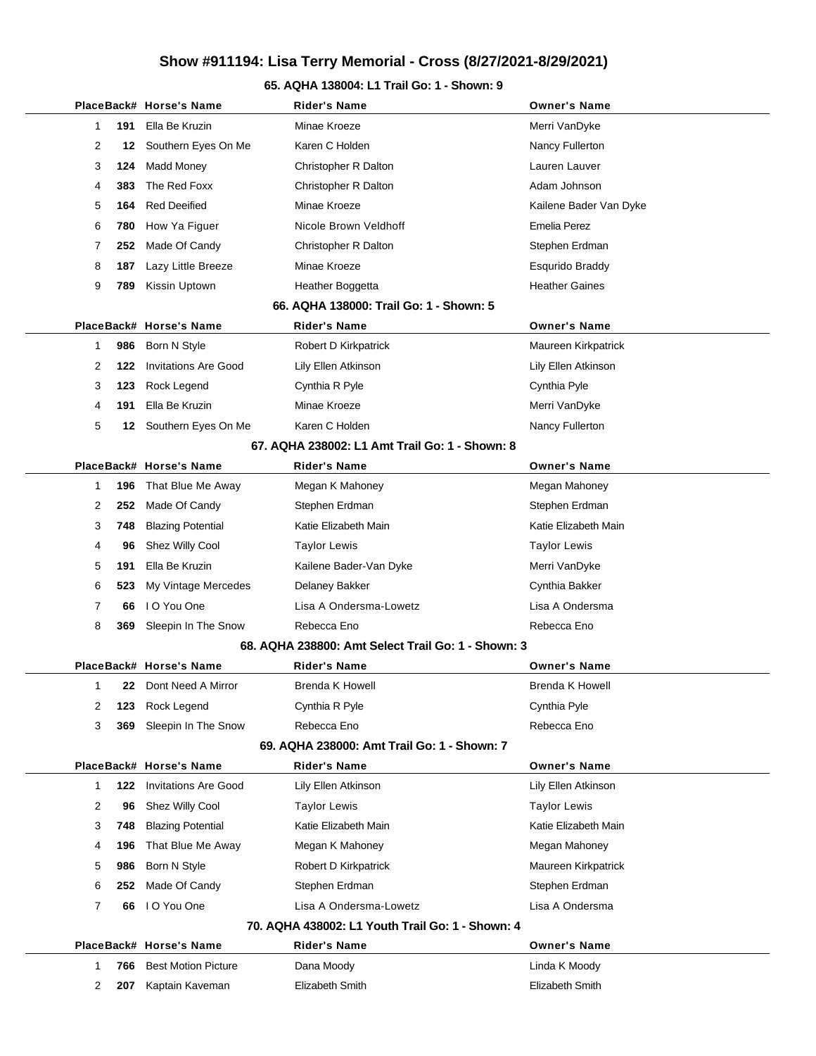# Show #911194: Lisa Terry Memorial - Cross (8/27/2021-8/29/2021)

## 65. AQHA 138004: L1 Trail Go: 1 - Shown: 9

| Place | Back# | Horse's Name | Rider's Name | Owner's Name |
|---|---|---|---|---|
| 1 | 191 | Ella Be Kruzin | Minae Kroeze | Merri VanDyke |
| 2 | 12 | Southern Eyes On Me | Karen C Holden | Nancy Fullerton |
| 3 | 124 | Madd Money | Christopher R Dalton | Lauren Lauver |
| 4 | 383 | The Red Foxx | Christopher R Dalton | Adam Johnson |
| 5 | 164 | Red Deeified | Minae Kroeze | Kailene Bader Van Dyke |
| 6 | 780 | How Ya Figuer | Nicole Brown Veldhoff | Emelia Perez |
| 7 | 252 | Made Of Candy | Christopher R Dalton | Stephen Erdman |
| 8 | 187 | Lazy Little Breeze | Minae Kroeze | Esqurido Braddy |
| 9 | 789 | Kissin Uptown | Heather Boggetta | Heather Gaines |

## 66. AQHA 138000: Trail Go: 1 - Shown: 5

| Place | Back# | Horse's Name | Rider's Name | Owner's Name |
|---|---|---|---|---|
| 1 | 986 | Born N Style | Robert D Kirkpatrick | Maureen Kirkpatrick |
| 2 | 122 | Invitations Are Good | Lily Ellen Atkinson | Lily Ellen Atkinson |
| 3 | 123 | Rock Legend | Cynthia R Pyle | Cynthia Pyle |
| 4 | 191 | Ella Be Kruzin | Minae Kroeze | Merri VanDyke |
| 5 | 12 | Southern Eyes On Me | Karen C Holden | Nancy Fullerton |

## 67. AQHA 238002: L1 Amt Trail Go: 1 - Shown: 8

| Place | Back# | Horse's Name | Rider's Name | Owner's Name |
|---|---|---|---|---|
| 1 | 196 | That Blue Me Away | Megan K Mahoney | Megan Mahoney |
| 2 | 252 | Made Of Candy | Stephen Erdman | Stephen Erdman |
| 3 | 748 | Blazing Potential | Katie Elizabeth Main | Katie Elizabeth Main |
| 4 | 96 | Shez Willy Cool | Taylor Lewis | Taylor Lewis |
| 5 | 191 | Ella Be Kruzin | Kailene Bader-Van Dyke | Merri VanDyke |
| 6 | 523 | My Vintage Mercedes | Delaney Bakker | Cynthia Bakker |
| 7 | 66 | I O You One | Lisa A Ondersma-Lowetz | Lisa A Ondersma |
| 8 | 369 | Sleepin In The Snow | Rebecca Eno | Rebecca Eno |

## 68. AQHA 238800: Amt Select Trail Go: 1 - Shown: 3

| Place | Back# | Horse's Name | Rider's Name | Owner's Name |
|---|---|---|---|---|
| 1 | 22 | Dont Need A Mirror | Brenda K Howell | Brenda K Howell |
| 2 | 123 | Rock Legend | Cynthia R Pyle | Cynthia Pyle |
| 3 | 369 | Sleepin In The Snow | Rebecca Eno | Rebecca Eno |

## 69. AQHA 238000: Amt Trail Go: 1 - Shown: 7

| Place | Back# | Horse's Name | Rider's Name | Owner's Name |
|---|---|---|---|---|
| 1 | 122 | Invitations Are Good | Lily Ellen Atkinson | Lily Ellen Atkinson |
| 2 | 96 | Shez Willy Cool | Taylor Lewis | Taylor Lewis |
| 3 | 748 | Blazing Potential | Katie Elizabeth Main | Katie Elizabeth Main |
| 4 | 196 | That Blue Me Away | Megan K Mahoney | Megan Mahoney |
| 5 | 986 | Born N Style | Robert D Kirkpatrick | Maureen Kirkpatrick |
| 6 | 252 | Made Of Candy | Stephen Erdman | Stephen Erdman |
| 7 | 66 | I O You One | Lisa A Ondersma-Lowetz | Lisa A Ondersma |

## 70. AQHA 438002: L1 Youth Trail Go: 1 - Shown: 4

| Place | Back# | Horse's Name | Rider's Name | Owner's Name |
|---|---|---|---|---|
| 1 | 766 | Best Motion Picture | Dana Moody | Linda K Moody |
| 2 | 207 | Kaptain Kaveman | Elizabeth Smith | Elizabeth Smith |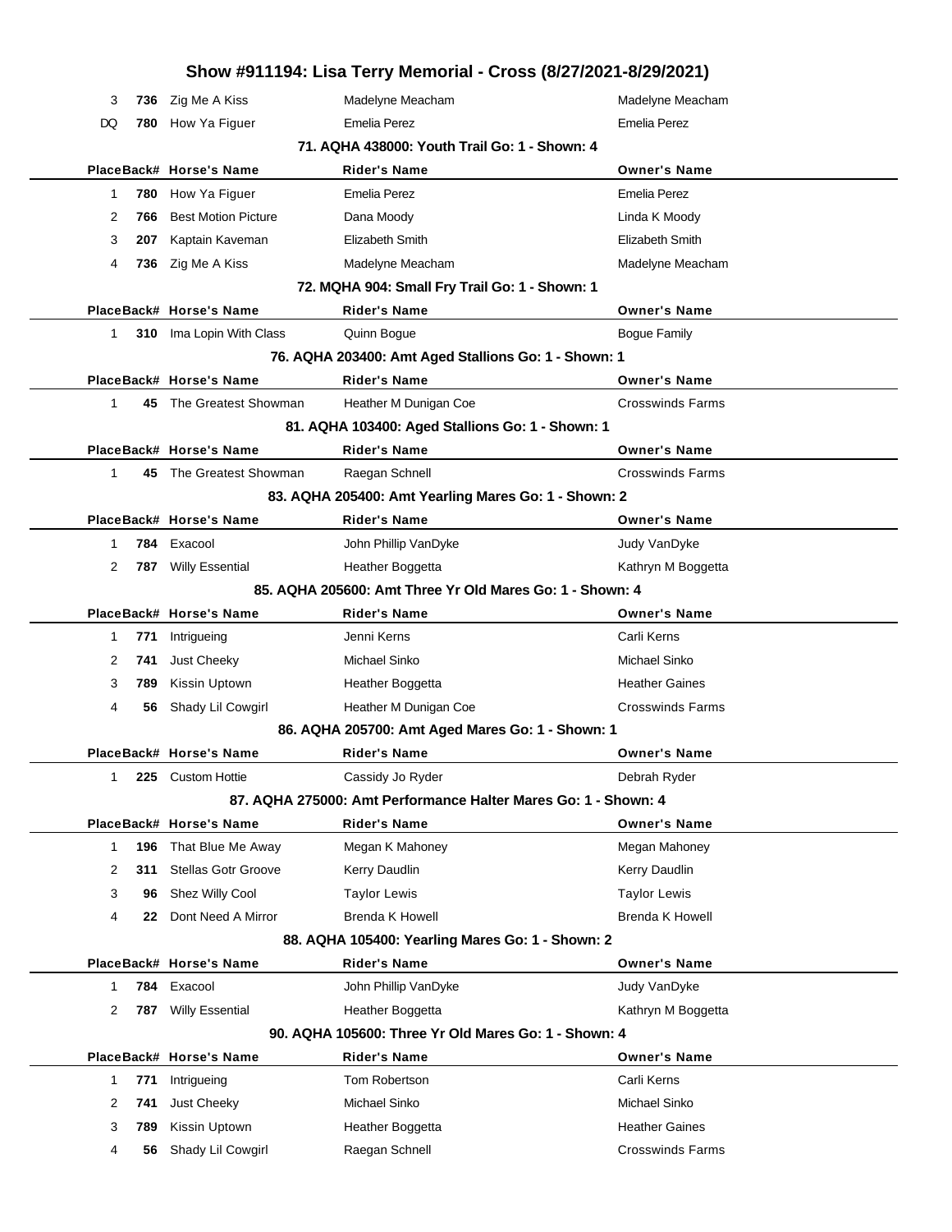| Place | Back# | Horse's Name | Rider's Name | Owner's Name |
|---|---|---|---|---|
| 3 | 736 | Zig Me A Kiss | Madelyne Meacham | Madelyne Meacham |
| DQ | 780 | How Ya Figuer | Emelia Perez | Emelia Perez |

### 71. AQHA 438000: Youth Trail Go: 1 - Shown: 4

| Place | Back# | Horse's Name | Rider's Name | Owner's Name |
|---|---|---|---|---|
| 1 | 780 | How Ya Figuer | Emelia Perez | Emelia Perez |
| 2 | 766 | Best Motion Picture | Dana Moody | Linda K Moody |
| 3 | 207 | Kaptain Kaveman | Elizabeth Smith | Elizabeth Smith |
| 4 | 736 | Zig Me A Kiss | Madelyne Meacham | Madelyne Meacham |

### 72. MQHA 904: Small Fry Trail Go: 1 - Shown: 1

| Place | Back# | Horse's Name | Rider's Name | Owner's Name |
|---|---|---|---|---|
| 1 | 310 | Ima Lopin With Class | Quinn Bogue | Bogue Family |

### 76. AQHA 203400: Amt Aged Stallions Go: 1 - Shown: 1

| Place | Back# | Horse's Name | Rider's Name | Owner's Name |
|---|---|---|---|---|
| 1 | 45 | The Greatest Showman | Heather M Dunigan Coe | Crosswinds Farms |

### 81. AQHA 103400: Aged Stallions Go: 1 - Shown: 1

| Place | Back# | Horse's Name | Rider's Name | Owner's Name |
|---|---|---|---|---|
| 1 | 45 | The Greatest Showman | Raegan Schnell | Crosswinds Farms |

### 83. AQHA 205400: Amt Yearling Mares Go: 1 - Shown: 2

| Place | Back# | Horse's Name | Rider's Name | Owner's Name |
|---|---|---|---|---|
| 1 | 784 | Exacool | John Phillip VanDyke | Judy VanDyke |
| 2 | 787 | Willy Essential | Heather Boggetta | Kathryn M Boggetta |

### 85. AQHA 205600: Amt Three Yr Old Mares Go: 1 - Shown: 4

| Place | Back# | Horse's Name | Rider's Name | Owner's Name |
|---|---|---|---|---|
| 1 | 771 | Intrigueing | Jenni Kerns | Carli Kerns |
| 2 | 741 | Just Cheeky | Michael Sinko | Michael Sinko |
| 3 | 789 | Kissin Uptown | Heather Boggetta | Heather Gaines |
| 4 | 56 | Shady Lil Cowgirl | Heather M Dunigan Coe | Crosswinds Farms |

### 86. AQHA 205700: Amt Aged Mares Go: 1 - Shown: 1

| Place | Back# | Horse's Name | Rider's Name | Owner's Name |
|---|---|---|---|---|
| 1 | 225 | Custom Hottie | Cassidy Jo Ryder | Debrah Ryder |

### 87. AQHA 275000: Amt Performance Halter Mares Go: 1 - Shown: 4

| Place | Back# | Horse's Name | Rider's Name | Owner's Name |
|---|---|---|---|---|
| 1 | 196 | That Blue Me Away | Megan K Mahoney | Megan Mahoney |
| 2 | 311 | Stellas Gotr Groove | Kerry Daudlin | Kerry Daudlin |
| 3 | 96 | Shez Willy Cool | Taylor Lewis | Taylor Lewis |
| 4 | 22 | Dont Need A Mirror | Brenda K Howell | Brenda K Howell |

### 88. AQHA 105400: Yearling Mares Go: 1 - Shown: 2

| Place | Back# | Horse's Name | Rider's Name | Owner's Name |
|---|---|---|---|---|
| 1 | 784 | Exacool | John Phillip VanDyke | Judy VanDyke |
| 2 | 787 | Willy Essential | Heather Boggetta | Kathryn M Boggetta |

### 90. AQHA 105600: Three Yr Old Mares Go: 1 - Shown: 4

| Place | Back# | Horse's Name | Rider's Name | Owner's Name |
|---|---|---|---|---|
| 1 | 771 | Intrigueing | Tom Robertson | Carli Kerns |
| 2 | 741 | Just Cheeky | Michael Sinko | Michael Sinko |
| 3 | 789 | Kissin Uptown | Heather Boggetta | Heather Gaines |
| 4 | 56 | Shady Lil Cowgirl | Raegan Schnell | Crosswinds Farms |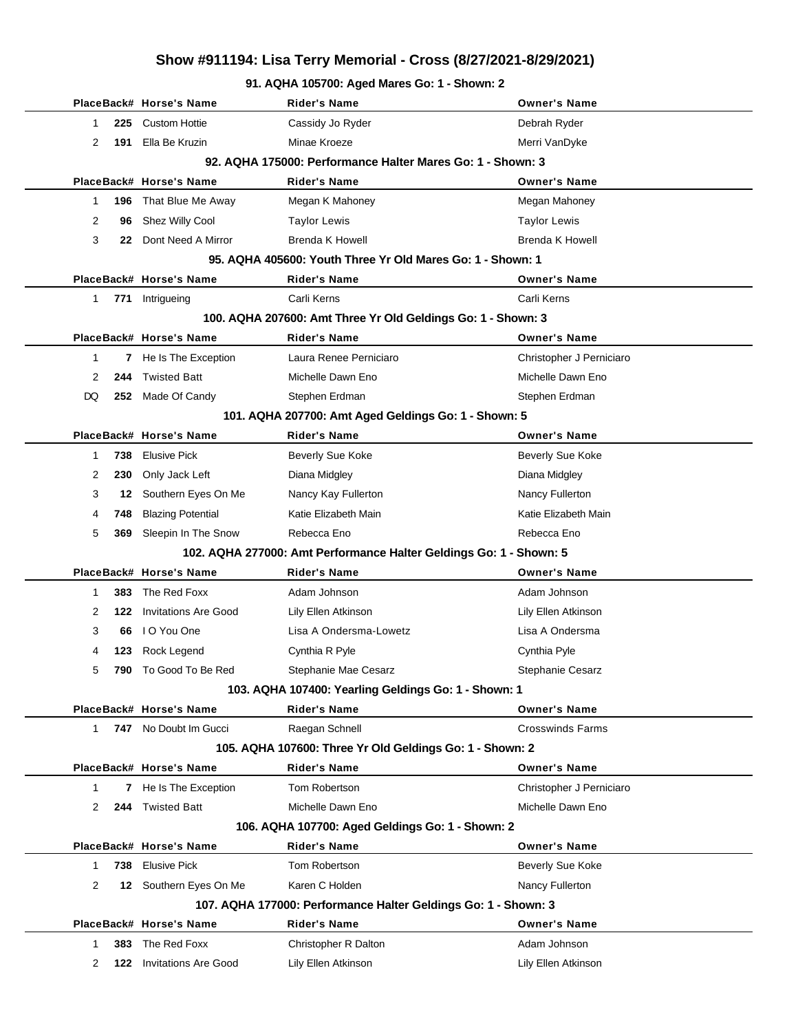# Show #911194: Lisa Terry Memorial - Cross (8/27/2021-8/29/2021)

### 91. AQHA 105700: Aged Mares Go: 1 - Shown: 2

| Place | Back# | Horse's Name | Rider's Name | Owner's Name |
|---|---|---|---|---|
| 1 | 225 | Custom Hottie | Cassidy Jo Ryder | Debrah Ryder |
| 2 | 191 | Ella Be Kruzin | Minae Kroeze | Merri VanDyke |

### 92. AQHA 175000: Performance Halter Mares Go: 1 - Shown: 3

| Place | Back# | Horse's Name | Rider's Name | Owner's Name |
|---|---|---|---|---|
| 1 | 196 | That Blue Me Away | Megan K Mahoney | Megan Mahoney |
| 2 | 96 | Shez Willy Cool | Taylor Lewis | Taylor Lewis |
| 3 | 22 | Dont Need A Mirror | Brenda K Howell | Brenda K Howell |

### 95. AQHA 405600: Youth Three Yr Old Mares Go: 1 - Shown: 1

| Place | Back# | Horse's Name | Rider's Name | Owner's Name |
|---|---|---|---|---|
| 1 | 771 | Intrigueing | Carli Kerns | Carli Kerns |

### 100. AQHA 207600: Amt Three Yr Old Geldings Go: 1 - Shown: 3

| Place | Back# | Horse's Name | Rider's Name | Owner's Name |
|---|---|---|---|---|
| 1 | 7 | He Is The Exception | Laura Renee Perniciaro | Christopher J Perniciaro |
| 2 | 244 | Twisted Batt | Michelle Dawn Eno | Michelle Dawn Eno |
| DQ | 252 | Made Of Candy | Stephen Erdman | Stephen Erdman |

### 101. AQHA 207700: Amt Aged Geldings Go: 1 - Shown: 5

| Place | Back# | Horse's Name | Rider's Name | Owner's Name |
|---|---|---|---|---|
| 1 | 738 | Elusive Pick | Beverly Sue Koke | Beverly Sue Koke |
| 2 | 230 | Only Jack Left | Diana Midgley | Diana Midgley |
| 3 | 12 | Southern Eyes On Me | Nancy Kay Fullerton | Nancy Fullerton |
| 4 | 748 | Blazing Potential | Katie Elizabeth Main | Katie Elizabeth Main |
| 5 | 369 | Sleepin In The Snow | Rebecca Eno | Rebecca Eno |

### 102. AQHA 277000: Amt Performance Halter Geldings Go: 1 - Shown: 5

| Place | Back# | Horse's Name | Rider's Name | Owner's Name |
|---|---|---|---|---|
| 1 | 383 | The Red Foxx | Adam Johnson | Adam Johnson |
| 2 | 122 | Invitations Are Good | Lily Ellen Atkinson | Lily Ellen Atkinson |
| 3 | 66 | I O You One | Lisa A Ondersma-Lowetz | Lisa A Ondersma |
| 4 | 123 | Rock Legend | Cynthia R Pyle | Cynthia Pyle |
| 5 | 790 | To Good To Be Red | Stephanie Mae Cesarz | Stephanie Cesarz |

### 103. AQHA 107400: Yearling Geldings Go: 1 - Shown: 1

| Place | Back# | Horse's Name | Rider's Name | Owner's Name |
|---|---|---|---|---|
| 1 | 747 | No Doubt Im Gucci | Raegan Schnell | Crosswinds Farms |

### 105. AQHA 107600: Three Yr Old Geldings Go: 1 - Shown: 2

| Place | Back# | Horse's Name | Rider's Name | Owner's Name |
|---|---|---|---|---|
| 1 | 7 | He Is The Exception | Tom Robertson | Christopher J Perniciaro |
| 2 | 244 | Twisted Batt | Michelle Dawn Eno | Michelle Dawn Eno |

### 106. AQHA 107700: Aged Geldings Go: 1 - Shown: 2

| Place | Back# | Horse's Name | Rider's Name | Owner's Name |
|---|---|---|---|---|
| 1 | 738 | Elusive Pick | Tom Robertson | Beverly Sue Koke |
| 2 | 12 | Southern Eyes On Me | Karen C Holden | Nancy Fullerton |

### 107. AQHA 177000: Performance Halter Geldings Go: 1 - Shown: 3

| Place | Back# | Horse's Name | Rider's Name | Owner's Name |
|---|---|---|---|---|
| 1 | 383 | The Red Foxx | Christopher R Dalton | Adam Johnson |
| 2 | 122 | Invitations Are Good | Lily Ellen Atkinson | Lily Ellen Atkinson |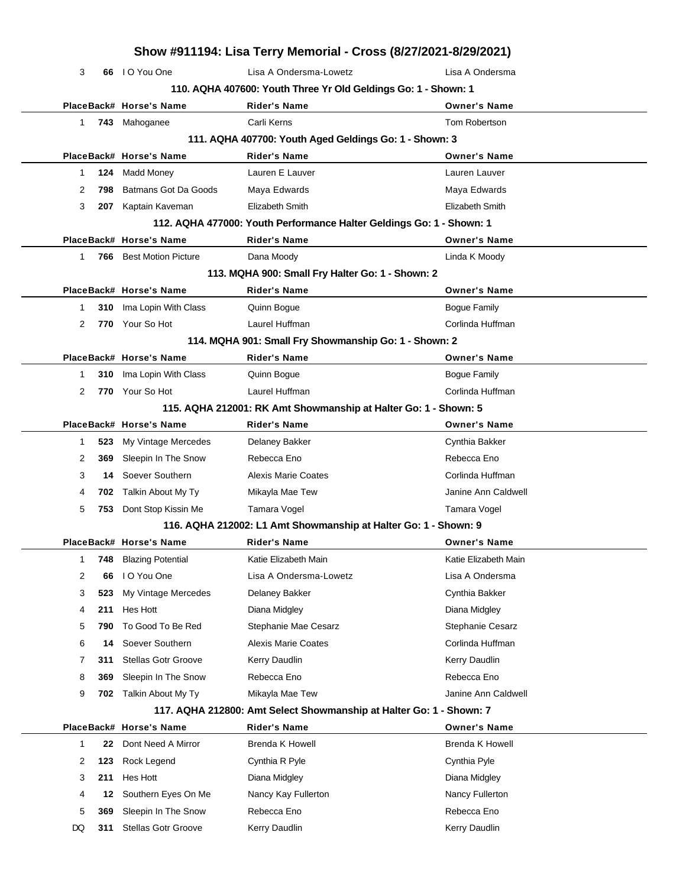# Show #911194: Lisa Terry Memorial - Cross (8/27/2021-8/29/2021)

| Place | Back# | Horse's Name | Rider's Name | Owner's Name |
|---|---|---|---|---|
| 3 | 66 | I O You One | Lisa A Ondersma-Lowetz | Lisa A Ondersma |

### 110. AQHA 407600: Youth Three Yr Old Geldings Go: 1 - Shown: 1

| Place | Back# | Horse's Name | Rider's Name | Owner's Name |
|---|---|---|---|---|
| 1 | 743 | Mahoganee | Carli Kerns | Tom Robertson |

### 111. AQHA 407700: Youth Aged Geldings Go: 1 - Shown: 3

| Place | Back# | Horse's Name | Rider's Name | Owner's Name |
|---|---|---|---|---|
| 1 | 124 | Madd Money | Lauren E Lauver | Lauren Lauver |
| 2 | 798 | Batmans Got Da Goods | Maya Edwards | Maya Edwards |
| 3 | 207 | Kaptain Kaveman | Elizabeth Smith | Elizabeth Smith |

### 112. AQHA 477000: Youth Performance Halter Geldings Go: 1 - Shown: 1

| Place | Back# | Horse's Name | Rider's Name | Owner's Name |
|---|---|---|---|---|
| 1 | 766 | Best Motion Picture | Dana Moody | Linda K Moody |

### 113. MQHA 900: Small Fry Halter Go: 1 - Shown: 2

| Place | Back# | Horse's Name | Rider's Name | Owner's Name |
|---|---|---|---|---|
| 1 | 310 | Ima Lopin With Class | Quinn Bogue | Bogue Family |
| 2 | 770 | Your So Hot | Laurel Huffman | Corlinda Huffman |

### 114. MQHA 901: Small Fry Showmanship Go: 1 - Shown: 2

| Place | Back# | Horse's Name | Rider's Name | Owner's Name |
|---|---|---|---|---|
| 1 | 310 | Ima Lopin With Class | Quinn Bogue | Bogue Family |
| 2 | 770 | Your So Hot | Laurel Huffman | Corlinda Huffman |

### 115. AQHA 212001: RK Amt Showmanship at Halter Go: 1 - Shown: 5

| Place | Back# | Horse's Name | Rider's Name | Owner's Name |
|---|---|---|---|---|
| 1 | 523 | My Vintage Mercedes | Delaney Bakker | Cynthia Bakker |
| 2 | 369 | Sleepin In The Snow | Rebecca Eno | Rebecca Eno |
| 3 | 14 | Soever Southern | Alexis Marie Coates | Corlinda Huffman |
| 4 | 702 | Talkin About My Ty | Mikayla Mae Tew | Janine Ann Caldwell |
| 5 | 753 | Dont Stop Kissin Me | Tamara Vogel | Tamara Vogel |

### 116. AQHA 212002: L1 Amt Showmanship at Halter Go: 1 - Shown: 9

| Place | Back# | Horse's Name | Rider's Name | Owner's Name |
|---|---|---|---|---|
| 1 | 748 | Blazing Potential | Katie Elizabeth Main | Katie Elizabeth Main |
| 2 | 66 | I O You One | Lisa A Ondersma-Lowetz | Lisa A Ondersma |
| 3 | 523 | My Vintage Mercedes | Delaney Bakker | Cynthia Bakker |
| 4 | 211 | Hes Hott | Diana Midgley | Diana Midgley |
| 5 | 790 | To Good To Be Red | Stephanie Mae Cesarz | Stephanie Cesarz |
| 6 | 14 | Soever Southern | Alexis Marie Coates | Corlinda Huffman |
| 7 | 311 | Stellas Gotr Groove | Kerry Daudlin | Kerry Daudlin |
| 8 | 369 | Sleepin In The Snow | Rebecca Eno | Rebecca Eno |
| 9 | 702 | Talkin About My Ty | Mikayla Mae Tew | Janine Ann Caldwell |

### 117. AQHA 212800: Amt Select Showmanship at Halter Go: 1 - Shown: 7

| Place | Back# | Horse's Name | Rider's Name | Owner's Name |
|---|---|---|---|---|
| 1 | 22 | Dont Need A Mirror | Brenda K Howell | Brenda K Howell |
| 2 | 123 | Rock Legend | Cynthia R Pyle | Cynthia Pyle |
| 3 | 211 | Hes Hott | Diana Midgley | Diana Midgley |
| 4 | 12 | Southern Eyes On Me | Nancy Kay Fullerton | Nancy Fullerton |
| 5 | 369 | Sleepin In The Snow | Rebecca Eno | Rebecca Eno |
| DQ | 311 | Stellas Gotr Groove | Kerry Daudlin | Kerry Daudlin |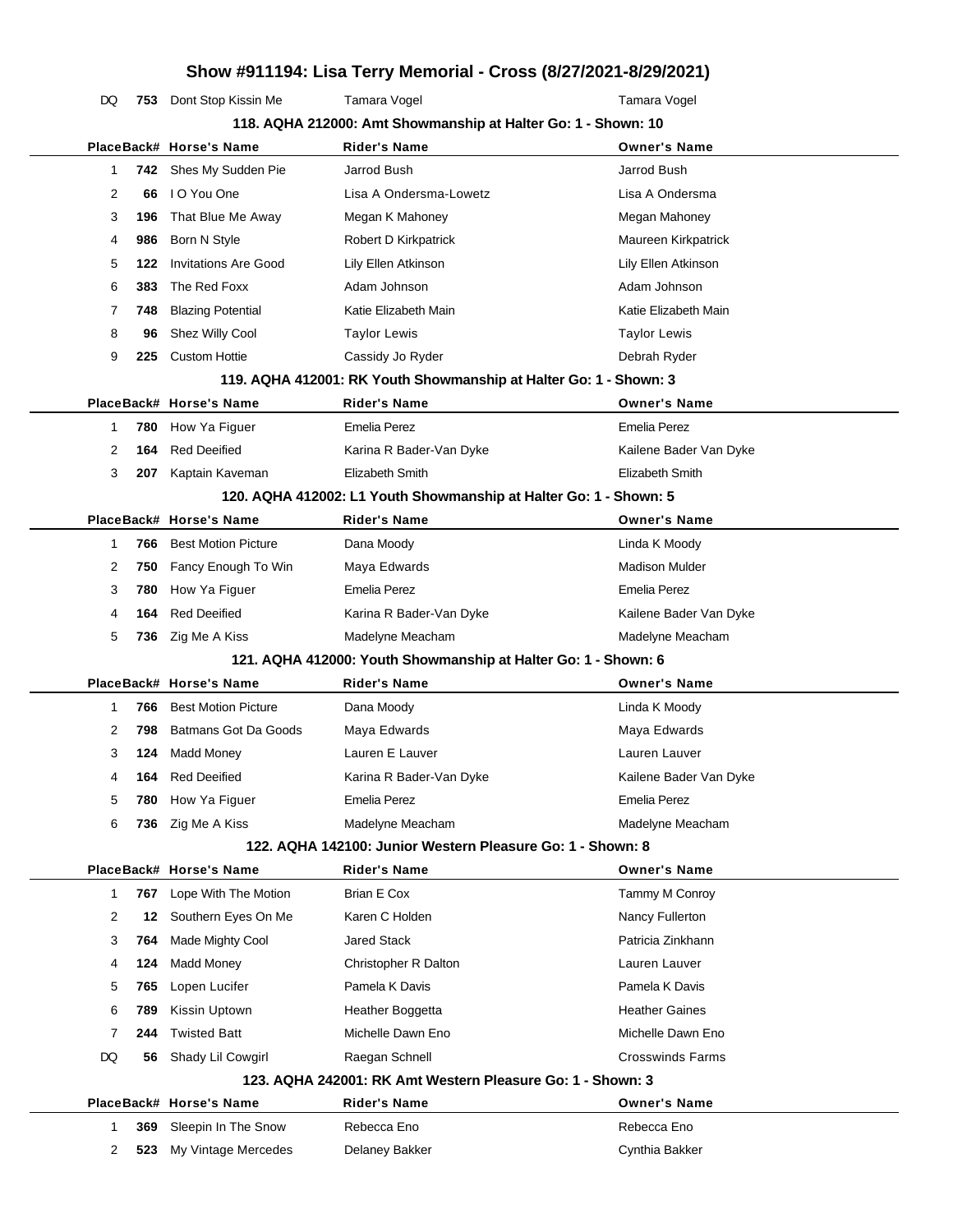# Show #911194: Lisa Terry Memorial - Cross (8/27/2021-8/29/2021)

| Place | Back# | Horse's Name | Rider's Name | Owner's Name |
|---|---|---|---|---|
| DQ | 753 | Dont Stop Kissin Me | Tamara Vogel | Tamara Vogel |

### 118. AQHA 212000: Amt Showmanship at Halter Go: 1 - Shown: 10

| Place | Back# | Horse's Name | Rider's Name | Owner's Name |
|---|---|---|---|---|
| 1 | 742 | Shes My Sudden Pie | Jarrod Bush | Jarrod Bush |
| 2 | 66 | I O You One | Lisa A Ondersma-Lowetz | Lisa A Ondersma |
| 3 | 196 | That Blue Me Away | Megan K Mahoney | Megan Mahoney |
| 4 | 986 | Born N Style | Robert D Kirkpatrick | Maureen Kirkpatrick |
| 5 | 122 | Invitations Are Good | Lily Ellen Atkinson | Lily Ellen Atkinson |
| 6 | 383 | The Red Foxx | Adam Johnson | Adam Johnson |
| 7 | 748 | Blazing Potential | Katie Elizabeth Main | Katie Elizabeth Main |
| 8 | 96 | Shez Willy Cool | Taylor Lewis | Taylor Lewis |
| 9 | 225 | Custom Hottie | Cassidy Jo Ryder | Debrah Ryder |

### 119. AQHA 412001: RK Youth Showmanship at Halter Go: 1 - Shown: 3

| Place | Back# | Horse's Name | Rider's Name | Owner's Name |
|---|---|---|---|---|
| 1 | 780 | How Ya Figuer | Emelia Perez | Emelia Perez |
| 2 | 164 | Red Deeified | Karina R Bader-Van Dyke | Kailene Bader Van Dyke |
| 3 | 207 | Kaptain Kaveman | Elizabeth Smith | Elizabeth Smith |

### 120. AQHA 412002: L1 Youth Showmanship at Halter Go: 1 - Shown: 5

| Place | Back# | Horse's Name | Rider's Name | Owner's Name |
|---|---|---|---|---|
| 1 | 766 | Best Motion Picture | Dana Moody | Linda K Moody |
| 2 | 750 | Fancy Enough To Win | Maya Edwards | Madison Mulder |
| 3 | 780 | How Ya Figuer | Emelia Perez | Emelia Perez |
| 4 | 164 | Red Deeified | Karina R Bader-Van Dyke | Kailene Bader Van Dyke |
| 5 | 736 | Zig Me A Kiss | Madelyne Meacham | Madelyne Meacham |

### 121. AQHA 412000: Youth Showmanship at Halter Go: 1 - Shown: 6

| Place | Back# | Horse's Name | Rider's Name | Owner's Name |
|---|---|---|---|---|
| 1 | 766 | Best Motion Picture | Dana Moody | Linda K Moody |
| 2 | 798 | Batmans Got Da Goods | Maya Edwards | Maya Edwards |
| 3 | 124 | Madd Money | Lauren E Lauver | Lauren Lauver |
| 4 | 164 | Red Deeified | Karina R Bader-Van Dyke | Kailene Bader Van Dyke |
| 5 | 780 | How Ya Figuer | Emelia Perez | Emelia Perez |
| 6 | 736 | Zig Me A Kiss | Madelyne Meacham | Madelyne Meacham |

### 122. AQHA 142100: Junior Western Pleasure Go: 1 - Shown: 8

| Place | Back# | Horse's Name | Rider's Name | Owner's Name |
|---|---|---|---|---|
| 1 | 767 | Lope With The Motion | Brian E Cox | Tammy M Conroy |
| 2 | 12 | Southern Eyes On Me | Karen C Holden | Nancy Fullerton |
| 3 | 764 | Made Mighty Cool | Jared Stack | Patricia Zinkhann |
| 4 | 124 | Madd Money | Christopher R Dalton | Lauren Lauver |
| 5 | 765 | Lopen Lucifer | Pamela K Davis | Pamela K Davis |
| 6 | 789 | Kissin Uptown | Heather Boggetta | Heather Gaines |
| 7 | 244 | Twisted Batt | Michelle Dawn Eno | Michelle Dawn Eno |
| DQ | 56 | Shady Lil Cowgirl | Raegan Schnell | Crosswinds Farms |

### 123. AQHA 242001: RK Amt Western Pleasure Go: 1 - Shown: 3

| Place | Back# | Horse's Name | Rider's Name | Owner's Name |
|---|---|---|---|---|
| 1 | 369 | Sleepin In The Snow | Rebecca Eno | Rebecca Eno |
| 2 | 523 | My Vintage Mercedes | Delaney Bakker | Cynthia Bakker |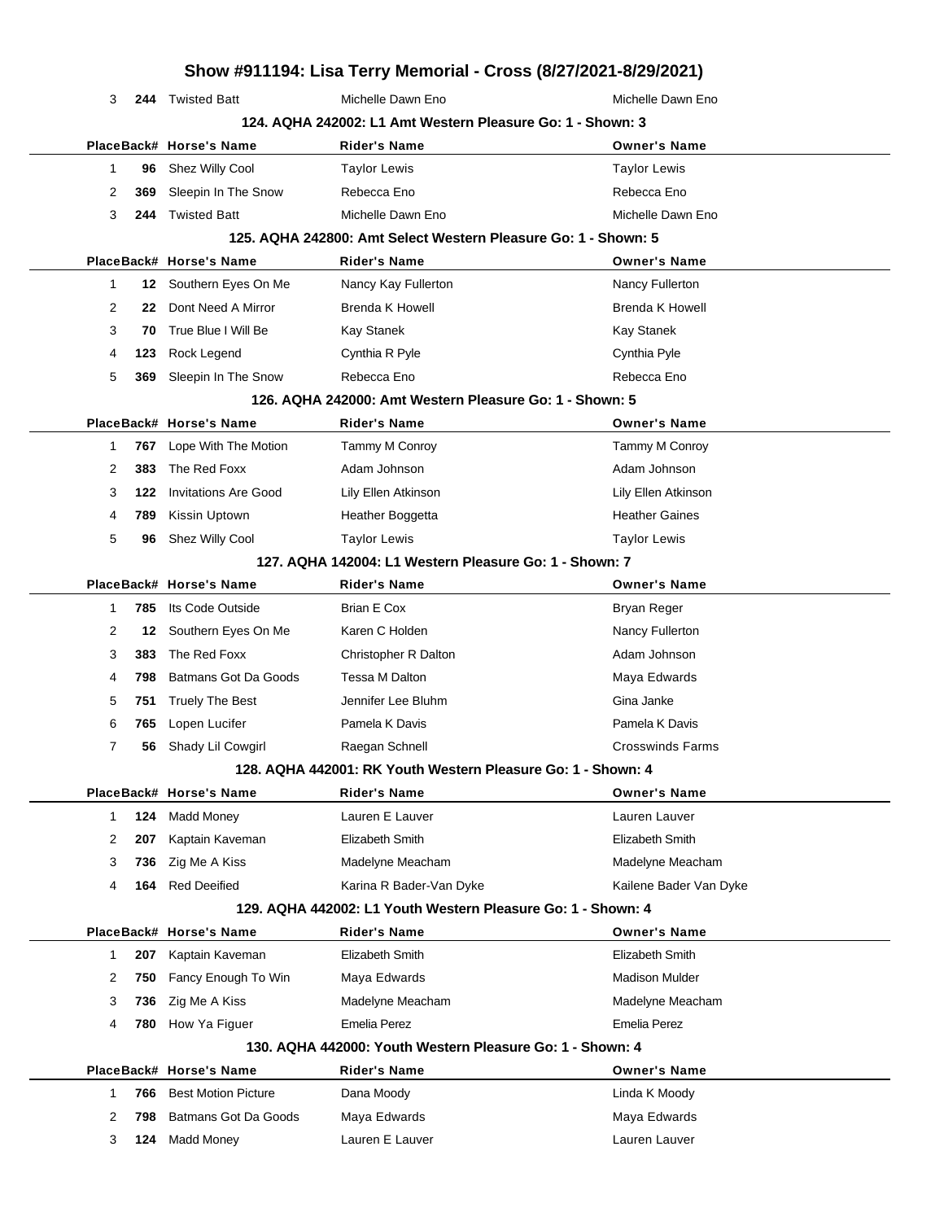| Place | Back# | Horse's Name | Rider's Name | Owner's Name |
|---|---|---|---|---|
| 3 | **244** | Twisted Batt | Michelle Dawn Eno | Michelle Dawn Eno |

### 124. AQHA 242002: L1 Amt Western Pleasure Go: 1 - Shown: 3

| Place | Back# | Horse's Name | Rider's Name | Owner's Name |
|---|---|---|---|---|
| 1 | **96** | Shez Willy Cool | Taylor Lewis | Taylor Lewis |
| 2 | **369** | Sleepin In The Snow | Rebecca Eno | Rebecca Eno |
| 3 | **244** | Twisted Batt | Michelle Dawn Eno | Michelle Dawn Eno |

### 125. AQHA 242800: Amt Select Western Pleasure Go: 1 - Shown: 5

| Place | Back# | Horse's Name | Rider's Name | Owner's Name |
|---|---|---|---|---|
| 1 | **12** | Southern Eyes On Me | Nancy Kay Fullerton | Nancy Fullerton |
| 2 | **22** | Dont Need A Mirror | Brenda K Howell | Brenda K Howell |
| 3 | **70** | True Blue I Will Be | Kay Stanek | Kay Stanek |
| 4 | **123** | Rock Legend | Cynthia R Pyle | Cynthia Pyle |
| 5 | **369** | Sleepin In The Snow | Rebecca Eno | Rebecca Eno |

### 126. AQHA 242000: Amt Western Pleasure Go: 1 - Shown: 5

| Place | Back# | Horse's Name | Rider's Name | Owner's Name |
|---|---|---|---|---|
| 1 | **767** | Lope With The Motion | Tammy M Conroy | Tammy M Conroy |
| 2 | **383** | The Red Foxx | Adam Johnson | Adam Johnson |
| 3 | **122** | Invitations Are Good | Lily Ellen Atkinson | Lily Ellen Atkinson |
| 4 | **789** | Kissin Uptown | Heather Boggetta | Heather Gaines |
| 5 | **96** | Shez Willy Cool | Taylor Lewis | Taylor Lewis |

### 127. AQHA 142004: L1 Western Pleasure Go: 1 - Shown: 7

| Place | Back# | Horse's Name | Rider's Name | Owner's Name |
|---|---|---|---|---|
| 1 | **785** | Its Code Outside | Brian E Cox | Bryan Reger |
| 2 | **12** | Southern Eyes On Me | Karen C Holden | Nancy Fullerton |
| 3 | **383** | The Red Foxx | Christopher R Dalton | Adam Johnson |
| 4 | **798** | Batmans Got Da Goods | Tessa M Dalton | Maya Edwards |
| 5 | **751** | Truely The Best | Jennifer Lee Bluhm | Gina Janke |
| 6 | **765** | Lopen Lucifer | Pamela K Davis | Pamela K Davis |
| 7 | **56** | Shady Lil Cowgirl | Raegan Schnell | Crosswinds Farms |

### 128. AQHA 442001: RK Youth Western Pleasure Go: 1 - Shown: 4

| Place | Back# | Horse's Name | Rider's Name | Owner's Name |
|---|---|---|---|---|
| 1 | **124** | Madd Money | Lauren E Lauver | Lauren Lauver |
| 2 | **207** | Kaptain Kaveman | Elizabeth Smith | Elizabeth Smith |
| 3 | **736** | Zig Me A Kiss | Madelyne Meacham | Madelyne Meacham |
| 4 | **164** | Red Deeified | Karina R Bader-Van Dyke | Kailene Bader Van Dyke |

### 129. AQHA 442002: L1 Youth Western Pleasure Go: 1 - Shown: 4

| Place | Back# | Horse's Name | Rider's Name | Owner's Name |
|---|---|---|---|---|
| 1 | **207** | Kaptain Kaveman | Elizabeth Smith | Elizabeth Smith |
| 2 | **750** | Fancy Enough To Win | Maya Edwards | Madison Mulder |
| 3 | **736** | Zig Me A Kiss | Madelyne Meacham | Madelyne Meacham |
| 4 | **780** | How Ya Figuer | Emelia Perez | Emelia Perez |

### 130. AQHA 442000: Youth Western Pleasure Go: 1 - Shown: 4

| Place | Back# | Horse's Name | Rider's Name | Owner's Name |
|---|---|---|---|---|
| 1 | **766** | Best Motion Picture | Dana Moody | Linda K Moody |
| 2 | **798** | Batmans Got Da Goods | Maya Edwards | Maya Edwards |
| 3 | **124** | Madd Money | Lauren E Lauver | Lauren Lauver |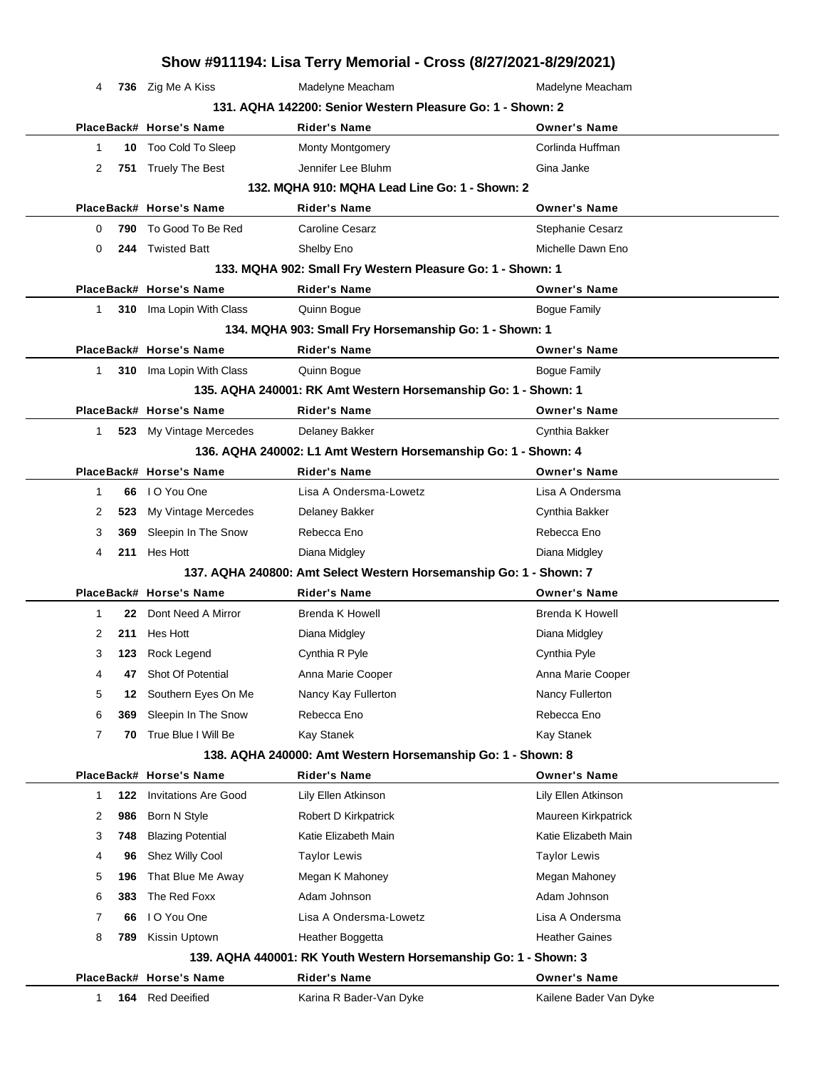# Show #911194: Lisa Terry Memorial - Cross (8/27/2021-8/29/2021)

| Place | Back# | Horse's Name | Rider's Name | Owner's Name |
|---|---|---|---|---|
| 4 | **736** | Zig Me A Kiss | Madelyne Meacham | Madelyne Meacham |

### 131. AQHA 142200: Senior Western Pleasure Go: 1 - Shown: 2

| Place | Back# | Horse's Name | Rider's Name | Owner's Name |
|---|---|---|---|---|
| 1 | **10** | Too Cold To Sleep | Monty Montgomery | Corlinda Huffman |
| 2 | **751** | Truely The Best | Jennifer Lee Bluhm | Gina Janke |

### 132. MQHA 910: MQHA Lead Line Go: 1 - Shown: 2

| Place | Back# | Horse's Name | Rider's Name | Owner's Name |
|---|---|---|---|---|
| 0 | **790** | To Good To Be Red | Caroline Cesarz | Stephanie Cesarz |
| 0 | **244** | Twisted Batt | Shelby Eno | Michelle Dawn Eno |

### 133. MQHA 902: Small Fry Western Pleasure Go: 1 - Shown: 1

| Place | Back# | Horse's Name | Rider's Name | Owner's Name |
|---|---|---|---|---|
| 1 | **310** | Ima Lopin With Class | Quinn Bogue | Bogue Family |

### 134. MQHA 903: Small Fry Horsemanship Go: 1 - Shown: 1

| Place | Back# | Horse's Name | Rider's Name | Owner's Name |
|---|---|---|---|---|
| 1 | **310** | Ima Lopin With Class | Quinn Bogue | Bogue Family |

### 135. AQHA 240001: RK Amt Western Horsemanship Go: 1 - Shown: 1

| Place | Back# | Horse's Name | Rider's Name | Owner's Name |
|---|---|---|---|---|
| 1 | **523** | My Vintage Mercedes | Delaney Bakker | Cynthia Bakker |

### 136. AQHA 240002: L1 Amt Western Horsemanship Go: 1 - Shown: 4

| Place | Back# | Horse's Name | Rider's Name | Owner's Name |
|---|---|---|---|---|
| 1 | **66** | I O You One | Lisa A Ondersma-Lowetz | Lisa A Ondersma |
| 2 | **523** | My Vintage Mercedes | Delaney Bakker | Cynthia Bakker |
| 3 | **369** | Sleepin In The Snow | Rebecca Eno | Rebecca Eno |
| 4 | **211** | Hes Hott | Diana Midgley | Diana Midgley |

### 137. AQHA 240800: Amt Select Western Horsemanship Go: 1 - Shown: 7

| Place | Back# | Horse's Name | Rider's Name | Owner's Name |
|---|---|---|---|---|
| 1 | **22** | Dont Need A Mirror | Brenda K Howell | Brenda K Howell |
| 2 | **211** | Hes Hott | Diana Midgley | Diana Midgley |
| 3 | **123** | Rock Legend | Cynthia R Pyle | Cynthia Pyle |
| 4 | **47** | Shot Of Potential | Anna Marie Cooper | Anna Marie Cooper |
| 5 | **12** | Southern Eyes On Me | Nancy Kay Fullerton | Nancy Fullerton |
| 6 | **369** | Sleepin In The Snow | Rebecca Eno | Rebecca Eno |
| 7 | **70** | True Blue I Will Be | Kay Stanek | Kay Stanek |

### 138. AQHA 240000: Amt Western Horsemanship Go: 1 - Shown: 8

| Place | Back# | Horse's Name | Rider's Name | Owner's Name |
|---|---|---|---|---|
| 1 | **122** | Invitations Are Good | Lily Ellen Atkinson | Lily Ellen Atkinson |
| 2 | **986** | Born N Style | Robert D Kirkpatrick | Maureen Kirkpatrick |
| 3 | **748** | Blazing Potential | Katie Elizabeth Main | Katie Elizabeth Main |
| 4 | **96** | Shez Willy Cool | Taylor Lewis | Taylor Lewis |
| 5 | **196** | That Blue Me Away | Megan K Mahoney | Megan Mahoney |
| 6 | **383** | The Red Foxx | Adam Johnson | Adam Johnson |
| 7 | **66** | I O You One | Lisa A Ondersma-Lowetz | Lisa A Ondersma |
| 8 | **789** | Kissin Uptown | Heather Boggetta | Heather Gaines |

### 139. AQHA 440001: RK Youth Western Horsemanship Go: 1 - Shown: 3

| Place | Back# | Horse's Name | Rider's Name | Owner's Name |
|---|---|---|---|---|
| 1 | **164** | Red Deeified | Karina R Bader-Van Dyke | Kailene Bader Van Dyke |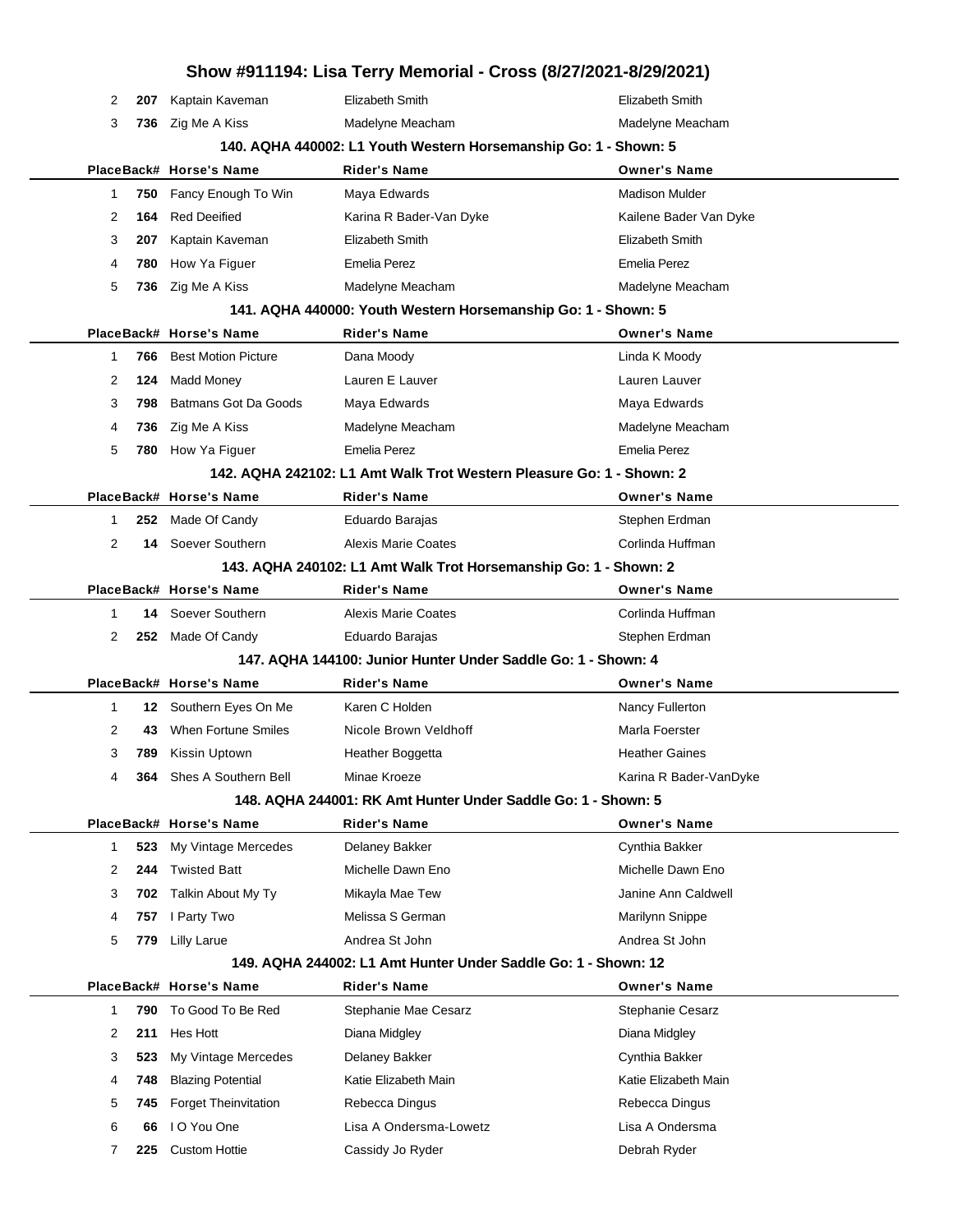## Show #911194: Lisa Terry Memorial - Cross (8/27/2021-8/29/2021)

| Place | Back# | Horse's Name | Rider's Name | Owner's Name |
|---|---|---|---|---|
| 2 | 207 | Kaptain Kaveman | Elizabeth Smith | Elizabeth Smith |
| 3 | 736 | Zig Me A Kiss | Madelyne Meacham | Madelyne Meacham |

### 140. AQHA 440002: L1 Youth Western Horsemanship Go: 1 - Shown: 5

| Place | Back# | Horse's Name | Rider's Name | Owner's Name |
|---|---|---|---|---|
| 1 | 750 | Fancy Enough To Win | Maya Edwards | Madison Mulder |
| 2 | 164 | Red Deeified | Karina R Bader-Van Dyke | Kailene Bader Van Dyke |
| 3 | 207 | Kaptain Kaveman | Elizabeth Smith | Elizabeth Smith |
| 4 | 780 | How Ya Figuer | Emelia Perez | Emelia Perez |
| 5 | 736 | Zig Me A Kiss | Madelyne Meacham | Madelyne Meacham |

### 141. AQHA 440000: Youth Western Horsemanship Go: 1 - Shown: 5

| Place | Back# | Horse's Name | Rider's Name | Owner's Name |
|---|---|---|---|---|
| 1 | 766 | Best Motion Picture | Dana Moody | Linda K Moody |
| 2 | 124 | Madd Money | Lauren E Lauver | Lauren Lauver |
| 3 | 798 | Batmans Got Da Goods | Maya Edwards | Maya Edwards |
| 4 | 736 | Zig Me A Kiss | Madelyne Meacham | Madelyne Meacham |
| 5 | 780 | How Ya Figuer | Emelia Perez | Emelia Perez |

### 142. AQHA 242102: L1 Amt Walk Trot Western Pleasure Go: 1 - Shown: 2

| Place | Back# | Horse's Name | Rider's Name | Owner's Name |
|---|---|---|---|---|
| 1 | 252 | Made Of Candy | Eduardo Barajas | Stephen Erdman |
| 2 | 14 | Soever Southern | Alexis Marie Coates | Corlinda Huffman |

### 143. AQHA 240102: L1 Amt Walk Trot Horsemanship Go: 1 - Shown: 2

| Place | Back# | Horse's Name | Rider's Name | Owner's Name |
|---|---|---|---|---|
| 1 | 14 | Soever Southern | Alexis Marie Coates | Corlinda Huffman |
| 2 | 252 | Made Of Candy | Eduardo Barajas | Stephen Erdman |

### 147. AQHA 144100: Junior Hunter Under Saddle Go: 1 - Shown: 4

| Place | Back# | Horse's Name | Rider's Name | Owner's Name |
|---|---|---|---|---|
| 1 | 12 | Southern Eyes On Me | Karen C Holden | Nancy Fullerton |
| 2 | 43 | When Fortune Smiles | Nicole Brown Veldhoff | Marla Foerster |
| 3 | 789 | Kissin Uptown | Heather Boggetta | Heather Gaines |
| 4 | 364 | Shes A Southern Bell | Minae Kroeze | Karina R Bader-VanDyke |

### 148. AQHA 244001: RK Amt Hunter Under Saddle Go: 1 - Shown: 5

| Place | Back# | Horse's Name | Rider's Name | Owner's Name |
|---|---|---|---|---|
| 1 | 523 | My Vintage Mercedes | Delaney Bakker | Cynthia Bakker |
| 2 | 244 | Twisted Batt | Michelle Dawn Eno | Michelle Dawn Eno |
| 3 | 702 | Talkin About My Ty | Mikayla Mae Tew | Janine Ann Caldwell |
| 4 | 757 | I Party Two | Melissa S German | Marilynn Snippe |
| 5 | 779 | Lilly Larue | Andrea St John | Andrea St John |

### 149. AQHA 244002: L1 Amt Hunter Under Saddle Go: 1 - Shown: 12

| Place | Back# | Horse's Name | Rider's Name | Owner's Name |
|---|---|---|---|---|
| 1 | 790 | To Good To Be Red | Stephanie Mae Cesarz | Stephanie Cesarz |
| 2 | 211 | Hes Hott | Diana Midgley | Diana Midgley |
| 3 | 523 | My Vintage Mercedes | Delaney Bakker | Cynthia Bakker |
| 4 | 748 | Blazing Potential | Katie Elizabeth Main | Katie Elizabeth Main |
| 5 | 745 | Forget Theinvitation | Rebecca Dingus | Rebecca Dingus |
| 6 | 66 | I O You One | Lisa A Ondersma-Lowetz | Lisa A Ondersma |
| 7 | 225 | Custom Hottie | Cassidy Jo Ryder | Debrah Ryder |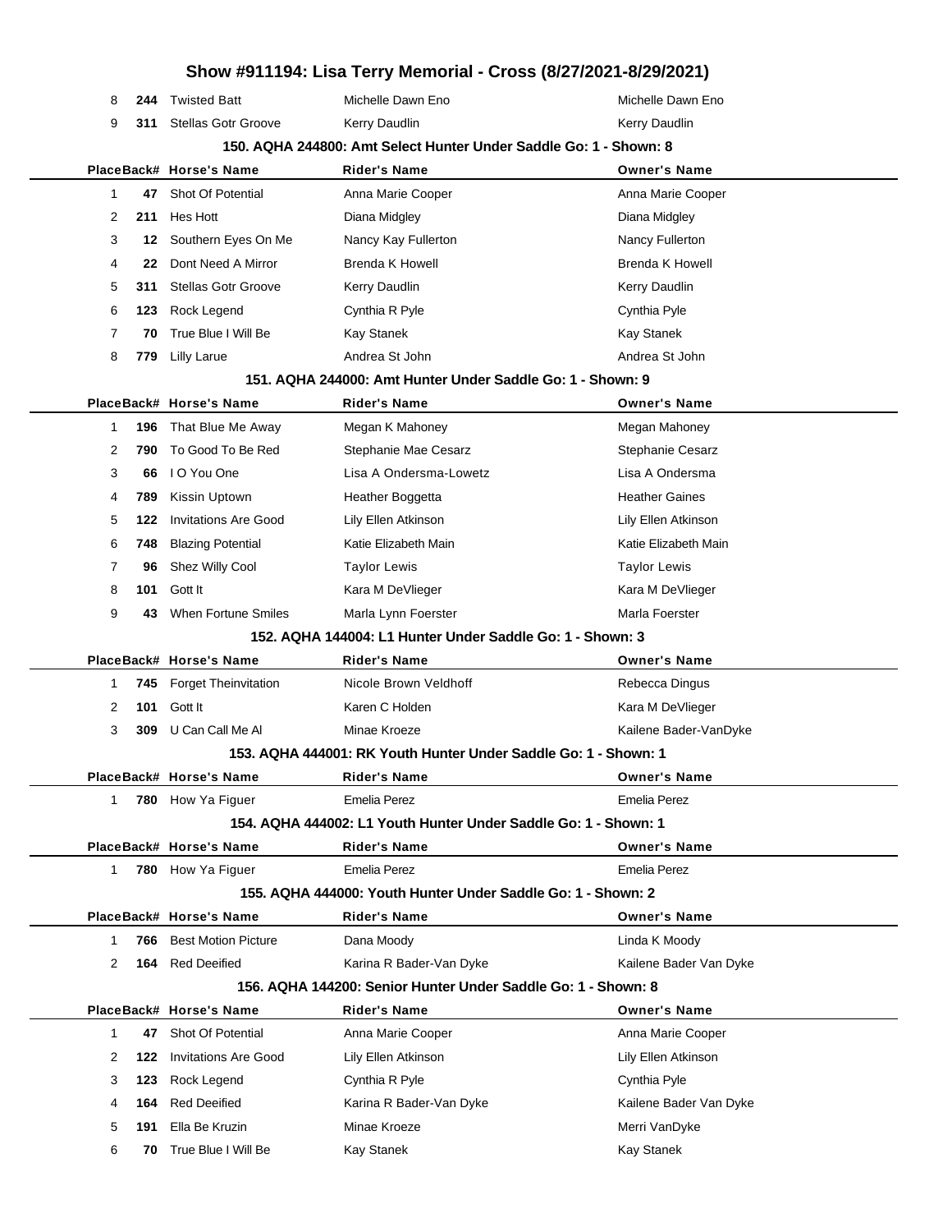## Show #911194: Lisa Terry Memorial - Cross (8/27/2021-8/29/2021)

| Place | Back# | Horse's Name | Rider's Name | Owner's Name |
|---|---|---|---|---|
| 8 | 244 | Twisted Batt | Michelle Dawn Eno | Michelle Dawn Eno |
| 9 | 311 | Stellas Gotr Groove | Kerry Daudlin | Kerry Daudlin |

### 150. AQHA 244800: Amt Select Hunter Under Saddle Go: 1 - Shown: 8

| Place | Back# | Horse's Name | Rider's Name | Owner's Name |
|---|---|---|---|---|
| 1 | 47 | Shot Of Potential | Anna Marie Cooper | Anna Marie Cooper |
| 2 | 211 | Hes Hott | Diana Midgley | Diana Midgley |
| 3 | 12 | Southern Eyes On Me | Nancy Kay Fullerton | Nancy Fullerton |
| 4 | 22 | Dont Need A Mirror | Brenda K Howell | Brenda K Howell |
| 5 | 311 | Stellas Gotr Groove | Kerry Daudlin | Kerry Daudlin |
| 6 | 123 | Rock Legend | Cynthia R Pyle | Cynthia Pyle |
| 7 | 70 | True Blue I Will Be | Kay Stanek | Kay Stanek |
| 8 | 779 | Lilly Larue | Andrea St John | Andrea St John |

### 151. AQHA 244000: Amt Hunter Under Saddle Go: 1 - Shown: 9

| Place | Back# | Horse's Name | Rider's Name | Owner's Name |
|---|---|---|---|---|
| 1 | 196 | That Blue Me Away | Megan K Mahoney | Megan Mahoney |
| 2 | 790 | To Good To Be Red | Stephanie Mae Cesarz | Stephanie Cesarz |
| 3 | 66 | I O You One | Lisa A Ondersma-Lowetz | Lisa A Ondersma |
| 4 | 789 | Kissin Uptown | Heather Boggetta | Heather Gaines |
| 5 | 122 | Invitations Are Good | Lily Ellen Atkinson | Lily Ellen Atkinson |
| 6 | 748 | Blazing Potential | Katie Elizabeth Main | Katie Elizabeth Main |
| 7 | 96 | Shez Willy Cool | Taylor Lewis | Taylor Lewis |
| 8 | 101 | Gott It | Kara M DeVlieger | Kara M DeVlieger |
| 9 | 43 | When Fortune Smiles | Marla Lynn Foerster | Marla Foerster |

### 152. AQHA 144004: L1 Hunter Under Saddle Go: 1 - Shown: 3

| Place | Back# | Horse's Name | Rider's Name | Owner's Name |
|---|---|---|---|---|
| 1 | 745 | Forget Theinvitation | Nicole Brown Veldhoff | Rebecca Dingus |
| 2 | 101 | Gott It | Karen C Holden | Kara M DeVlieger |
| 3 | 309 | U Can Call Me Al | Minae Kroeze | Kailene Bader-VanDyke |

### 153. AQHA 444001: RK Youth Hunter Under Saddle Go: 1 - Shown: 1

| Place | Back# | Horse's Name | Rider's Name | Owner's Name |
|---|---|---|---|---|
| 1 | 780 | How Ya Figuer | Emelia Perez | Emelia Perez |

### 154. AQHA 444002: L1 Youth Hunter Under Saddle Go: 1 - Shown: 1

| Place | Back# | Horse's Name | Rider's Name | Owner's Name |
|---|---|---|---|---|
| 1 | 780 | How Ya Figuer | Emelia Perez | Emelia Perez |

### 155. AQHA 444000: Youth Hunter Under Saddle Go: 1 - Shown: 2

| Place | Back# | Horse's Name | Rider's Name | Owner's Name |
|---|---|---|---|---|
| 1 | 766 | Best Motion Picture | Dana Moody | Linda K Moody |
| 2 | 164 | Red Deeified | Karina R Bader-Van Dyke | Kailene Bader Van Dyke |

### 156. AQHA 144200: Senior Hunter Under Saddle Go: 1 - Shown: 8

| Place | Back# | Horse's Name | Rider's Name | Owner's Name |
|---|---|---|---|---|
| 1 | 47 | Shot Of Potential | Anna Marie Cooper | Anna Marie Cooper |
| 2 | 122 | Invitations Are Good | Lily Ellen Atkinson | Lily Ellen Atkinson |
| 3 | 123 | Rock Legend | Cynthia R Pyle | Cynthia Pyle |
| 4 | 164 | Red Deeified | Karina R Bader-Van Dyke | Kailene Bader Van Dyke |
| 5 | 191 | Ella Be Kruzin | Minae Kroeze | Merri VanDyke |
| 6 | 70 | True Blue I Will Be | Kay Stanek | Kay Stanek |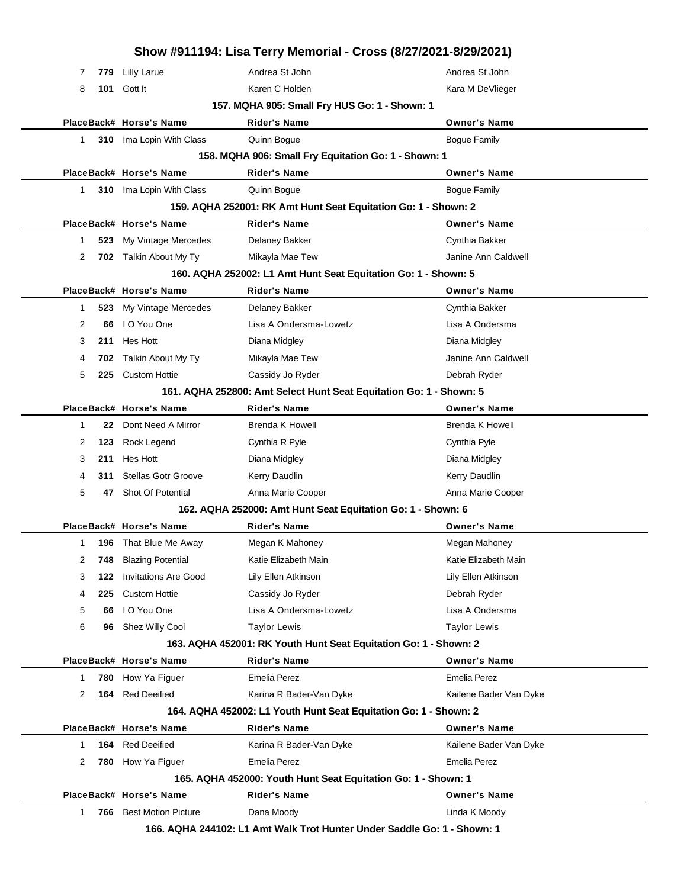# Show #911194: Lisa Terry Memorial - Cross (8/27/2021-8/29/2021)

| Place | Back# | Horse's Name | Rider's Name | Owner's Name |
|---|---|---|---|---|
| 7 | **779** | Lilly Larue | Andrea St John | Andrea St John |
| 8 | **101** | Gott It | Karen C Holden | Kara M DeVlieger |

### 157. MQHA 905: Small Fry HUS Go: 1 - Shown: 1

| Place | Back# | Horse's Name | Rider's Name | Owner's Name |
|---|---|---|---|---|
| 1 | **310** | Ima Lopin With Class | Quinn Bogue | Bogue Family |

### 158. MQHA 906: Small Fry Equitation Go: 1 - Shown: 1

| Place | Back# | Horse's Name | Rider's Name | Owner's Name |
|---|---|---|---|---|
| 1 | **310** | Ima Lopin With Class | Quinn Bogue | Bogue Family |

### 159. AQHA 252001: RK Amt Hunt Seat Equitation Go: 1 - Shown: 2

| Place | Back# | Horse's Name | Rider's Name | Owner's Name |
|---|---|---|---|---|
| 1 | **523** | My Vintage Mercedes | Delaney Bakker | Cynthia Bakker |
| 2 | **702** | Talkin About My Ty | Mikayla Mae Tew | Janine Ann Caldwell |

### 160. AQHA 252002: L1 Amt Hunt Seat Equitation Go: 1 - Shown: 5

| Place | Back# | Horse's Name | Rider's Name | Owner's Name |
|---|---|---|---|---|
| 1 | **523** | My Vintage Mercedes | Delaney Bakker | Cynthia Bakker |
| 2 | **66** | I O You One | Lisa A Ondersma-Lowetz | Lisa A Ondersma |
| 3 | **211** | Hes Hott | Diana Midgley | Diana Midgley |
| 4 | **702** | Talkin About My Ty | Mikayla Mae Tew | Janine Ann Caldwell |
| 5 | **225** | Custom Hottie | Cassidy Jo Ryder | Debrah Ryder |

### 161. AQHA 252800: Amt Select Hunt Seat Equitation Go: 1 - Shown: 5

| Place | Back# | Horse's Name | Rider's Name | Owner's Name |
|---|---|---|---|---|
| 1 | **22** | Dont Need A Mirror | Brenda K Howell | Brenda K Howell |
| 2 | **123** | Rock Legend | Cynthia R Pyle | Cynthia Pyle |
| 3 | **211** | Hes Hott | Diana Midgley | Diana Midgley |
| 4 | **311** | Stellas Gotr Groove | Kerry Daudlin | Kerry Daudlin |
| 5 | **47** | Shot Of Potential | Anna Marie Cooper | Anna Marie Cooper |

### 162. AQHA 252000: Amt Hunt Seat Equitation Go: 1 - Shown: 6

| Place | Back# | Horse's Name | Rider's Name | Owner's Name |
|---|---|---|---|---|
| 1 | **196** | That Blue Me Away | Megan K Mahoney | Megan Mahoney |
| 2 | **748** | Blazing Potential | Katie Elizabeth Main | Katie Elizabeth Main |
| 3 | **122** | Invitations Are Good | Lily Ellen Atkinson | Lily Ellen Atkinson |
| 4 | **225** | Custom Hottie | Cassidy Jo Ryder | Debrah Ryder |
| 5 | **66** | I O You One | Lisa A Ondersma-Lowetz | Lisa A Ondersma |
| 6 | **96** | Shez Willy Cool | Taylor Lewis | Taylor Lewis |

### 163. AQHA 452001: RK Youth Hunt Seat Equitation Go: 1 - Shown: 2

| Place | Back# | Horse's Name | Rider's Name | Owner's Name |
|---|---|---|---|---|
| 1 | **780** | How Ya Figuer | Emelia Perez | Emelia Perez |
| 2 | **164** | Red Deeified | Karina R Bader-Van Dyke | Kailene Bader Van Dyke |

### 164. AQHA 452002: L1 Youth Hunt Seat Equitation Go: 1 - Shown: 2

| Place | Back# | Horse's Name | Rider's Name | Owner's Name |
|---|---|---|---|---|
| 1 | **164** | Red Deeified | Karina R Bader-Van Dyke | Kailene Bader Van Dyke |
| 2 | **780** | How Ya Figuer | Emelia Perez | Emelia Perez |

### 165. AQHA 452000: Youth Hunt Seat Equitation Go: 1 - Shown: 1

| Place | Back# | Horse's Name | Rider's Name | Owner's Name |
|---|---|---|---|---|
| 1 | **766** | Best Motion Picture | Dana Moody | Linda K Moody |

### 166. AQHA 244102: L1 Amt Walk Trot Hunter Under Saddle Go: 1 - Shown: 1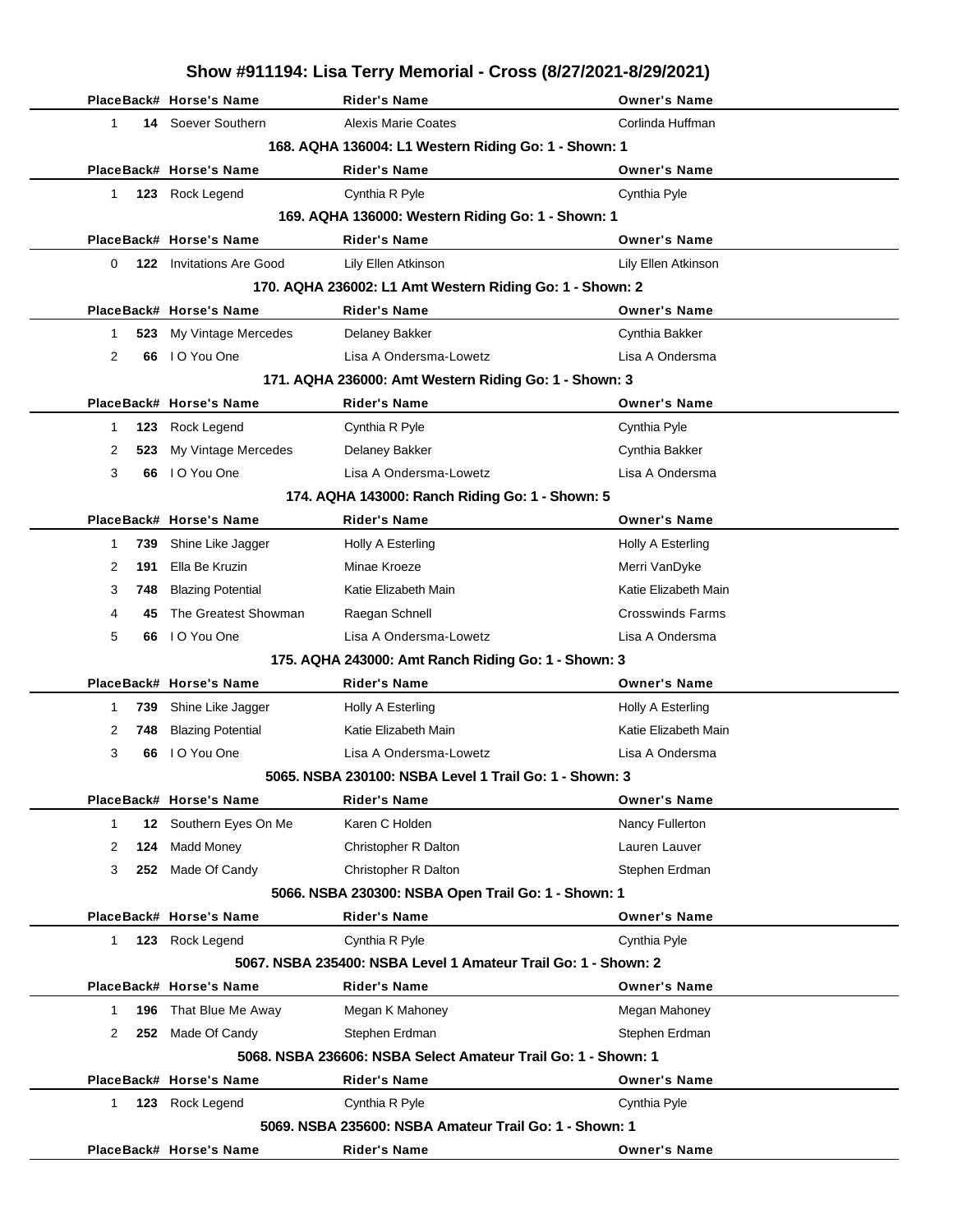# Show #911194: Lisa Terry Memorial - Cross (8/27/2021-8/29/2021)

| Place | Back# | Horse's Name | Rider's Name | Owner's Name |
|---|---|---|---|---|
| 1 | 14 | Soever Southern | Alexis Marie Coates | Corlinda Huffman |

### 168. AQHA 136004: L1 Western Riding Go: 1 - Shown: 1

| Place | Back# | Horse's Name | Rider's Name | Owner's Name |
|---|---|---|---|---|
| 1 | 123 | Rock Legend | Cynthia R Pyle | Cynthia Pyle |

### 169. AQHA 136000: Western Riding Go: 1 - Shown: 1

| Place | Back# | Horse's Name | Rider's Name | Owner's Name |
|---|---|---|---|---|
| 0 | 122 | Invitations Are Good | Lily Ellen Atkinson | Lily Ellen Atkinson |

### 170. AQHA 236002: L1 Amt Western Riding Go: 1 - Shown: 2

| Place | Back# | Horse's Name | Rider's Name | Owner's Name |
|---|---|---|---|---|
| 1 | 523 | My Vintage Mercedes | Delaney Bakker | Cynthia Bakker |
| 2 | 66 | I O You One | Lisa A Ondersma-Lowetz | Lisa A Ondersma |

### 171. AQHA 236000: Amt Western Riding Go: 1 - Shown: 3

| Place | Back# | Horse's Name | Rider's Name | Owner's Name |
|---|---|---|---|---|
| 1 | 123 | Rock Legend | Cynthia R Pyle | Cynthia Pyle |
| 2 | 523 | My Vintage Mercedes | Delaney Bakker | Cynthia Bakker |
| 3 | 66 | I O You One | Lisa A Ondersma-Lowetz | Lisa A Ondersma |

### 174. AQHA 143000: Ranch Riding Go: 1 - Shown: 5

| Place | Back# | Horse's Name | Rider's Name | Owner's Name |
|---|---|---|---|---|
| 1 | 739 | Shine Like Jagger | Holly A Esterling | Holly A Esterling |
| 2 | 191 | Ella Be Kruzin | Minae Kroeze | Merri VanDyke |
| 3 | 748 | Blazing Potential | Katie Elizabeth Main | Katie Elizabeth Main |
| 4 | 45 | The Greatest Showman | Raegan Schnell | Crosswinds Farms |
| 5 | 66 | I O You One | Lisa A Ondersma-Lowetz | Lisa A Ondersma |

### 175. AQHA 243000: Amt Ranch Riding Go: 1 - Shown: 3

| Place | Back# | Horse's Name | Rider's Name | Owner's Name |
|---|---|---|---|---|
| 1 | 739 | Shine Like Jagger | Holly A Esterling | Holly A Esterling |
| 2 | 748 | Blazing Potential | Katie Elizabeth Main | Katie Elizabeth Main |
| 3 | 66 | I O You One | Lisa A Ondersma-Lowetz | Lisa A Ondersma |

### 5065. NSBA 230100: NSBA Level 1 Trail Go: 1 - Shown: 3

| Place | Back# | Horse's Name | Rider's Name | Owner's Name |
|---|---|---|---|---|
| 1 | 12 | Southern Eyes On Me | Karen C Holden | Nancy Fullerton |
| 2 | 124 | Madd Money | Christopher R Dalton | Lauren Lauver |
| 3 | 252 | Made Of Candy | Christopher R Dalton | Stephen Erdman |

### 5066. NSBA 230300: NSBA Open Trail Go: 1 - Shown: 1

| Place | Back# | Horse's Name | Rider's Name | Owner's Name |
|---|---|---|---|---|
| 1 | 123 | Rock Legend | Cynthia R Pyle | Cynthia Pyle |

### 5067. NSBA 235400: NSBA Level 1 Amateur Trail Go: 1 - Shown: 2

| Place | Back# | Horse's Name | Rider's Name | Owner's Name |
|---|---|---|---|---|
| 1 | 196 | That Blue Me Away | Megan K Mahoney | Megan Mahoney |
| 2 | 252 | Made Of Candy | Stephen Erdman | Stephen Erdman |

### 5068. NSBA 236606: NSBA Select Amateur Trail Go: 1 - Shown: 1

| Place | Back# | Horse's Name | Rider's Name | Owner's Name |
|---|---|---|---|---|
| 1 | 123 | Rock Legend | Cynthia R Pyle | Cynthia Pyle |

### 5069. NSBA 235600: NSBA Amateur Trail Go: 1 - Shown: 1

| Place | Back# | Horse's Name | Rider's Name | Owner's Name |
|---|---|---|---|---|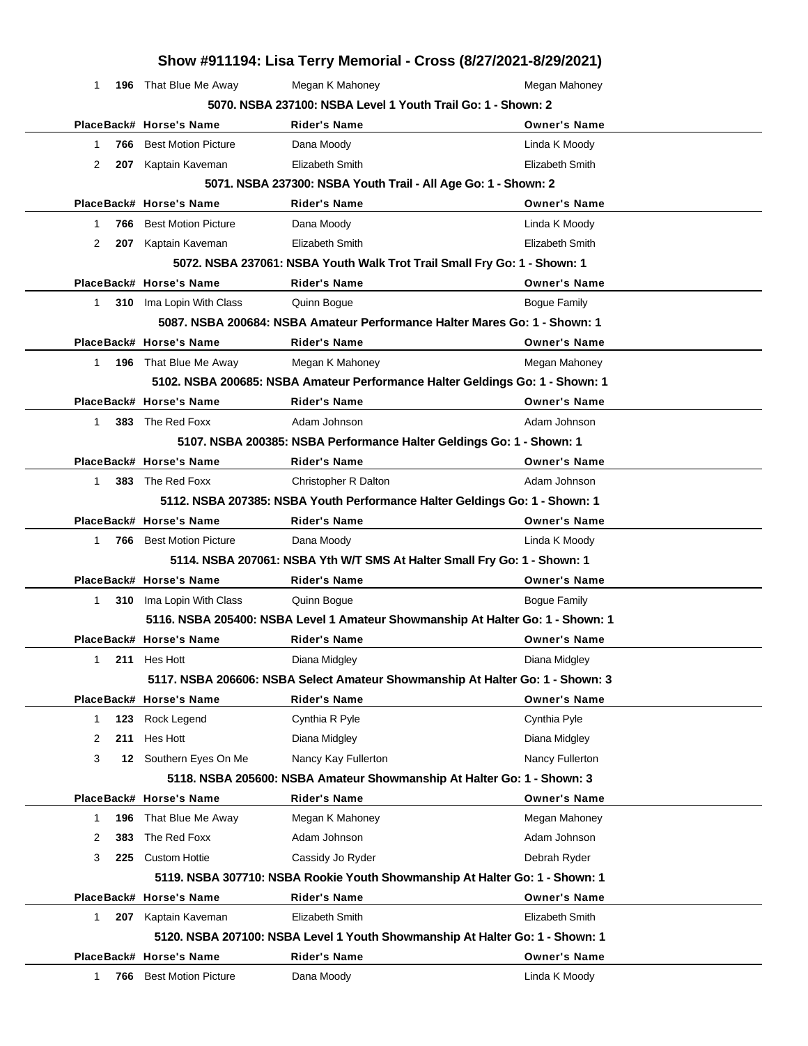# Show #911194: Lisa Terry Memorial - Cross (8/27/2021-8/29/2021)

| Place | Back# | Horse's Name | Rider's Name | Owner's Name |
|---|---|---|---|---|
| 1 | 196 | That Blue Me Away | Megan K Mahoney | Megan Mahoney |

### 5070. NSBA 237100: NSBA Level 1 Youth Trail Go: 1 - Shown: 2

| Place | Back# | Horse's Name | Rider's Name | Owner's Name |
|---|---|---|---|---|
| 1 | 766 | Best Motion Picture | Dana Moody | Linda K Moody |
| 2 | 207 | Kaptain Kaveman | Elizabeth Smith | Elizabeth Smith |

### 5071. NSBA 237300: NSBA Youth Trail - All Age Go: 1 - Shown: 2

| Place | Back# | Horse's Name | Rider's Name | Owner's Name |
|---|---|---|---|---|
| 1 | 766 | Best Motion Picture | Dana Moody | Linda K Moody |
| 2 | 207 | Kaptain Kaveman | Elizabeth Smith | Elizabeth Smith |

### 5072. NSBA 237061: NSBA Youth Walk Trot Trail Small Fry Go: 1 - Shown: 1

| Place | Back# | Horse's Name | Rider's Name | Owner's Name |
|---|---|---|---|---|
| 1 | 310 | Ima Lopin With Class | Quinn Bogue | Bogue Family |

### 5087. NSBA 200684: NSBA Amateur Performance Halter Mares Go: 1 - Shown: 1

| Place | Back# | Horse's Name | Rider's Name | Owner's Name |
|---|---|---|---|---|
| 1 | 196 | That Blue Me Away | Megan K Mahoney | Megan Mahoney |

### 5102. NSBA 200685: NSBA Amateur Performance Halter Geldings Go: 1 - Shown: 1

| Place | Back# | Horse's Name | Rider's Name | Owner's Name |
|---|---|---|---|---|
| 1 | 383 | The Red Foxx | Adam Johnson | Adam Johnson |

### 5107. NSBA 200385: NSBA Performance Halter Geldings Go: 1 - Shown: 1

| Place | Back# | Horse's Name | Rider's Name | Owner's Name |
|---|---|---|---|---|
| 1 | 383 | The Red Foxx | Christopher R Dalton | Adam Johnson |

### 5112. NSBA 207385: NSBA Youth Performance Halter Geldings Go: 1 - Shown: 1

| Place | Back# | Horse's Name | Rider's Name | Owner's Name |
|---|---|---|---|---|
| 1 | 766 | Best Motion Picture | Dana Moody | Linda K Moody |

### 5114. NSBA 207061: NSBA Yth W/T SMS At Halter Small Fry Go: 1 - Shown: 1

| Place | Back# | Horse's Name | Rider's Name | Owner's Name |
|---|---|---|---|---|
| 1 | 310 | Ima Lopin With Class | Quinn Bogue | Bogue Family |

### 5116. NSBA 205400: NSBA Level 1 Amateur Showmanship At Halter Go: 1 - Shown: 1

| Place | Back# | Horse's Name | Rider's Name | Owner's Name |
|---|---|---|---|---|
| 1 | 211 | Hes Hott | Diana Midgley | Diana Midgley |

### 5117. NSBA 206606: NSBA Select Amateur Showmanship At Halter Go: 1 - Shown: 3

| Place | Back# | Horse's Name | Rider's Name | Owner's Name |
|---|---|---|---|---|
| 1 | 123 | Rock Legend | Cynthia R Pyle | Cynthia Pyle |
| 2 | 211 | Hes Hott | Diana Midgley | Diana Midgley |
| 3 | 12 | Southern Eyes On Me | Nancy Kay Fullerton | Nancy Fullerton |

### 5118. NSBA 205600: NSBA Amateur Showmanship At Halter Go: 1 - Shown: 3

| Place | Back# | Horse's Name | Rider's Name | Owner's Name |
|---|---|---|---|---|
| 1 | 196 | That Blue Me Away | Megan K Mahoney | Megan Mahoney |
| 2 | 383 | The Red Foxx | Adam Johnson | Adam Johnson |
| 3 | 225 | Custom Hottie | Cassidy Jo Ryder | Debrah Ryder |

### 5119. NSBA 307710: NSBA Rookie Youth Showmanship At Halter Go: 1 - Shown: 1

| Place | Back# | Horse's Name | Rider's Name | Owner's Name |
|---|---|---|---|---|
| 1 | 207 | Kaptain Kaveman | Elizabeth Smith | Elizabeth Smith |

### 5120. NSBA 207100: NSBA Level 1 Youth Showmanship At Halter Go: 1 - Shown: 1

| Place | Back# | Horse's Name | Rider's Name | Owner's Name |
|---|---|---|---|---|
| 1 | 766 | Best Motion Picture | Dana Moody | Linda K Moody |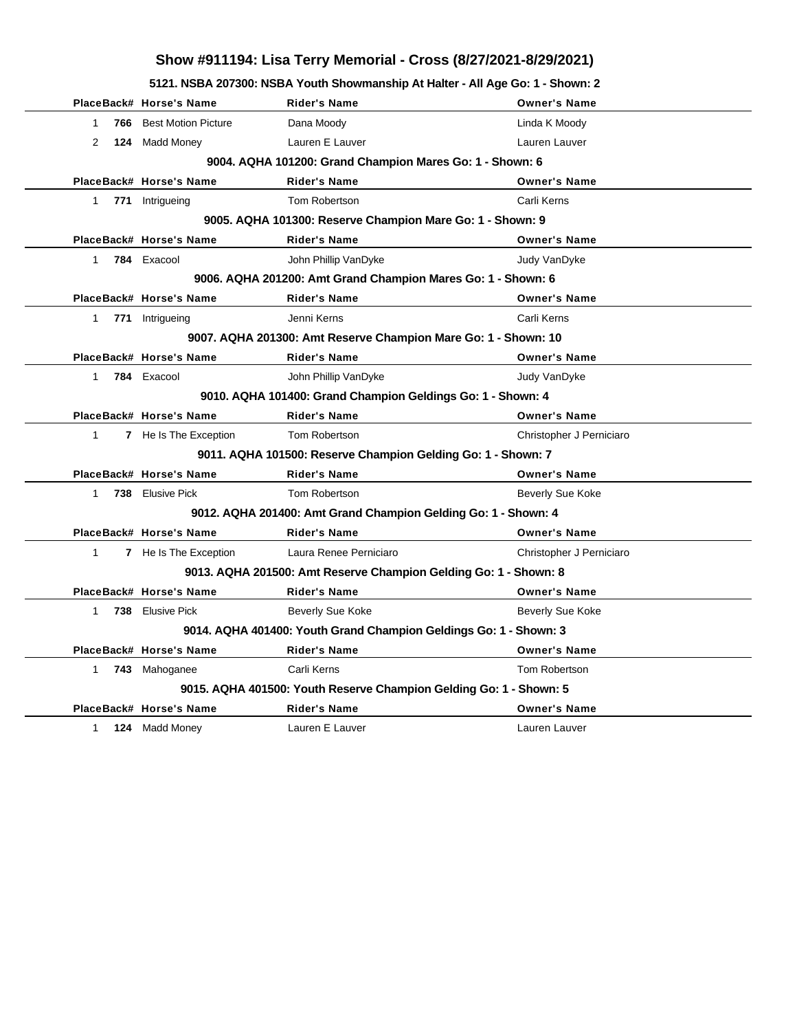# Show #911194: Lisa Terry Memorial - Cross (8/27/2021-8/29/2021)

### 5121. NSBA 207300: NSBA Youth Showmanship At Halter - All Age Go: 1 - Shown: 2

| Place | Back# | Horse's Name | Rider's Name | Owner's Name |
|---|---|---|---|---|
| 1 | **766** | Best Motion Picture | Dana Moody | Linda K Moody |
| 2 | **124** | Madd Money | Lauren E Lauver | Lauren Lauver |

### 9004. AQHA 101200: Grand Champion Mares Go: 1 - Shown: 6

| Place | Back# | Horse's Name | Rider's Name | Owner's Name |
|---|---|---|---|---|
| 1 | **771** | Intrigueing | Tom Robertson | Carli Kerns |

### 9005. AQHA 101300: Reserve Champion Mare Go: 1 - Shown: 9

| Place | Back# | Horse's Name | Rider's Name | Owner's Name |
|---|---|---|---|---|
| 1 | **784** | Exacool | John Phillip VanDyke | Judy VanDyke |

### 9006. AQHA 201200: Amt Grand Champion Mares Go: 1 - Shown: 6

| Place | Back# | Horse's Name | Rider's Name | Owner's Name |
|---|---|---|---|---|
| 1 | **771** | Intrigueing | Jenni Kerns | Carli Kerns |

### 9007. AQHA 201300: Amt Reserve Champion Mare Go: 1 - Shown: 10

| Place | Back# | Horse's Name | Rider's Name | Owner's Name |
|---|---|---|---|---|
| 1 | **784** | Exacool | John Phillip VanDyke | Judy VanDyke |

### 9010. AQHA 101400: Grand Champion Geldings Go: 1 - Shown: 4

| Place | Back# | Horse's Name | Rider's Name | Owner's Name |
|---|---|---|---|---|
| 1 | **7** | He Is The Exception | Tom Robertson | Christopher J Perniciaro |

### 9011. AQHA 101500: Reserve Champion Gelding Go: 1 - Shown: 7

| Place | Back# | Horse's Name | Rider's Name | Owner's Name |
|---|---|---|---|---|
| 1 | **738** | Elusive Pick | Tom Robertson | Beverly Sue Koke |

### 9012. AQHA 201400: Amt Grand Champion Gelding Go: 1 - Shown: 4

| Place | Back# | Horse's Name | Rider's Name | Owner's Name |
|---|---|---|---|---|
| 1 | **7** | He Is The Exception | Laura Renee Perniciaro | Christopher J Perniciaro |

### 9013. AQHA 201500: Amt Reserve Champion Gelding Go: 1 - Shown: 8

| Place | Back# | Horse's Name | Rider's Name | Owner's Name |
|---|---|---|---|---|
| 1 | **738** | Elusive Pick | Beverly Sue Koke | Beverly Sue Koke |

### 9014. AQHA 401400: Youth Grand Champion Geldings Go: 1 - Shown: 3

| Place | Back# | Horse's Name | Rider's Name | Owner's Name |
|---|---|---|---|---|
| 1 | **743** | Mahoganee | Carli Kerns | Tom Robertson |

### 9015. AQHA 401500: Youth Reserve Champion Gelding Go: 1 - Shown: 5

| Place | Back# | Horse's Name | Rider's Name | Owner's Name |
|---|---|---|---|---|
| 1 | **124** | Madd Money | Lauren E Lauver | Lauren Lauver |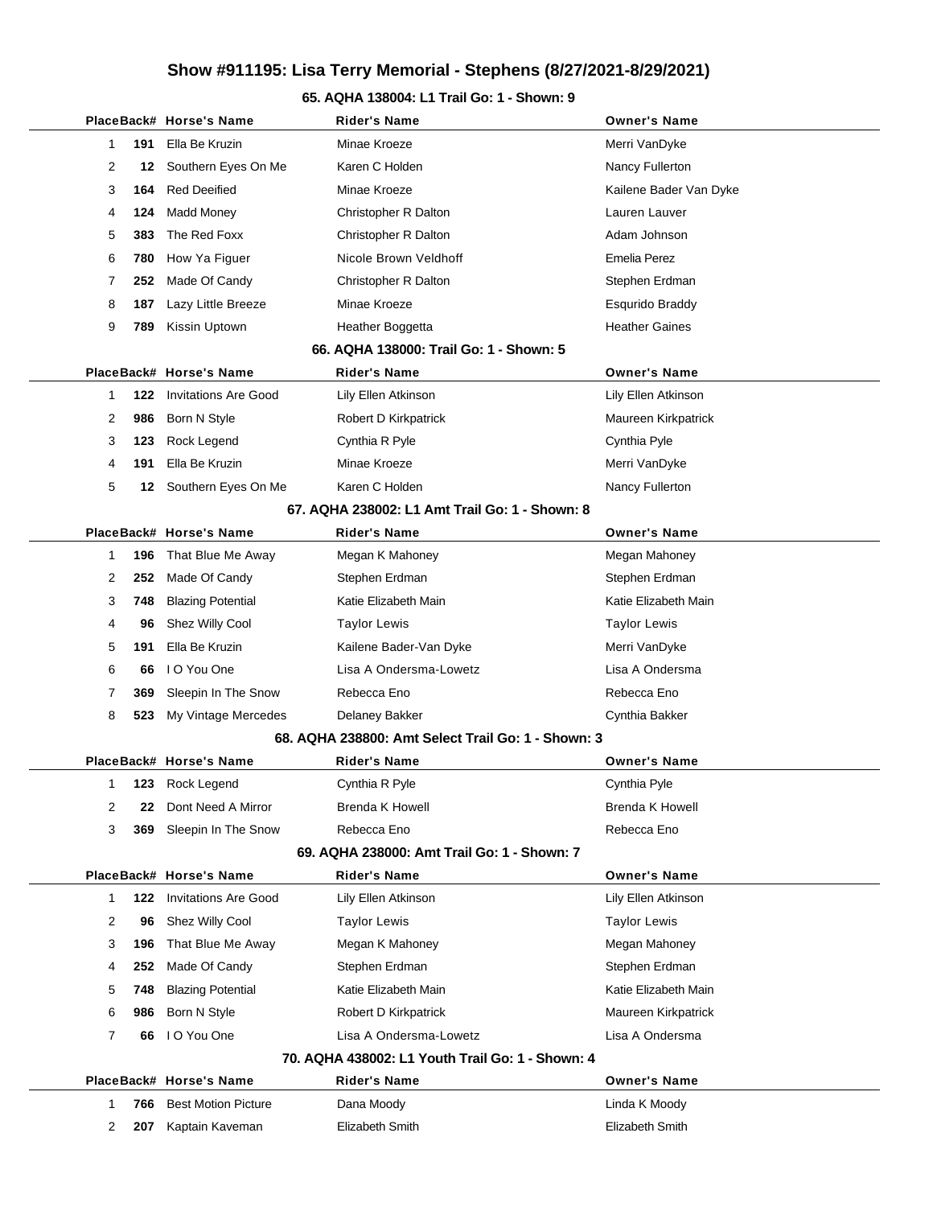# Show #911195: Lisa Terry Memorial - Stephens (8/27/2021-8/29/2021)

## 65. AQHA 138004: L1 Trail Go: 1 - Shown: 9

| Place | Back# | Horse's Name | Rider's Name | Owner's Name |
|---|---|---|---|---|
| 1 | 191 | Ella Be Kruzin | Minae Kroeze | Merri VanDyke |
| 2 | 12 | Southern Eyes On Me | Karen C Holden | Nancy Fullerton |
| 3 | 164 | Red Deeified | Minae Kroeze | Kailene Bader Van Dyke |
| 4 | 124 | Madd Money | Christopher R Dalton | Lauren Lauver |
| 5 | 383 | The Red Foxx | Christopher R Dalton | Adam Johnson |
| 6 | 780 | How Ya Figuer | Nicole Brown Veldhoff | Emelia Perez |
| 7 | 252 | Made Of Candy | Christopher R Dalton | Stephen Erdman |
| 8 | 187 | Lazy Little Breeze | Minae Kroeze | Esqurido Braddy |
| 9 | 789 | Kissin Uptown | Heather Boggetta | Heather Gaines |

## 66. AQHA 138000: Trail Go: 1 - Shown: 5

| Place | Back# | Horse's Name | Rider's Name | Owner's Name |
|---|---|---|---|---|
| 1 | 122 | Invitations Are Good | Lily Ellen Atkinson | Lily Ellen Atkinson |
| 2 | 986 | Born N Style | Robert D Kirkpatrick | Maureen Kirkpatrick |
| 3 | 123 | Rock Legend | Cynthia R Pyle | Cynthia Pyle |
| 4 | 191 | Ella Be Kruzin | Minae Kroeze | Merri VanDyke |
| 5 | 12 | Southern Eyes On Me | Karen C Holden | Nancy Fullerton |

## 67. AQHA 238002: L1 Amt Trail Go: 1 - Shown: 8

| Place | Back# | Horse's Name | Rider's Name | Owner's Name |
|---|---|---|---|---|
| 1 | 196 | That Blue Me Away | Megan K Mahoney | Megan Mahoney |
| 2 | 252 | Made Of Candy | Stephen Erdman | Stephen Erdman |
| 3 | 748 | Blazing Potential | Katie Elizabeth Main | Katie Elizabeth Main |
| 4 | 96 | Shez Willy Cool | Taylor Lewis | Taylor Lewis |
| 5 | 191 | Ella Be Kruzin | Kailene Bader-Van Dyke | Merri VanDyke |
| 6 | 66 | I O You One | Lisa A Ondersma-Lowetz | Lisa A Ondersma |
| 7 | 369 | Sleepin In The Snow | Rebecca Eno | Rebecca Eno |
| 8 | 523 | My Vintage Mercedes | Delaney Bakker | Cynthia Bakker |

## 68. AQHA 238800: Amt Select Trail Go: 1 - Shown: 3

| Place | Back# | Horse's Name | Rider's Name | Owner's Name |
|---|---|---|---|---|
| 1 | 123 | Rock Legend | Cynthia R Pyle | Cynthia Pyle |
| 2 | 22 | Dont Need A Mirror | Brenda K Howell | Brenda K Howell |
| 3 | 369 | Sleepin In The Snow | Rebecca Eno | Rebecca Eno |

## 69. AQHA 238000: Amt Trail Go: 1 - Shown: 7

| Place | Back# | Horse's Name | Rider's Name | Owner's Name |
|---|---|---|---|---|
| 1 | 122 | Invitations Are Good | Lily Ellen Atkinson | Lily Ellen Atkinson |
| 2 | 96 | Shez Willy Cool | Taylor Lewis | Taylor Lewis |
| 3 | 196 | That Blue Me Away | Megan K Mahoney | Megan Mahoney |
| 4 | 252 | Made Of Candy | Stephen Erdman | Stephen Erdman |
| 5 | 748 | Blazing Potential | Katie Elizabeth Main | Katie Elizabeth Main |
| 6 | 986 | Born N Style | Robert D Kirkpatrick | Maureen Kirkpatrick |
| 7 | 66 | I O You One | Lisa A Ondersma-Lowetz | Lisa A Ondersma |

## 70. AQHA 438002: L1 Youth Trail Go: 1 - Shown: 4

| Place | Back# | Horse's Name | Rider's Name | Owner's Name |
|---|---|---|---|---|
| 1 | 766 | Best Motion Picture | Dana Moody | Linda K Moody |
| 2 | 207 | Kaptain Kaveman | Elizabeth Smith | Elizabeth Smith |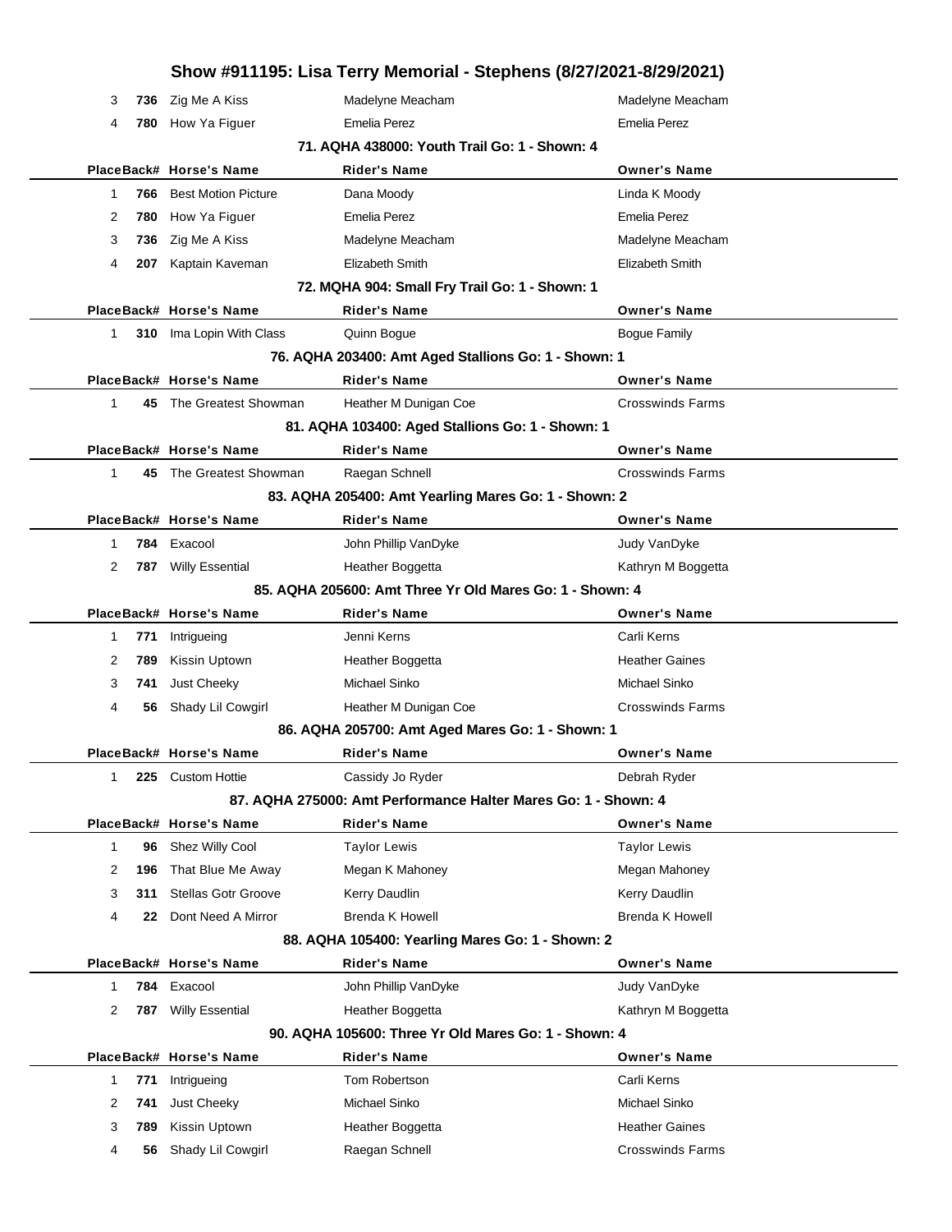# Show #911195: Lisa Terry Memorial - Stephens (8/27/2021-8/29/2021)

| Place | Back# | Horse's Name | Rider's Name | Owner's Name |
|---|---|---|---|---|
| 3 | 736 | Zig Me A Kiss | Madelyne Meacham | Madelyne Meacham |
| 4 | 780 | How Ya Figuer | Emelia Perez | Emelia Perez |

### 71. AQHA 438000: Youth Trail Go: 1 - Shown: 4

| Place | Back# | Horse's Name | Rider's Name | Owner's Name |
|---|---|---|---|---|
| 1 | 766 | Best Motion Picture | Dana Moody | Linda K Moody |
| 2 | 780 | How Ya Figuer | Emelia Perez | Emelia Perez |
| 3 | 736 | Zig Me A Kiss | Madelyne Meacham | Madelyne Meacham |
| 4 | 207 | Kaptain Kaveman | Elizabeth Smith | Elizabeth Smith |

### 72. MQHA 904: Small Fry Trail Go: 1 - Shown: 1

| Place | Back# | Horse's Name | Rider's Name | Owner's Name |
|---|---|---|---|---|
| 1 | 310 | Ima Lopin With Class | Quinn Bogue | Bogue Family |

### 76. AQHA 203400: Amt Aged Stallions Go: 1 - Shown: 1

| Place | Back# | Horse's Name | Rider's Name | Owner's Name |
|---|---|---|---|---|
| 1 | 45 | The Greatest Showman | Heather M Dunigan Coe | Crosswinds Farms |

### 81. AQHA 103400: Aged Stallions Go: 1 - Shown: 1

| Place | Back# | Horse's Name | Rider's Name | Owner's Name |
|---|---|---|---|---|
| 1 | 45 | The Greatest Showman | Raegan Schnell | Crosswinds Farms |

### 83. AQHA 205400: Amt Yearling Mares Go: 1 - Shown: 2

| Place | Back# | Horse's Name | Rider's Name | Owner's Name |
|---|---|---|---|---|
| 1 | 784 | Exacool | John Phillip VanDyke | Judy VanDyke |
| 2 | 787 | Willy Essential | Heather Boggetta | Kathryn M Boggetta |

### 85. AQHA 205600: Amt Three Yr Old Mares Go: 1 - Shown: 4

| Place | Back# | Horse's Name | Rider's Name | Owner's Name |
|---|---|---|---|---|
| 1 | 771 | Intrigueing | Jenni Kerns | Carli Kerns |
| 2 | 789 | Kissin Uptown | Heather Boggetta | Heather Gaines |
| 3 | 741 | Just Cheeky | Michael Sinko | Michael Sinko |
| 4 | 56 | Shady Lil Cowgirl | Heather M Dunigan Coe | Crosswinds Farms |

### 86. AQHA 205700: Amt Aged Mares Go: 1 - Shown: 1

| Place | Back# | Horse's Name | Rider's Name | Owner's Name |
|---|---|---|---|---|
| 1 | 225 | Custom Hottie | Cassidy Jo Ryder | Debrah Ryder |

### 87. AQHA 275000: Amt Performance Halter Mares Go: 1 - Shown: 4

| Place | Back# | Horse's Name | Rider's Name | Owner's Name |
|---|---|---|---|---|
| 1 | 96 | Shez Willy Cool | Taylor Lewis | Taylor Lewis |
| 2 | 196 | That Blue Me Away | Megan K Mahoney | Megan Mahoney |
| 3 | 311 | Stellas Gotr Groove | Kerry Daudlin | Kerry Daudlin |
| 4 | 22 | Dont Need A Mirror | Brenda K Howell | Brenda K Howell |

### 88. AQHA 105400: Yearling Mares Go: 1 - Shown: 2

| Place | Back# | Horse's Name | Rider's Name | Owner's Name |
|---|---|---|---|---|
| 1 | 784 | Exacool | John Phillip VanDyke | Judy VanDyke |
| 2 | 787 | Willy Essential | Heather Boggetta | Kathryn M Boggetta |

### 90. AQHA 105600: Three Yr Old Mares Go: 1 - Shown: 4

| Place | Back# | Horse's Name | Rider's Name | Owner's Name |
|---|---|---|---|---|
| 1 | 771 | Intrigueing | Tom Robertson | Carli Kerns |
| 2 | 741 | Just Cheeky | Michael Sinko | Michael Sinko |
| 3 | 789 | Kissin Uptown | Heather Boggetta | Heather Gaines |
| 4 | 56 | Shady Lil Cowgirl | Raegan Schnell | Crosswinds Farms |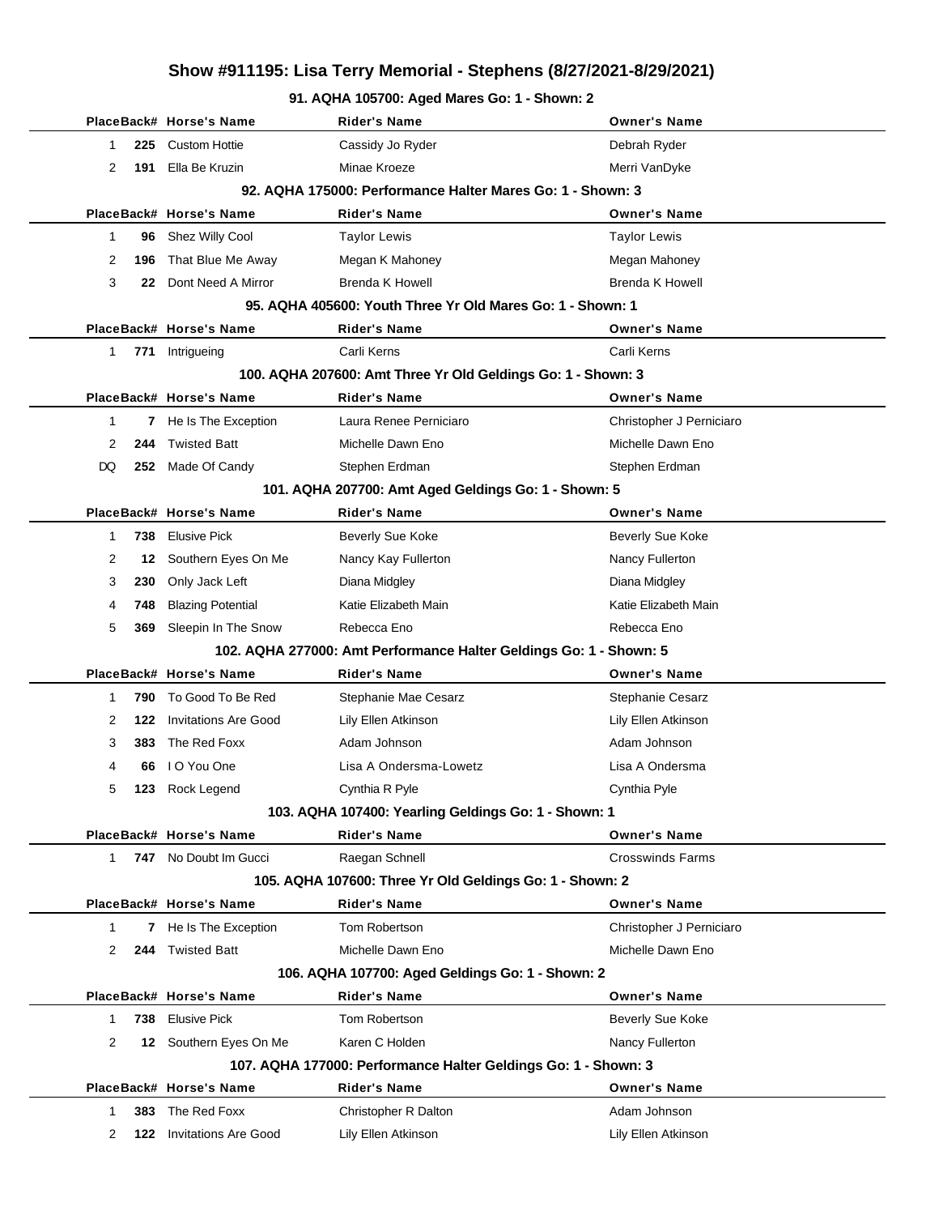# Show #911195: Lisa Terry Memorial - Stephens (8/27/2021-8/29/2021)

### 91. AQHA 105700: Aged Mares Go: 1 - Shown: 2

| Place | Back# | Horse's Name | Rider's Name | Owner's Name |
|---|---|---|---|---|
| 1 | 225 | Custom Hottie | Cassidy Jo Ryder | Debrah Ryder |
| 2 | 191 | Ella Be Kruzin | Minae Kroeze | Merri VanDyke |

### 92. AQHA 175000: Performance Halter Mares Go: 1 - Shown: 3

| Place | Back# | Horse's Name | Rider's Name | Owner's Name |
|---|---|---|---|---|
| 1 | 96 | Shez Willy Cool | Taylor Lewis | Taylor Lewis |
| 2 | 196 | That Blue Me Away | Megan K Mahoney | Megan Mahoney |
| 3 | 22 | Dont Need A Mirror | Brenda K Howell | Brenda K Howell |

### 95. AQHA 405600: Youth Three Yr Old Mares Go: 1 - Shown: 1

| Place | Back# | Horse's Name | Rider's Name | Owner's Name |
|---|---|---|---|---|
| 1 | 771 | Intrigueing | Carli Kerns | Carli Kerns |

### 100. AQHA 207600: Amt Three Yr Old Geldings Go: 1 - Shown: 3

| Place | Back# | Horse's Name | Rider's Name | Owner's Name |
|---|---|---|---|---|
| 1 | 7 | He Is The Exception | Laura Renee Perniciaro | Christopher J Perniciaro |
| 2 | 244 | Twisted Batt | Michelle Dawn Eno | Michelle Dawn Eno |
| DQ | 252 | Made Of Candy | Stephen Erdman | Stephen Erdman |

### 101. AQHA 207700: Amt Aged Geldings Go: 1 - Shown: 5

| Place | Back# | Horse's Name | Rider's Name | Owner's Name |
|---|---|---|---|---|
| 1 | 738 | Elusive Pick | Beverly Sue Koke | Beverly Sue Koke |
| 2 | 12 | Southern Eyes On Me | Nancy Kay Fullerton | Nancy Fullerton |
| 3 | 230 | Only Jack Left | Diana Midgley | Diana Midgley |
| 4 | 748 | Blazing Potential | Katie Elizabeth Main | Katie Elizabeth Main |
| 5 | 369 | Sleepin In The Snow | Rebecca Eno | Rebecca Eno |

### 102. AQHA 277000: Amt Performance Halter Geldings Go: 1 - Shown: 5

| Place | Back# | Horse's Name | Rider's Name | Owner's Name |
|---|---|---|---|---|
| 1 | 790 | To Good To Be Red | Stephanie Mae Cesarz | Stephanie Cesarz |
| 2 | 122 | Invitations Are Good | Lily Ellen Atkinson | Lily Ellen Atkinson |
| 3 | 383 | The Red Foxx | Adam Johnson | Adam Johnson |
| 4 | 66 | I O You One | Lisa A Ondersma-Lowetz | Lisa A Ondersma |
| 5 | 123 | Rock Legend | Cynthia R Pyle | Cynthia Pyle |

### 103. AQHA 107400: Yearling Geldings Go: 1 - Shown: 1

| Place | Back# | Horse's Name | Rider's Name | Owner's Name |
|---|---|---|---|---|
| 1 | 747 | No Doubt Im Gucci | Raegan Schnell | Crosswinds Farms |

### 105. AQHA 107600: Three Yr Old Geldings Go: 1 - Shown: 2

| Place | Back# | Horse's Name | Rider's Name | Owner's Name |
|---|---|---|---|---|
| 1 | 7 | He Is The Exception | Tom Robertson | Christopher J Perniciaro |
| 2 | 244 | Twisted Batt | Michelle Dawn Eno | Michelle Dawn Eno |

### 106. AQHA 107700: Aged Geldings Go: 1 - Shown: 2

| Place | Back# | Horse's Name | Rider's Name | Owner's Name |
|---|---|---|---|---|
| 1 | 738 | Elusive Pick | Tom Robertson | Beverly Sue Koke |
| 2 | 12 | Southern Eyes On Me | Karen C Holden | Nancy Fullerton |

### 107. AQHA 177000: Performance Halter Geldings Go: 1 - Shown: 3

| Place | Back# | Horse's Name | Rider's Name | Owner's Name |
|---|---|---|---|---|
| 1 | 383 | The Red Foxx | Christopher R Dalton | Adam Johnson |
| 2 | 122 | Invitations Are Good | Lily Ellen Atkinson | Lily Ellen Atkinson |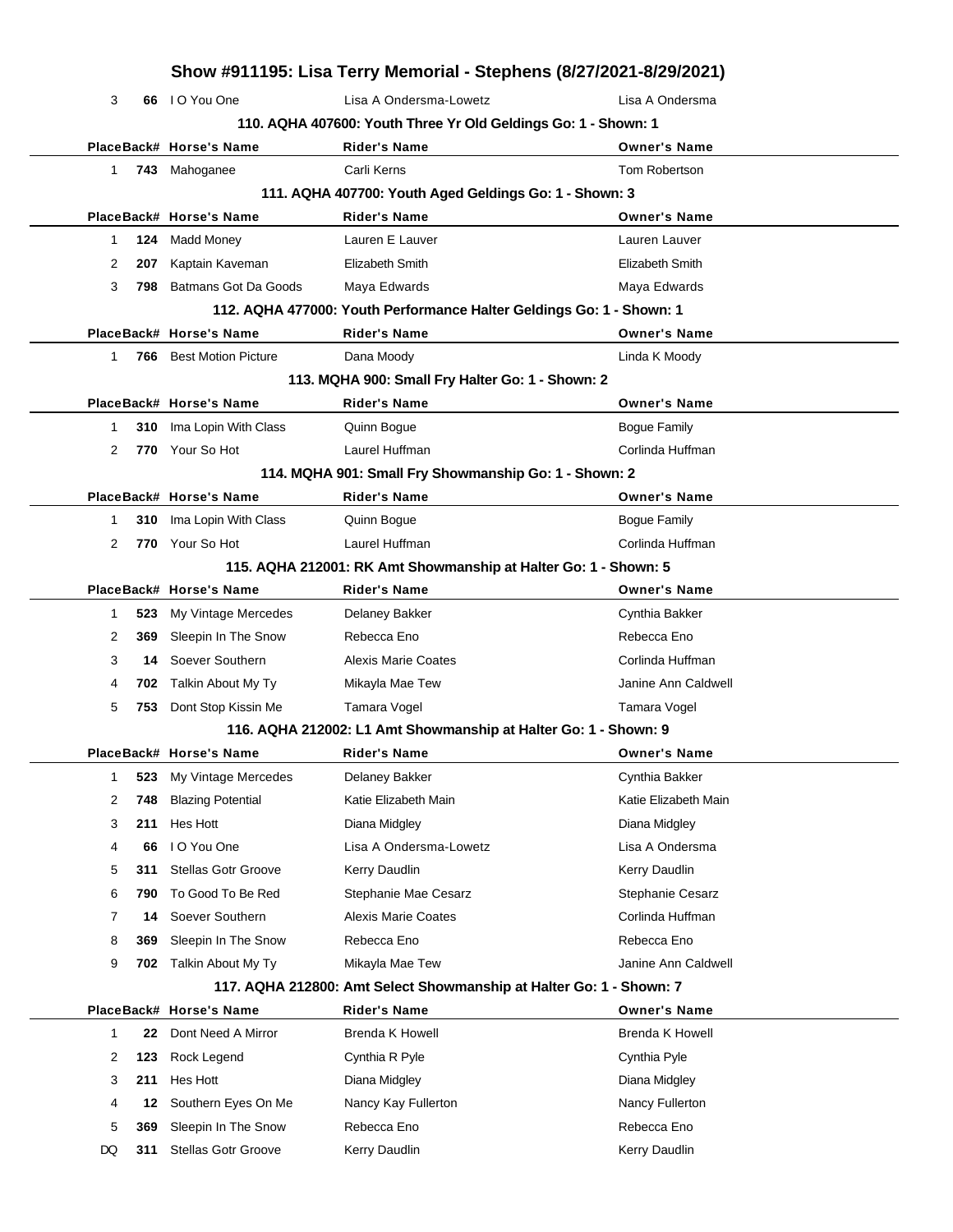# Show #911195: Lisa Terry Memorial - Stephens (8/27/2021-8/29/2021)

| Place | Back# | Horse's Name | Rider's Name | Owner's Name |
|---|---|---|---|---|
| 3 | 66 | I O You One | Lisa A Ondersma-Lowetz | Lisa A Ondersma |

### 110. AQHA 407600: Youth Three Yr Old Geldings Go: 1 - Shown: 1

| Place | Back# | Horse's Name | Rider's Name | Owner's Name |
|---|---|---|---|---|
| 1 | 743 | Mahoganee | Carli Kerns | Tom Robertson |

### 111. AQHA 407700: Youth Aged Geldings Go: 1 - Shown: 3

| Place | Back# | Horse's Name | Rider's Name | Owner's Name |
|---|---|---|---|---|
| 1 | 124 | Madd Money | Lauren E Lauver | Lauren Lauver |
| 2 | 207 | Kaptain Kaveman | Elizabeth Smith | Elizabeth Smith |
| 3 | 798 | Batmans Got Da Goods | Maya Edwards | Maya Edwards |

### 112. AQHA 477000: Youth Performance Halter Geldings Go: 1 - Shown: 1

| Place | Back# | Horse's Name | Rider's Name | Owner's Name |
|---|---|---|---|---|
| 1 | 766 | Best Motion Picture | Dana Moody | Linda K Moody |

### 113. MQHA 900: Small Fry Halter Go: 1 - Shown: 2

| Place | Back# | Horse's Name | Rider's Name | Owner's Name |
|---|---|---|---|---|
| 1 | 310 | Ima Lopin With Class | Quinn Bogue | Bogue Family |
| 2 | 770 | Your So Hot | Laurel Huffman | Corlinda Huffman |

### 114. MQHA 901: Small Fry Showmanship Go: 1 - Shown: 2

| Place | Back# | Horse's Name | Rider's Name | Owner's Name |
|---|---|---|---|---|
| 1 | 310 | Ima Lopin With Class | Quinn Bogue | Bogue Family |
| 2 | 770 | Your So Hot | Laurel Huffman | Corlinda Huffman |

### 115. AQHA 212001: RK Amt Showmanship at Halter Go: 1 - Shown: 5

| Place | Back# | Horse's Name | Rider's Name | Owner's Name |
|---|---|---|---|---|
| 1 | 523 | My Vintage Mercedes | Delaney Bakker | Cynthia Bakker |
| 2 | 369 | Sleepin In The Snow | Rebecca Eno | Rebecca Eno |
| 3 | 14 | Soever Southern | Alexis Marie Coates | Corlinda Huffman |
| 4 | 702 | Talkin About My Ty | Mikayla Mae Tew | Janine Ann Caldwell |
| 5 | 753 | Dont Stop Kissin Me | Tamara Vogel | Tamara Vogel |

### 116. AQHA 212002: L1 Amt Showmanship at Halter Go: 1 - Shown: 9

| Place | Back# | Horse's Name | Rider's Name | Owner's Name |
|---|---|---|---|---|
| 1 | 523 | My Vintage Mercedes | Delaney Bakker | Cynthia Bakker |
| 2 | 748 | Blazing Potential | Katie Elizabeth Main | Katie Elizabeth Main |
| 3 | 211 | Hes Hott | Diana Midgley | Diana Midgley |
| 4 | 66 | I O You One | Lisa A Ondersma-Lowetz | Lisa A Ondersma |
| 5 | 311 | Stellas Gotr Groove | Kerry Daudlin | Kerry Daudlin |
| 6 | 790 | To Good To Be Red | Stephanie Mae Cesarz | Stephanie Cesarz |
| 7 | 14 | Soever Southern | Alexis Marie Coates | Corlinda Huffman |
| 8 | 369 | Sleepin In The Snow | Rebecca Eno | Rebecca Eno |
| 9 | 702 | Talkin About My Ty | Mikayla Mae Tew | Janine Ann Caldwell |

### 117. AQHA 212800: Amt Select Showmanship at Halter Go: 1 - Shown: 7

| Place | Back# | Horse's Name | Rider's Name | Owner's Name |
|---|---|---|---|---|
| 1 | 22 | Dont Need A Mirror | Brenda K Howell | Brenda K Howell |
| 2 | 123 | Rock Legend | Cynthia R Pyle | Cynthia Pyle |
| 3 | 211 | Hes Hott | Diana Midgley | Diana Midgley |
| 4 | 12 | Southern Eyes On Me | Nancy Kay Fullerton | Nancy Fullerton |
| 5 | 369 | Sleepin In The Snow | Rebecca Eno | Rebecca Eno |
| DQ | 311 | Stellas Gotr Groove | Kerry Daudlin | Kerry Daudlin |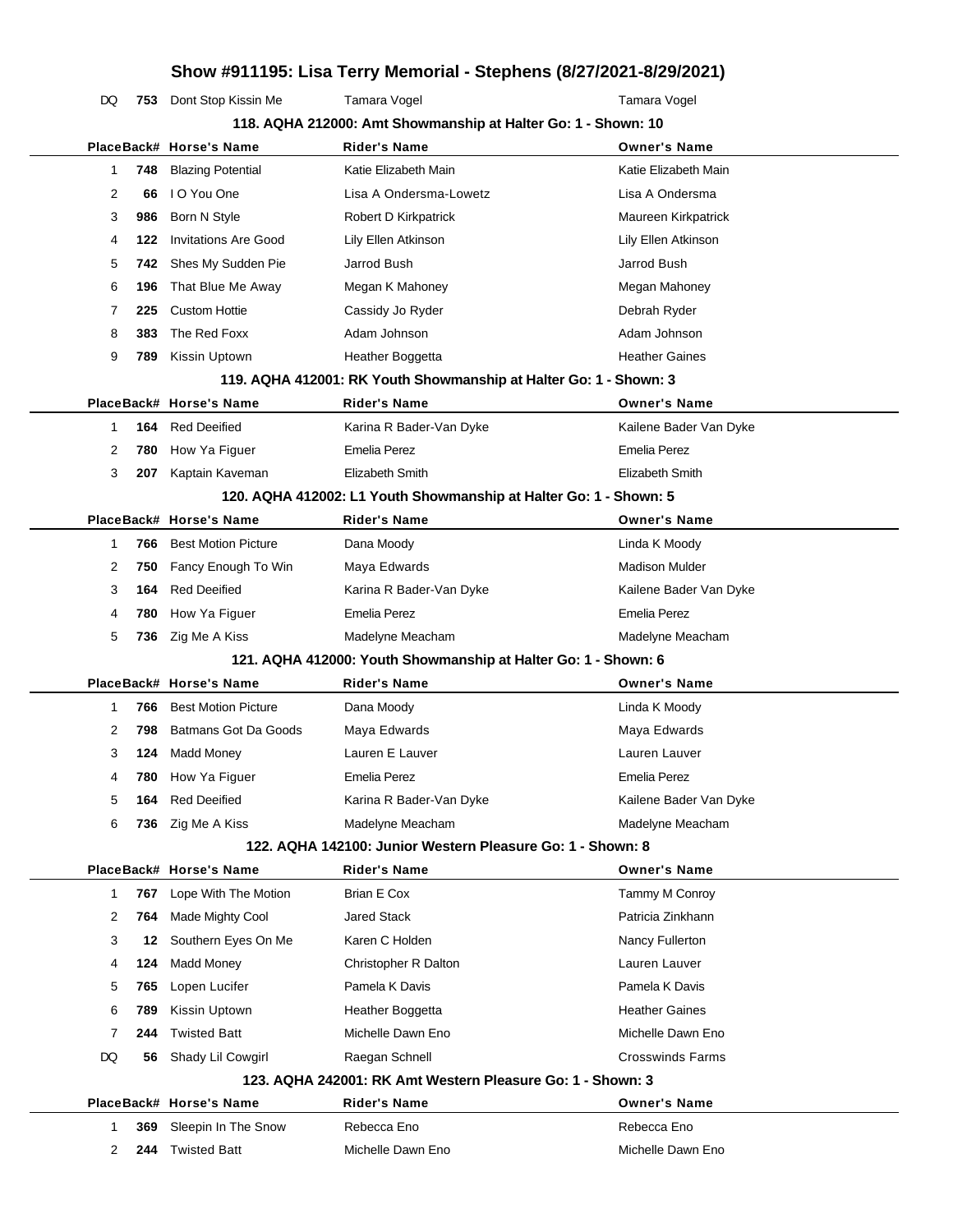# Show #911195: Lisa Terry Memorial - Stephens (8/27/2021-8/29/2021)

| Place | Back# | Horse's Name | Rider's Name | Owner's Name |
|---|---|---|---|---|
| DQ | 753 | Dont Stop Kissin Me | Tamara Vogel | Tamara Vogel |

### 118. AQHA 212000: Amt Showmanship at Halter Go: 1 - Shown: 10

| Place | Back# | Horse's Name | Rider's Name | Owner's Name |
|---|---|---|---|---|
| 1 | 748 | Blazing Potential | Katie Elizabeth Main | Katie Elizabeth Main |
| 2 | 66 | I O You One | Lisa A Ondersma-Lowetz | Lisa A Ondersma |
| 3 | 986 | Born N Style | Robert D Kirkpatrick | Maureen Kirkpatrick |
| 4 | 122 | Invitations Are Good | Lily Ellen Atkinson | Lily Ellen Atkinson |
| 5 | 742 | Shes My Sudden Pie | Jarrod Bush | Jarrod Bush |
| 6 | 196 | That Blue Me Away | Megan K Mahoney | Megan Mahoney |
| 7 | 225 | Custom Hottie | Cassidy Jo Ryder | Debrah Ryder |
| 8 | 383 | The Red Foxx | Adam Johnson | Adam Johnson |
| 9 | 789 | Kissin Uptown | Heather Boggetta | Heather Gaines |

### 119. AQHA 412001: RK Youth Showmanship at Halter Go: 1 - Shown: 3

| Place | Back# | Horse's Name | Rider's Name | Owner's Name |
|---|---|---|---|---|
| 1 | 164 | Red Deeified | Karina R Bader-Van Dyke | Kailene Bader Van Dyke |
| 2 | 780 | How Ya Figuer | Emelia Perez | Emelia Perez |
| 3 | 207 | Kaptain Kaveman | Elizabeth Smith | Elizabeth Smith |

### 120. AQHA 412002: L1 Youth Showmanship at Halter Go: 1 - Shown: 5

| Place | Back# | Horse's Name | Rider's Name | Owner's Name |
|---|---|---|---|---|
| 1 | 766 | Best Motion Picture | Dana Moody | Linda K Moody |
| 2 | 750 | Fancy Enough To Win | Maya Edwards | Madison Mulder |
| 3 | 164 | Red Deeified | Karina R Bader-Van Dyke | Kailene Bader Van Dyke |
| 4 | 780 | How Ya Figuer | Emelia Perez | Emelia Perez |
| 5 | 736 | Zig Me A Kiss | Madelyne Meacham | Madelyne Meacham |

### 121. AQHA 412000: Youth Showmanship at Halter Go: 1 - Shown: 6

| Place | Back# | Horse's Name | Rider's Name | Owner's Name |
|---|---|---|---|---|
| 1 | 766 | Best Motion Picture | Dana Moody | Linda K Moody |
| 2 | 798 | Batmans Got Da Goods | Maya Edwards | Maya Edwards |
| 3 | 124 | Madd Money | Lauren E Lauver | Lauren Lauver |
| 4 | 780 | How Ya Figuer | Emelia Perez | Emelia Perez |
| 5 | 164 | Red Deeified | Karina R Bader-Van Dyke | Kailene Bader Van Dyke |
| 6 | 736 | Zig Me A Kiss | Madelyne Meacham | Madelyne Meacham |

### 122. AQHA 142100: Junior Western Pleasure Go: 1 - Shown: 8

| Place | Back# | Horse's Name | Rider's Name | Owner's Name |
|---|---|---|---|---|
| 1 | 767 | Lope With The Motion | Brian E Cox | Tammy M Conroy |
| 2 | 764 | Made Mighty Cool | Jared Stack | Patricia Zinkhann |
| 3 | 12 | Southern Eyes On Me | Karen C Holden | Nancy Fullerton |
| 4 | 124 | Madd Money | Christopher R Dalton | Lauren Lauver |
| 5 | 765 | Lopen Lucifer | Pamela K Davis | Pamela K Davis |
| 6 | 789 | Kissin Uptown | Heather Boggetta | Heather Gaines |
| 7 | 244 | Twisted Batt | Michelle Dawn Eno | Michelle Dawn Eno |
| DQ | 56 | Shady Lil Cowgirl | Raegan Schnell | Crosswinds Farms |

### 123. AQHA 242001: RK Amt Western Pleasure Go: 1 - Shown: 3

| Place | Back# | Horse's Name | Rider's Name | Owner's Name |
|---|---|---|---|---|
| 1 | 369 | Sleepin In The Snow | Rebecca Eno | Rebecca Eno |
| 2 | 244 | Twisted Batt | Michelle Dawn Eno | Michelle Dawn Eno |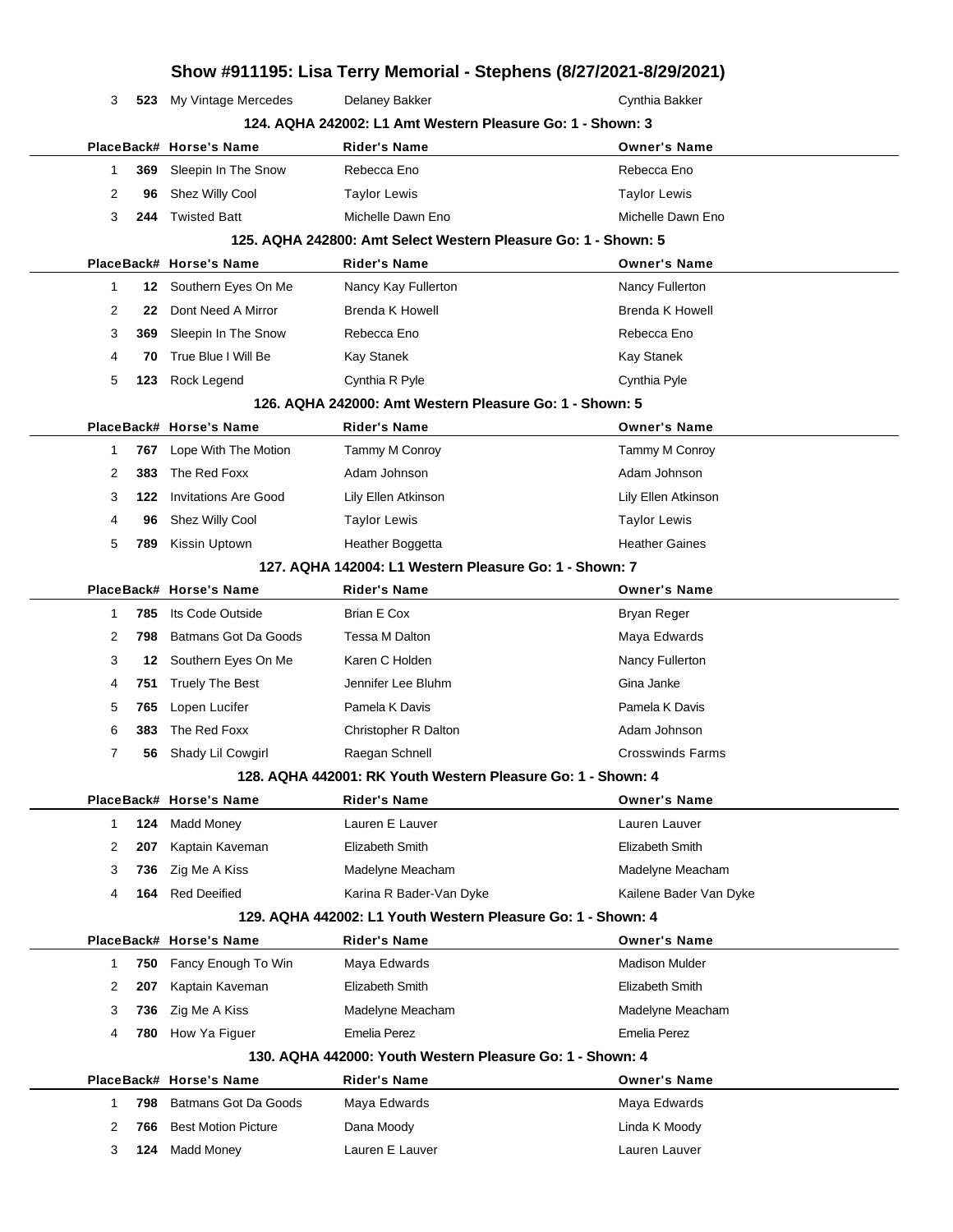# Show #911195: Lisa Terry Memorial - Stephens (8/27/2021-8/29/2021)

| Place | Back# | Horse's Name | Rider's Name | Owner's Name |
|---|---|---|---|---|
| 3 | 523 | My Vintage Mercedes | Delaney Bakker | Cynthia Bakker |

### 124. AQHA 242002: L1 Amt Western Pleasure Go: 1 - Shown: 3

| Place | Back# | Horse's Name | Rider's Name | Owner's Name |
|---|---|---|---|---|
| 1 | 369 | Sleepin In The Snow | Rebecca Eno | Rebecca Eno |
| 2 | 96 | Shez Willy Cool | Taylor Lewis | Taylor Lewis |
| 3 | 244 | Twisted Batt | Michelle Dawn Eno | Michelle Dawn Eno |

### 125. AQHA 242800: Amt Select Western Pleasure Go: 1 - Shown: 5

| Place | Back# | Horse's Name | Rider's Name | Owner's Name |
|---|---|---|---|---|
| 1 | 12 | Southern Eyes On Me | Nancy Kay Fullerton | Nancy Fullerton |
| 2 | 22 | Dont Need A Mirror | Brenda K Howell | Brenda K Howell |
| 3 | 369 | Sleepin In The Snow | Rebecca Eno | Rebecca Eno |
| 4 | 70 | True Blue I Will Be | Kay Stanek | Kay Stanek |
| 5 | 123 | Rock Legend | Cynthia R Pyle | Cynthia Pyle |

### 126. AQHA 242000: Amt Western Pleasure Go: 1 - Shown: 5

| Place | Back# | Horse's Name | Rider's Name | Owner's Name |
|---|---|---|---|---|
| 1 | 767 | Lope With The Motion | Tammy M Conroy | Tammy M Conroy |
| 2 | 383 | The Red Foxx | Adam Johnson | Adam Johnson |
| 3 | 122 | Invitations Are Good | Lily Ellen Atkinson | Lily Ellen Atkinson |
| 4 | 96 | Shez Willy Cool | Taylor Lewis | Taylor Lewis |
| 5 | 789 | Kissin Uptown | Heather Boggetta | Heather Gaines |

### 127. AQHA 142004: L1 Western Pleasure Go: 1 - Shown: 7

| Place | Back# | Horse's Name | Rider's Name | Owner's Name |
|---|---|---|---|---|
| 1 | 785 | Its Code Outside | Brian E Cox | Bryan Reger |
| 2 | 798 | Batmans Got Da Goods | Tessa M Dalton | Maya Edwards |
| 3 | 12 | Southern Eyes On Me | Karen C Holden | Nancy Fullerton |
| 4 | 751 | Truely The Best | Jennifer Lee Bluhm | Gina Janke |
| 5 | 765 | Lopen Lucifer | Pamela K Davis | Pamela K Davis |
| 6 | 383 | The Red Foxx | Christopher R Dalton | Adam Johnson |
| 7 | 56 | Shady Lil Cowgirl | Raegan Schnell | Crosswinds Farms |

### 128. AQHA 442001: RK Youth Western Pleasure Go: 1 - Shown: 4

| Place | Back# | Horse's Name | Rider's Name | Owner's Name |
|---|---|---|---|---|
| 1 | 124 | Madd Money | Lauren E Lauver | Lauren Lauver |
| 2 | 207 | Kaptain Kaveman | Elizabeth Smith | Elizabeth Smith |
| 3 | 736 | Zig Me A Kiss | Madelyne Meacham | Madelyne Meacham |
| 4 | 164 | Red Deeified | Karina R Bader-Van Dyke | Kailene Bader Van Dyke |

### 129. AQHA 442002: L1 Youth Western Pleasure Go: 1 - Shown: 4

| Place | Back# | Horse's Name | Rider's Name | Owner's Name |
|---|---|---|---|---|
| 1 | 750 | Fancy Enough To Win | Maya Edwards | Madison Mulder |
| 2 | 207 | Kaptain Kaveman | Elizabeth Smith | Elizabeth Smith |
| 3 | 736 | Zig Me A Kiss | Madelyne Meacham | Madelyne Meacham |
| 4 | 780 | How Ya Figuer | Emelia Perez | Emelia Perez |

### 130. AQHA 442000: Youth Western Pleasure Go: 1 - Shown: 4

| Place | Back# | Horse's Name | Rider's Name | Owner's Name |
|---|---|---|---|---|
| 1 | 798 | Batmans Got Da Goods | Maya Edwards | Maya Edwards |
| 2 | 766 | Best Motion Picture | Dana Moody | Linda K Moody |
| 3 | 124 | Madd Money | Lauren E Lauver | Lauren Lauver |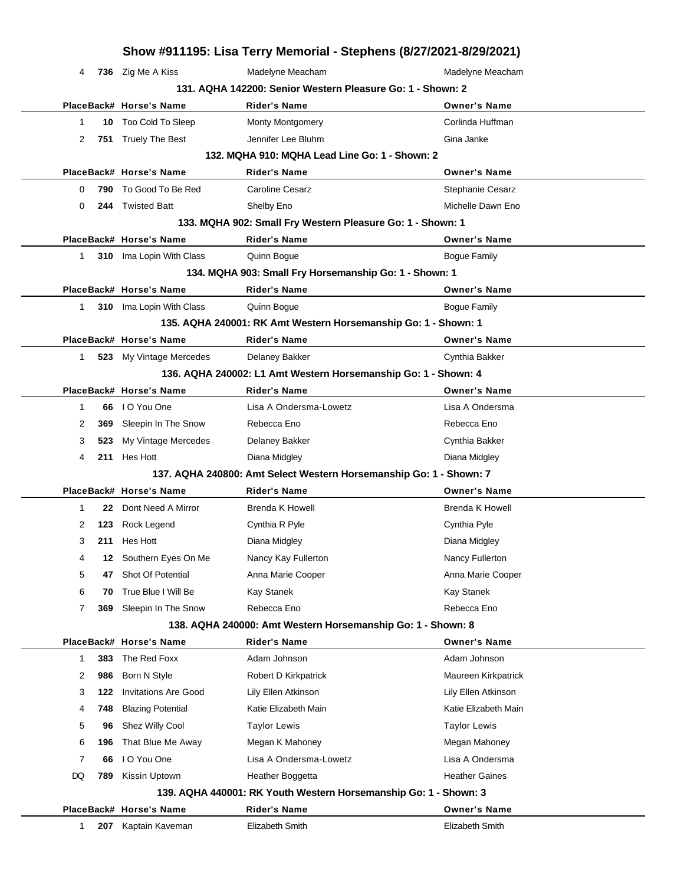| Place | Back# | Horse's Name | Rider's Name | Owner's Name |
|---|---|---|---|---|
| 4 | 736 | Zig Me A Kiss | Madelyne Meacham | Madelyne Meacham |

### 131. AQHA 142200: Senior Western Pleasure Go: 1 - Shown: 2

| Place | Back# | Horse's Name | Rider's Name | Owner's Name |
|---|---|---|---|---|
| 1 | 10 | Too Cold To Sleep | Monty Montgomery | Corlinda Huffman |
| 2 | 751 | Truely The Best | Jennifer Lee Bluhm | Gina Janke |

### 132. MQHA 910: MQHA Lead Line Go: 1 - Shown: 2

| Place | Back# | Horse's Name | Rider's Name | Owner's Name |
|---|---|---|---|---|
| 0 | 790 | To Good To Be Red | Caroline Cesarz | Stephanie Cesarz |
| 0 | 244 | Twisted Batt | Shelby Eno | Michelle Dawn Eno |

### 133. MQHA 902: Small Fry Western Pleasure Go: 1 - Shown: 1

| Place | Back# | Horse's Name | Rider's Name | Owner's Name |
|---|---|---|---|---|
| 1 | 310 | Ima Lopin With Class | Quinn Bogue | Bogue Family |

### 134. MQHA 903: Small Fry Horsemanship Go: 1 - Shown: 1

| Place | Back# | Horse's Name | Rider's Name | Owner's Name |
|---|---|---|---|---|
| 1 | 310 | Ima Lopin With Class | Quinn Bogue | Bogue Family |

### 135. AQHA 240001: RK Amt Western Horsemanship Go: 1 - Shown: 1

| Place | Back# | Horse's Name | Rider's Name | Owner's Name |
|---|---|---|---|---|
| 1 | 523 | My Vintage Mercedes | Delaney Bakker | Cynthia Bakker |

### 136. AQHA 240002: L1 Amt Western Horsemanship Go: 1 - Shown: 4

| Place | Back# | Horse's Name | Rider's Name | Owner's Name |
|---|---|---|---|---|
| 1 | 66 | I O You One | Lisa A Ondersma-Lowetz | Lisa A Ondersma |
| 2 | 369 | Sleepin In The Snow | Rebecca Eno | Rebecca Eno |
| 3 | 523 | My Vintage Mercedes | Delaney Bakker | Cynthia Bakker |
| 4 | 211 | Hes Hott | Diana Midgley | Diana Midgley |

### 137. AQHA 240800: Amt Select Western Horsemanship Go: 1 - Shown: 7

| Place | Back# | Horse's Name | Rider's Name | Owner's Name |
|---|---|---|---|---|
| 1 | 22 | Dont Need A Mirror | Brenda K Howell | Brenda K Howell |
| 2 | 123 | Rock Legend | Cynthia R Pyle | Cynthia Pyle |
| 3 | 211 | Hes Hott | Diana Midgley | Diana Midgley |
| 4 | 12 | Southern Eyes On Me | Nancy Kay Fullerton | Nancy Fullerton |
| 5 | 47 | Shot Of Potential | Anna Marie Cooper | Anna Marie Cooper |
| 6 | 70 | True Blue I Will Be | Kay Stanek | Kay Stanek |
| 7 | 369 | Sleepin In The Snow | Rebecca Eno | Rebecca Eno |

### 138. AQHA 240000: Amt Western Horsemanship Go: 1 - Shown: 8

| Place | Back# | Horse's Name | Rider's Name | Owner's Name |
|---|---|---|---|---|
| 1 | 383 | The Red Foxx | Adam Johnson | Adam Johnson |
| 2 | 986 | Born N Style | Robert D Kirkpatrick | Maureen Kirkpatrick |
| 3 | 122 | Invitations Are Good | Lily Ellen Atkinson | Lily Ellen Atkinson |
| 4 | 748 | Blazing Potential | Katie Elizabeth Main | Katie Elizabeth Main |
| 5 | 96 | Shez Willy Cool | Taylor Lewis | Taylor Lewis |
| 6 | 196 | That Blue Me Away | Megan K Mahoney | Megan Mahoney |
| 7 | 66 | I O You One | Lisa A Ondersma-Lowetz | Lisa A Ondersma |
| DQ | 789 | Kissin Uptown | Heather Boggetta | Heather Gaines |

### 139. AQHA 440001: RK Youth Western Horsemanship Go: 1 - Shown: 3

| Place | Back# | Horse's Name | Rider's Name | Owner's Name |
|---|---|---|---|---|
| 1 | 207 | Kaptain Kaveman | Elizabeth Smith | Elizabeth Smith |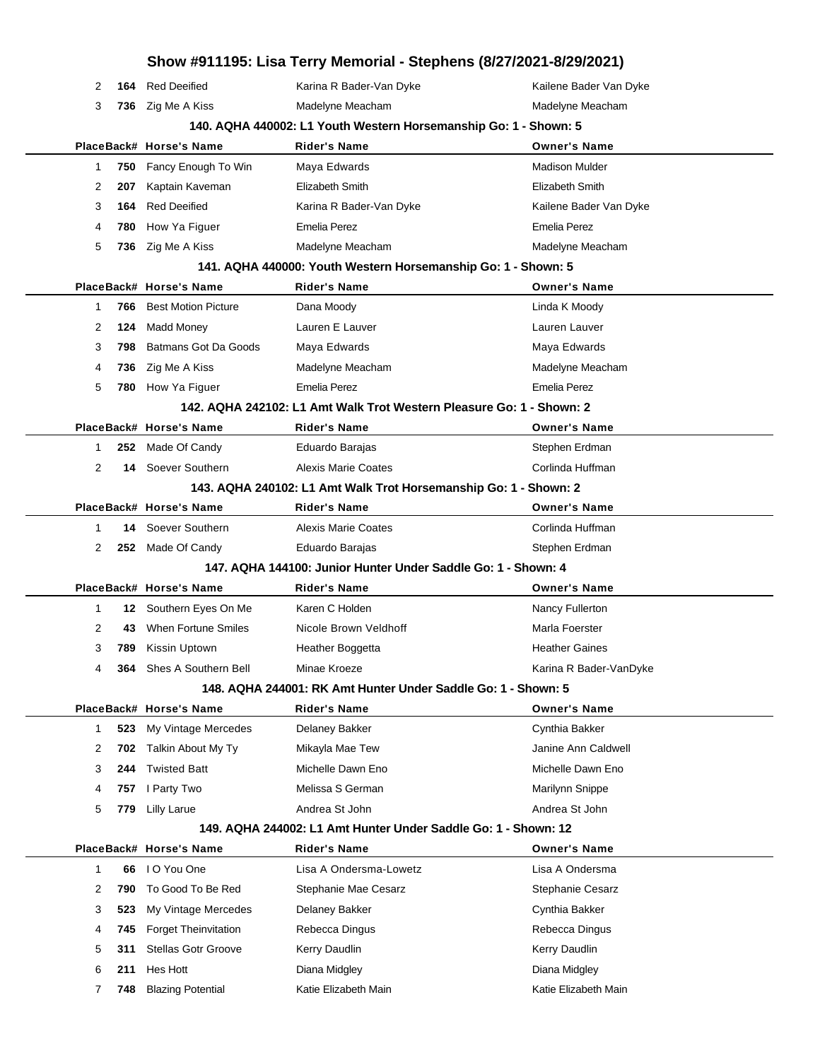# Show #911195: Lisa Terry Memorial - Stephens (8/27/2021-8/29/2021)

| Place | Back# | Horse's Name | Rider's Name | Owner's Name |
|---|---|---|---|---|
| 2 | 164 | Red Deeified | Karina R Bader-Van Dyke | Kailene Bader Van Dyke |
| 3 | 736 | Zig Me A Kiss | Madelyne Meacham | Madelyne Meacham |

### 140. AQHA 440002: L1 Youth Western Horsemanship Go: 1 - Shown: 5

| Place | Back# | Horse's Name | Rider's Name | Owner's Name |
|---|---|---|---|---|
| 1 | 750 | Fancy Enough To Win | Maya Edwards | Madison Mulder |
| 2 | 207 | Kaptain Kaveman | Elizabeth Smith | Elizabeth Smith |
| 3 | 164 | Red Deeified | Karina R Bader-Van Dyke | Kailene Bader Van Dyke |
| 4 | 780 | How Ya Figuer | Emelia Perez | Emelia Perez |
| 5 | 736 | Zig Me A Kiss | Madelyne Meacham | Madelyne Meacham |

### 141. AQHA 440000: Youth Western Horsemanship Go: 1 - Shown: 5

| Place | Back# | Horse's Name | Rider's Name | Owner's Name |
|---|---|---|---|---|
| 1 | 766 | Best Motion Picture | Dana Moody | Linda K Moody |
| 2 | 124 | Madd Money | Lauren E Lauver | Lauren Lauver |
| 3 | 798 | Batmans Got Da Goods | Maya Edwards | Maya Edwards |
| 4 | 736 | Zig Me A Kiss | Madelyne Meacham | Madelyne Meacham |
| 5 | 780 | How Ya Figuer | Emelia Perez | Emelia Perez |

### 142. AQHA 242102: L1 Amt Walk Trot Western Pleasure Go: 1 - Shown: 2

| Place | Back# | Horse's Name | Rider's Name | Owner's Name |
|---|---|---|---|---|
| 1 | 252 | Made Of Candy | Eduardo Barajas | Stephen Erdman |
| 2 | 14 | Soever Southern | Alexis Marie Coates | Corlinda Huffman |

### 143. AQHA 240102: L1 Amt Walk Trot Horsemanship Go: 1 - Shown: 2

| Place | Back# | Horse's Name | Rider's Name | Owner's Name |
|---|---|---|---|---|
| 1 | 14 | Soever Southern | Alexis Marie Coates | Corlinda Huffman |
| 2 | 252 | Made Of Candy | Eduardo Barajas | Stephen Erdman |

### 147. AQHA 144100: Junior Hunter Under Saddle Go: 1 - Shown: 4

| Place | Back# | Horse's Name | Rider's Name | Owner's Name |
|---|---|---|---|---|
| 1 | 12 | Southern Eyes On Me | Karen C Holden | Nancy Fullerton |
| 2 | 43 | When Fortune Smiles | Nicole Brown Veldhoff | Marla Foerster |
| 3 | 789 | Kissin Uptown | Heather Boggetta | Heather Gaines |
| 4 | 364 | Shes A Southern Bell | Minae Kroeze | Karina R Bader-VanDyke |

### 148. AQHA 244001: RK Amt Hunter Under Saddle Go: 1 - Shown: 5

| Place | Back# | Horse's Name | Rider's Name | Owner's Name |
|---|---|---|---|---|
| 1 | 523 | My Vintage Mercedes | Delaney Bakker | Cynthia Bakker |
| 2 | 702 | Talkin About My Ty | Mikayla Mae Tew | Janine Ann Caldwell |
| 3 | 244 | Twisted Batt | Michelle Dawn Eno | Michelle Dawn Eno |
| 4 | 757 | I Party Two | Melissa S German | Marilynn Snippe |
| 5 | 779 | Lilly Larue | Andrea St John | Andrea St John |

### 149. AQHA 244002: L1 Amt Hunter Under Saddle Go: 1 - Shown: 12

| Place | Back# | Horse's Name | Rider's Name | Owner's Name |
|---|---|---|---|---|
| 1 | 66 | I O You One | Lisa A Ondersma-Lowetz | Lisa A Ondersma |
| 2 | 790 | To Good To Be Red | Stephanie Mae Cesarz | Stephanie Cesarz |
| 3 | 523 | My Vintage Mercedes | Delaney Bakker | Cynthia Bakker |
| 4 | 745 | Forget Theinvitation | Rebecca Dingus | Rebecca Dingus |
| 5 | 311 | Stellas Gotr Groove | Kerry Daudlin | Kerry Daudlin |
| 6 | 211 | Hes Hott | Diana Midgley | Diana Midgley |
| 7 | 748 | Blazing Potential | Katie Elizabeth Main | Katie Elizabeth Main |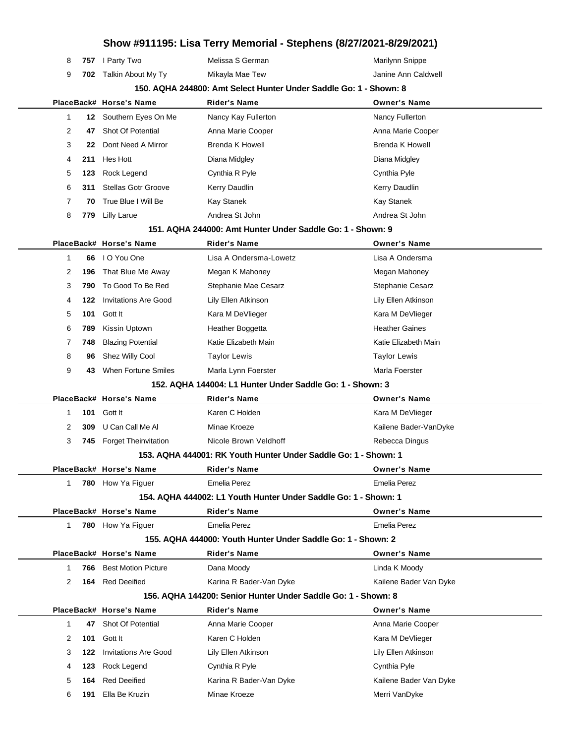# Show #911195: Lisa Terry Memorial - Stephens (8/27/2021-8/29/2021)

| Place | Back# | Horse's Name | Rider's Name | Owner's Name |
|---|---|---|---|---|
| 8 | 757 | I Party Two | Melissa S German | Marilynn Snippe |
| 9 | 702 | Talkin About My Ty | Mikayla Mae Tew | Janine Ann Caldwell |

### 150. AQHA 244800: Amt Select Hunter Under Saddle Go: 1 - Shown: 8

| Place | Back# | Horse's Name | Rider's Name | Owner's Name |
|---|---|---|---|---|
| 1 | 12 | Southern Eyes On Me | Nancy Kay Fullerton | Nancy Fullerton |
| 2 | 47 | Shot Of Potential | Anna Marie Cooper | Anna Marie Cooper |
| 3 | 22 | Dont Need A Mirror | Brenda K Howell | Brenda K Howell |
| 4 | 211 | Hes Hott | Diana Midgley | Diana Midgley |
| 5 | 123 | Rock Legend | Cynthia R Pyle | Cynthia Pyle |
| 6 | 311 | Stellas Gotr Groove | Kerry Daudlin | Kerry Daudlin |
| 7 | 70 | True Blue I Will Be | Kay Stanek | Kay Stanek |
| 8 | 779 | Lilly Larue | Andrea St John | Andrea St John |

### 151. AQHA 244000: Amt Hunter Under Saddle Go: 1 - Shown: 9

| Place | Back# | Horse's Name | Rider's Name | Owner's Name |
|---|---|---|---|---|
| 1 | 66 | I O You One | Lisa A Ondersma-Lowetz | Lisa A Ondersma |
| 2 | 196 | That Blue Me Away | Megan K Mahoney | Megan Mahoney |
| 3 | 790 | To Good To Be Red | Stephanie Mae Cesarz | Stephanie Cesarz |
| 4 | 122 | Invitations Are Good | Lily Ellen Atkinson | Lily Ellen Atkinson |
| 5 | 101 | Gott It | Kara M DeVlieger | Kara M DeVlieger |
| 6 | 789 | Kissin Uptown | Heather Boggetta | Heather Gaines |
| 7 | 748 | Blazing Potential | Katie Elizabeth Main | Katie Elizabeth Main |
| 8 | 96 | Shez Willy Cool | Taylor Lewis | Taylor Lewis |
| 9 | 43 | When Fortune Smiles | Marla Lynn Foerster | Marla Foerster |

### 152. AQHA 144004: L1 Hunter Under Saddle Go: 1 - Shown: 3

| Place | Back# | Horse's Name | Rider's Name | Owner's Name |
|---|---|---|---|---|
| 1 | 101 | Gott It | Karen C Holden | Kara M DeVlieger |
| 2 | 309 | U Can Call Me Al | Minae Kroeze | Kailene Bader-VanDyke |
| 3 | 745 | Forget Theinvitation | Nicole Brown Veldhoff | Rebecca Dingus |

### 153. AQHA 444001: RK Youth Hunter Under Saddle Go: 1 - Shown: 1

| Place | Back# | Horse's Name | Rider's Name | Owner's Name |
|---|---|---|---|---|
| 1 | 780 | How Ya Figuer | Emelia Perez | Emelia Perez |

### 154. AQHA 444002: L1 Youth Hunter Under Saddle Go: 1 - Shown: 1

| Place | Back# | Horse's Name | Rider's Name | Owner's Name |
|---|---|---|---|---|
| 1 | 780 | How Ya Figuer | Emelia Perez | Emelia Perez |

### 155. AQHA 444000: Youth Hunter Under Saddle Go: 1 - Shown: 2

| Place | Back# | Horse's Name | Rider's Name | Owner's Name |
|---|---|---|---|---|
| 1 | 766 | Best Motion Picture | Dana Moody | Linda K Moody |
| 2 | 164 | Red Deeified | Karina R Bader-Van Dyke | Kailene Bader Van Dyke |

### 156. AQHA 144200: Senior Hunter Under Saddle Go: 1 - Shown: 8

| Place | Back# | Horse's Name | Rider's Name | Owner's Name |
|---|---|---|---|---|
| 1 | 47 | Shot Of Potential | Anna Marie Cooper | Anna Marie Cooper |
| 2 | 101 | Gott It | Karen C Holden | Kara M DeVlieger |
| 3 | 122 | Invitations Are Good | Lily Ellen Atkinson | Lily Ellen Atkinson |
| 4 | 123 | Rock Legend | Cynthia R Pyle | Cynthia Pyle |
| 5 | 164 | Red Deeified | Karina R Bader-Van Dyke | Kailene Bader Van Dyke |
| 6 | 191 | Ella Be Kruzin | Minae Kroeze | Merri VanDyke |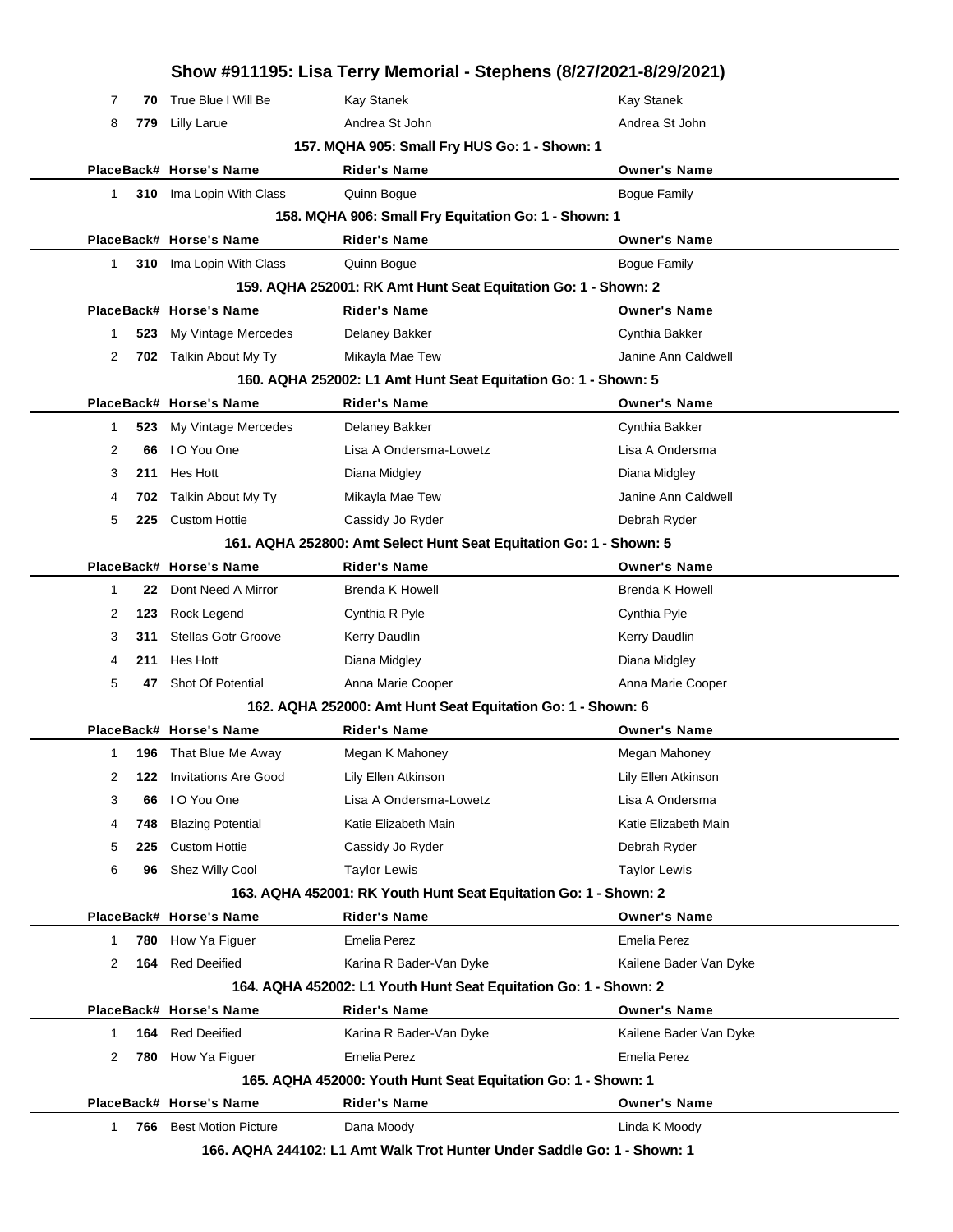## Show #911195: Lisa Terry Memorial - Stephens (8/27/2021-8/29/2021)

| Place | Back# | Horse's Name | Rider's Name | Owner's Name |
|---|---|---|---|---|
| 7 | 70 | True Blue I Will Be | Kay Stanek | Kay Stanek |
| 8 | 779 | Lilly Larue | Andrea St John | Andrea St John |

### 157. MQHA 905: Small Fry HUS Go: 1 - Shown: 1

| Place | Back# | Horse's Name | Rider's Name | Owner's Name |
|---|---|---|---|---|
| 1 | 310 | Ima Lopin With Class | Quinn Bogue | Bogue Family |

### 158. MQHA 906: Small Fry Equitation Go: 1 - Shown: 1

| Place | Back# | Horse's Name | Rider's Name | Owner's Name |
|---|---|---|---|---|
| 1 | 310 | Ima Lopin With Class | Quinn Bogue | Bogue Family |

### 159. AQHA 252001: RK Amt Hunt Seat Equitation Go: 1 - Shown: 2

| Place | Back# | Horse's Name | Rider's Name | Owner's Name |
|---|---|---|---|---|
| 1 | 523 | My Vintage Mercedes | Delaney Bakker | Cynthia Bakker |
| 2 | 702 | Talkin About My Ty | Mikayla Mae Tew | Janine Ann Caldwell |

### 160. AQHA 252002: L1 Amt Hunt Seat Equitation Go: 1 - Shown: 5

| Place | Back# | Horse's Name | Rider's Name | Owner's Name |
|---|---|---|---|---|
| 1 | 523 | My Vintage Mercedes | Delaney Bakker | Cynthia Bakker |
| 2 | 66 | I O You One | Lisa A Ondersma-Lowetz | Lisa A Ondersma |
| 3 | 211 | Hes Hott | Diana Midgley | Diana Midgley |
| 4 | 702 | Talkin About My Ty | Mikayla Mae Tew | Janine Ann Caldwell |
| 5 | 225 | Custom Hottie | Cassidy Jo Ryder | Debrah Ryder |

### 161. AQHA 252800: Amt Select Hunt Seat Equitation Go: 1 - Shown: 5

| Place | Back# | Horse's Name | Rider's Name | Owner's Name |
|---|---|---|---|---|
| 1 | 22 | Dont Need A Mirror | Brenda K Howell | Brenda K Howell |
| 2 | 123 | Rock Legend | Cynthia R Pyle | Cynthia Pyle |
| 3 | 311 | Stellas Gotr Groove | Kerry Daudlin | Kerry Daudlin |
| 4 | 211 | Hes Hott | Diana Midgley | Diana Midgley |
| 5 | 47 | Shot Of Potential | Anna Marie Cooper | Anna Marie Cooper |

### 162. AQHA 252000: Amt Hunt Seat Equitation Go: 1 - Shown: 6

| Place | Back# | Horse's Name | Rider's Name | Owner's Name |
|---|---|---|---|---|
| 1 | 196 | That Blue Me Away | Megan K Mahoney | Megan Mahoney |
| 2 | 122 | Invitations Are Good | Lily Ellen Atkinson | Lily Ellen Atkinson |
| 3 | 66 | I O You One | Lisa A Ondersma-Lowetz | Lisa A Ondersma |
| 4 | 748 | Blazing Potential | Katie Elizabeth Main | Katie Elizabeth Main |
| 5 | 225 | Custom Hottie | Cassidy Jo Ryder | Debrah Ryder |
| 6 | 96 | Shez Willy Cool | Taylor Lewis | Taylor Lewis |

### 163. AQHA 452001: RK Youth Hunt Seat Equitation Go: 1 - Shown: 2

| Place | Back# | Horse's Name | Rider's Name | Owner's Name |
|---|---|---|---|---|
| 1 | 780 | How Ya Figuer | Emelia Perez | Emelia Perez |
| 2 | 164 | Red Deeified | Karina R Bader-Van Dyke | Kailene Bader Van Dyke |

### 164. AQHA 452002: L1 Youth Hunt Seat Equitation Go: 1 - Shown: 2

| Place | Back# | Horse's Name | Rider's Name | Owner's Name |
|---|---|---|---|---|
| 1 | 164 | Red Deeified | Karina R Bader-Van Dyke | Kailene Bader Van Dyke |
| 2 | 780 | How Ya Figuer | Emelia Perez | Emelia Perez |

### 165. AQHA 452000: Youth Hunt Seat Equitation Go: 1 - Shown: 1

| Place | Back# | Horse's Name | Rider's Name | Owner's Name |
|---|---|---|---|---|
| 1 | 766 | Best Motion Picture | Dana Moody | Linda K Moody |

### 166. AQHA 244102: L1 Amt Walk Trot Hunter Under Saddle Go: 1 - Shown: 1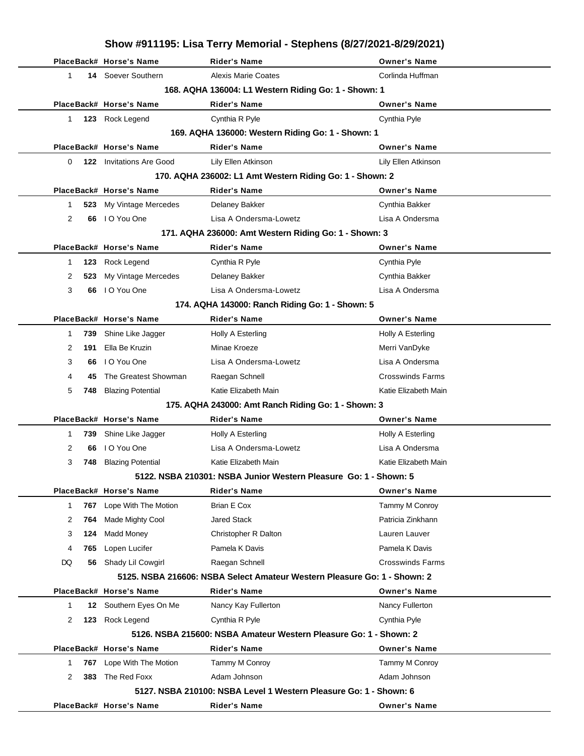# Show #911195: Lisa Terry Memorial - Stephens (8/27/2021-8/29/2021)

| Place | Back# | Horse's Name | Rider's Name | Owner's Name |
|---|---|---|---|---|
| 1 | 14 | Soever Southern | Alexis Marie Coates | Corlinda Huffman |

### 168. AQHA 136004: L1 Western Riding Go: 1 - Shown: 1

| Place | Back# | Horse's Name | Rider's Name | Owner's Name |
|---|---|---|---|---|
| 1 | 123 | Rock Legend | Cynthia R Pyle | Cynthia Pyle |

### 169. AQHA 136000: Western Riding Go: 1 - Shown: 1

| Place | Back# | Horse's Name | Rider's Name | Owner's Name |
|---|---|---|---|---|
| 0 | 122 | Invitations Are Good | Lily Ellen Atkinson | Lily Ellen Atkinson |

### 170. AQHA 236002: L1 Amt Western Riding Go: 1 - Shown: 2

| Place | Back# | Horse's Name | Rider's Name | Owner's Name |
|---|---|---|---|---|
| 1 | 523 | My Vintage Mercedes | Delaney Bakker | Cynthia Bakker |
| 2 | 66 | I O You One | Lisa A Ondersma-Lowetz | Lisa A Ondersma |

### 171. AQHA 236000: Amt Western Riding Go: 1 - Shown: 3

| Place | Back# | Horse's Name | Rider's Name | Owner's Name |
|---|---|---|---|---|
| 1 | 123 | Rock Legend | Cynthia R Pyle | Cynthia Pyle |
| 2 | 523 | My Vintage Mercedes | Delaney Bakker | Cynthia Bakker |
| 3 | 66 | I O You One | Lisa A Ondersma-Lowetz | Lisa A Ondersma |

### 174. AQHA 143000: Ranch Riding Go: 1 - Shown: 5

| Place | Back# | Horse's Name | Rider's Name | Owner's Name |
|---|---|---|---|---|
| 1 | 739 | Shine Like Jagger | Holly A Esterling | Holly A Esterling |
| 2 | 191 | Ella Be Kruzin | Minae Kroeze | Merri VanDyke |
| 3 | 66 | I O You One | Lisa A Ondersma-Lowetz | Lisa A Ondersma |
| 4 | 45 | The Greatest Showman | Raegan Schnell | Crosswinds Farms |
| 5 | 748 | Blazing Potential | Katie Elizabeth Main | Katie Elizabeth Main |

### 175. AQHA 243000: Amt Ranch Riding Go: 1 - Shown: 3

| Place | Back# | Horse's Name | Rider's Name | Owner's Name |
|---|---|---|---|---|
| 1 | 739 | Shine Like Jagger | Holly A Esterling | Holly A Esterling |
| 2 | 66 | I O You One | Lisa A Ondersma-Lowetz | Lisa A Ondersma |
| 3 | 748 | Blazing Potential | Katie Elizabeth Main | Katie Elizabeth Main |

### 5122. NSBA 210301: NSBA Junior Western Pleasure Go: 1 - Shown: 5

| Place | Back# | Horse's Name | Rider's Name | Owner's Name |
|---|---|---|---|---|
| 1 | 767 | Lope With The Motion | Brian E Cox | Tammy M Conroy |
| 2 | 764 | Made Mighty Cool | Jared Stack | Patricia Zinkhann |
| 3 | 124 | Madd Money | Christopher R Dalton | Lauren Lauver |
| 4 | 765 | Lopen Lucifer | Pamela K Davis | Pamela K Davis |
| DQ | 56 | Shady Lil Cowgirl | Raegan Schnell | Crosswinds Farms |

### 5125. NSBA 216606: NSBA Select Amateur Western Pleasure Go: 1 - Shown: 2

| Place | Back# | Horse's Name | Rider's Name | Owner's Name |
|---|---|---|---|---|
| 1 | 12 | Southern Eyes On Me | Nancy Kay Fullerton | Nancy Fullerton |
| 2 | 123 | Rock Legend | Cynthia R Pyle | Cynthia Pyle |

### 5126. NSBA 215600: NSBA Amateur Western Pleasure Go: 1 - Shown: 2

| Place | Back# | Horse's Name | Rider's Name | Owner's Name |
|---|---|---|---|---|
| 1 | 767 | Lope With The Motion | Tammy M Conroy | Tammy M Conroy |
| 2 | 383 | The Red Foxx | Adam Johnson | Adam Johnson |

### 5127. NSBA 210100: NSBA Level 1 Western Pleasure Go: 1 - Shown: 6

| Place | Back# | Horse's Name | Rider's Name | Owner's Name |
|---|---|---|---|---|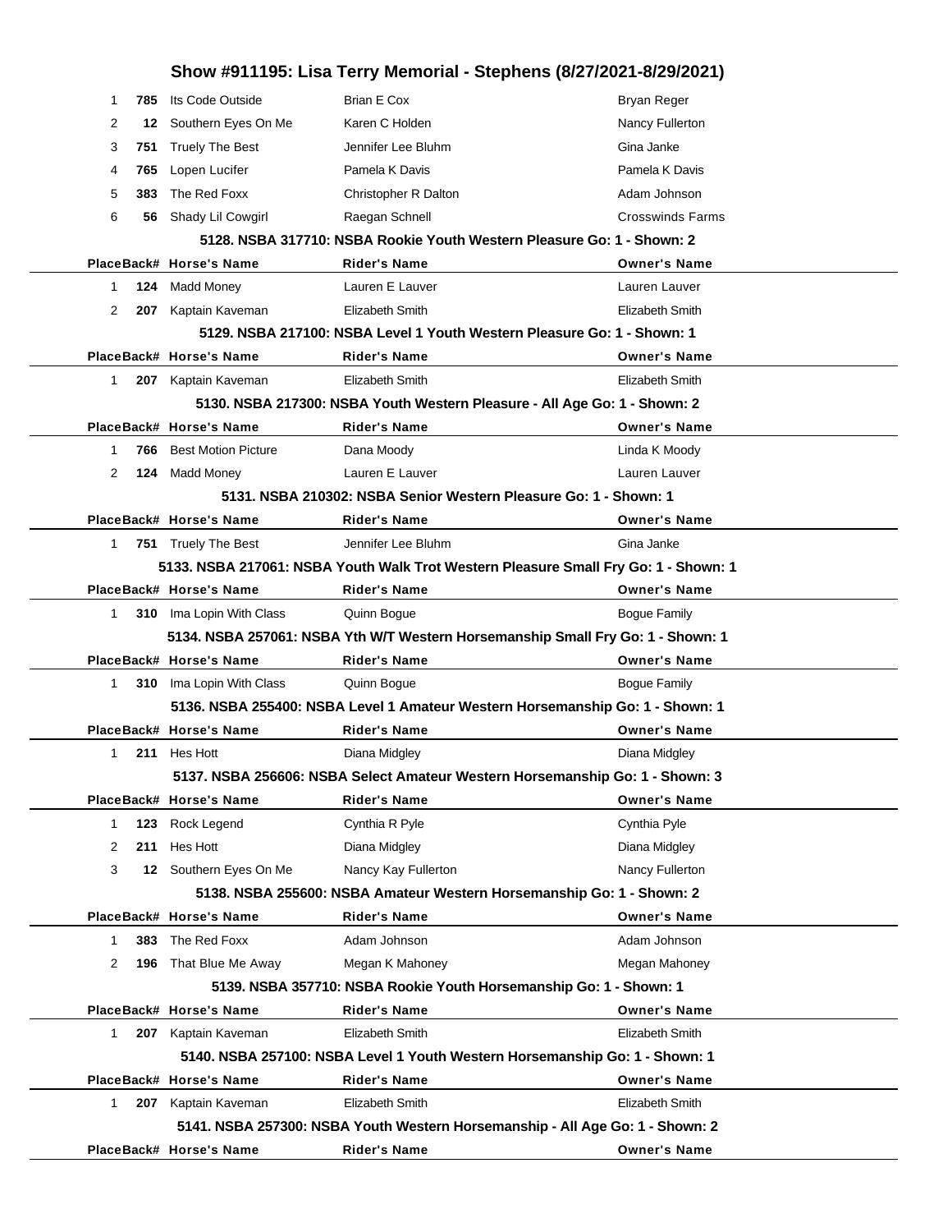## Show #911195: Lisa Terry Memorial - Stephens (8/27/2021-8/29/2021)

| Place | Back# | Horse's Name | Rider's Name | Owner's Name |
|---|---|---|---|---|
| 1 | 785 | Its Code Outside | Brian E Cox | Bryan Reger |
| 2 | 12 | Southern Eyes On Me | Karen C Holden | Nancy Fullerton |
| 3 | 751 | Truely The Best | Jennifer Lee Bluhm | Gina Janke |
| 4 | 765 | Lopen Lucifer | Pamela K Davis | Pamela K Davis |
| 5 | 383 | The Red Foxx | Christopher R Dalton | Adam Johnson |
| 6 | 56 | Shady Lil Cowgirl | Raegan Schnell | Crosswinds Farms |

**5128. NSBA 317710: NSBA Rookie Youth Western Pleasure Go: 1 - Shown: 2**

| Place | Back# | Horse's Name | Rider's Name | Owner's Name |
|---|---|---|---|---|
| 1 | 124 | Madd Money | Lauren E Lauver | Lauren Lauver |
| 2 | 207 | Kaptain Kaveman | Elizabeth Smith | Elizabeth Smith |

**5129. NSBA 217100: NSBA Level 1 Youth Western Pleasure Go: 1 - Shown: 1**

| Place | Back# | Horse's Name | Rider's Name | Owner's Name |
|---|---|---|---|---|
| 1 | 207 | Kaptain Kaveman | Elizabeth Smith | Elizabeth Smith |

**5130. NSBA 217300: NSBA Youth Western Pleasure - All Age Go: 1 - Shown: 2**

| Place | Back# | Horse's Name | Rider's Name | Owner's Name |
|---|---|---|---|---|
| 1 | 766 | Best Motion Picture | Dana Moody | Linda K Moody |
| 2 | 124 | Madd Money | Lauren E Lauver | Lauren Lauver |

**5131. NSBA 210302: NSBA Senior Western Pleasure Go: 1 - Shown: 1**

| Place | Back# | Horse's Name | Rider's Name | Owner's Name |
|---|---|---|---|---|
| 1 | 751 | Truely The Best | Jennifer Lee Bluhm | Gina Janke |

**5133. NSBA 217061: NSBA Youth Walk Trot Western Pleasure Small Fry Go: 1 - Shown: 1**

| Place | Back# | Horse's Name | Rider's Name | Owner's Name |
|---|---|---|---|---|
| 1 | 310 | Ima Lopin With Class | Quinn Bogue | Bogue Family |

**5134. NSBA 257061: NSBA Yth W/T Western Horsemanship Small Fry Go: 1 - Shown: 1**

| Place | Back# | Horse's Name | Rider's Name | Owner's Name |
|---|---|---|---|---|
| 1 | 310 | Ima Lopin With Class | Quinn Bogue | Bogue Family |

**5136. NSBA 255400: NSBA Level 1 Amateur Western Horsemanship Go: 1 - Shown: 1**

| Place | Back# | Horse's Name | Rider's Name | Owner's Name |
|---|---|---|---|---|
| 1 | 211 | Hes Hott | Diana Midgley | Diana Midgley |

**5137. NSBA 256606: NSBA Select Amateur Western Horsemanship Go: 1 - Shown: 3**

| Place | Back# | Horse's Name | Rider's Name | Owner's Name |
|---|---|---|---|---|
| 1 | 123 | Rock Legend | Cynthia R Pyle | Cynthia Pyle |
| 2 | 211 | Hes Hott | Diana Midgley | Diana Midgley |
| 3 | 12 | Southern Eyes On Me | Nancy Kay Fullerton | Nancy Fullerton |

**5138. NSBA 255600: NSBA Amateur Western Horsemanship Go: 1 - Shown: 2**

| Place | Back# | Horse's Name | Rider's Name | Owner's Name |
|---|---|---|---|---|
| 1 | 383 | The Red Foxx | Adam Johnson | Adam Johnson |
| 2 | 196 | That Blue Me Away | Megan K Mahoney | Megan Mahoney |

**5139. NSBA 357710: NSBA Rookie Youth Horsemanship Go: 1 - Shown: 1**

| Place | Back# | Horse's Name | Rider's Name | Owner's Name |
|---|---|---|---|---|
| 1 | 207 | Kaptain Kaveman | Elizabeth Smith | Elizabeth Smith |

**5140. NSBA 257100: NSBA Level 1 Youth Western Horsemanship Go: 1 - Shown: 1**

| Place | Back# | Horse's Name | Rider's Name | Owner's Name |
|---|---|---|---|---|
| 1 | 207 | Kaptain Kaveman | Elizabeth Smith | Elizabeth Smith |

**5141. NSBA 257300: NSBA Youth Western Horsemanship - All Age Go: 1 - Shown: 2**

| Place | Back# | Horse's Name | Rider's Name | Owner's Name |
|---|---|---|---|---|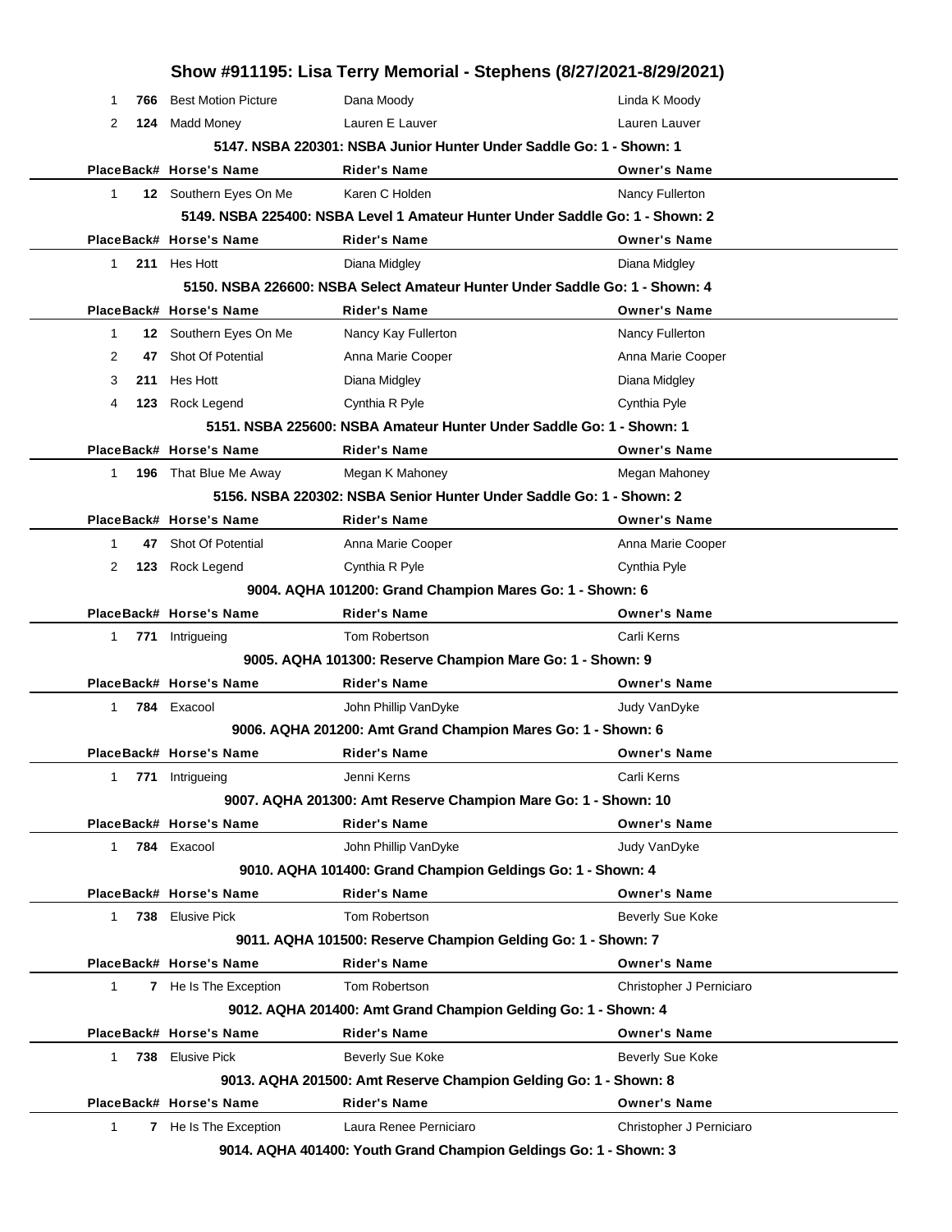# Show #911195: Lisa Terry Memorial - Stephens (8/27/2021-8/29/2021)

| Place | Back# | Horse's Name | Rider's Name | Owner's Name |
|---|---|---|---|---|
| 1 | 766 | Best Motion Picture | Dana Moody | Linda K Moody |
| 2 | 124 | Madd Money | Lauren E Lauver | Lauren Lauver |

### 5147. NSBA 220301: NSBA Junior Hunter Under Saddle Go: 1 - Shown: 1

| Place | Back# | Horse's Name | Rider's Name | Owner's Name |
|---|---|---|---|---|
| 1 | 12 | Southern Eyes On Me | Karen C Holden | Nancy Fullerton |

### 5149. NSBA 225400: NSBA Level 1 Amateur Hunter Under Saddle Go: 1 - Shown: 2

| Place | Back# | Horse's Name | Rider's Name | Owner's Name |
|---|---|---|---|---|
| 1 | 211 | Hes Hott | Diana Midgley | Diana Midgley |

### 5150. NSBA 226600: NSBA Select Amateur Hunter Under Saddle Go: 1 - Shown: 4

| Place | Back# | Horse's Name | Rider's Name | Owner's Name |
|---|---|---|---|---|
| 1 | 12 | Southern Eyes On Me | Nancy Kay Fullerton | Nancy Fullerton |
| 2 | 47 | Shot Of Potential | Anna Marie Cooper | Anna Marie Cooper |
| 3 | 211 | Hes Hott | Diana Midgley | Diana Midgley |
| 4 | 123 | Rock Legend | Cynthia R Pyle | Cynthia Pyle |

### 5151. NSBA 225600: NSBA Amateur Hunter Under Saddle Go: 1 - Shown: 1

| Place | Back# | Horse's Name | Rider's Name | Owner's Name |
|---|---|---|---|---|
| 1 | 196 | That Blue Me Away | Megan K Mahoney | Megan Mahoney |

### 5156. NSBA 220302: NSBA Senior Hunter Under Saddle Go: 1 - Shown: 2

| Place | Back# | Horse's Name | Rider's Name | Owner's Name |
|---|---|---|---|---|
| 1 | 47 | Shot Of Potential | Anna Marie Cooper | Anna Marie Cooper |
| 2 | 123 | Rock Legend | Cynthia R Pyle | Cynthia Pyle |

### 9004. AQHA 101200: Grand Champion Mares Go: 1 - Shown: 6

| Place | Back# | Horse's Name | Rider's Name | Owner's Name |
|---|---|---|---|---|
| 1 | 771 | Intrigueing | Tom Robertson | Carli Kerns |

### 9005. AQHA 101300: Reserve Champion Mare Go: 1 - Shown: 9

| Place | Back# | Horse's Name | Rider's Name | Owner's Name |
|---|---|---|---|---|
| 1 | 784 | Exacool | John Phillip VanDyke | Judy VanDyke |

### 9006. AQHA 201200: Amt Grand Champion Mares Go: 1 - Shown: 6

| Place | Back# | Horse's Name | Rider's Name | Owner's Name |
|---|---|---|---|---|
| 1 | 771 | Intrigueing | Jenni Kerns | Carli Kerns |

### 9007. AQHA 201300: Amt Reserve Champion Mare Go: 1 - Shown: 10

| Place | Back# | Horse's Name | Rider's Name | Owner's Name |
|---|---|---|---|---|
| 1 | 784 | Exacool | John Phillip VanDyke | Judy VanDyke |

### 9010. AQHA 101400: Grand Champion Geldings Go: 1 - Shown: 4

| Place | Back# | Horse's Name | Rider's Name | Owner's Name |
|---|---|---|---|---|
| 1 | 738 | Elusive Pick | Tom Robertson | Beverly Sue Koke |

### 9011. AQHA 101500: Reserve Champion Gelding Go: 1 - Shown: 7

| Place | Back# | Horse's Name | Rider's Name | Owner's Name |
|---|---|---|---|---|
| 1 | 7 | He Is The Exception | Tom Robertson | Christopher J Perniciaro |

### 9012. AQHA 201400: Amt Grand Champion Gelding Go: 1 - Shown: 4

| Place | Back# | Horse's Name | Rider's Name | Owner's Name |
|---|---|---|---|---|
| 1 | 738 | Elusive Pick | Beverly Sue Koke | Beverly Sue Koke |

### 9013. AQHA 201500: Amt Reserve Champion Gelding Go: 1 - Shown: 8

| Place | Back# | Horse's Name | Rider's Name | Owner's Name |
|---|---|---|---|---|
| 1 | 7 | He Is The Exception | Laura Renee Perniciaro | Christopher J Perniciaro |

### 9014. AQHA 401400: Youth Grand Champion Geldings Go: 1 - Shown: 3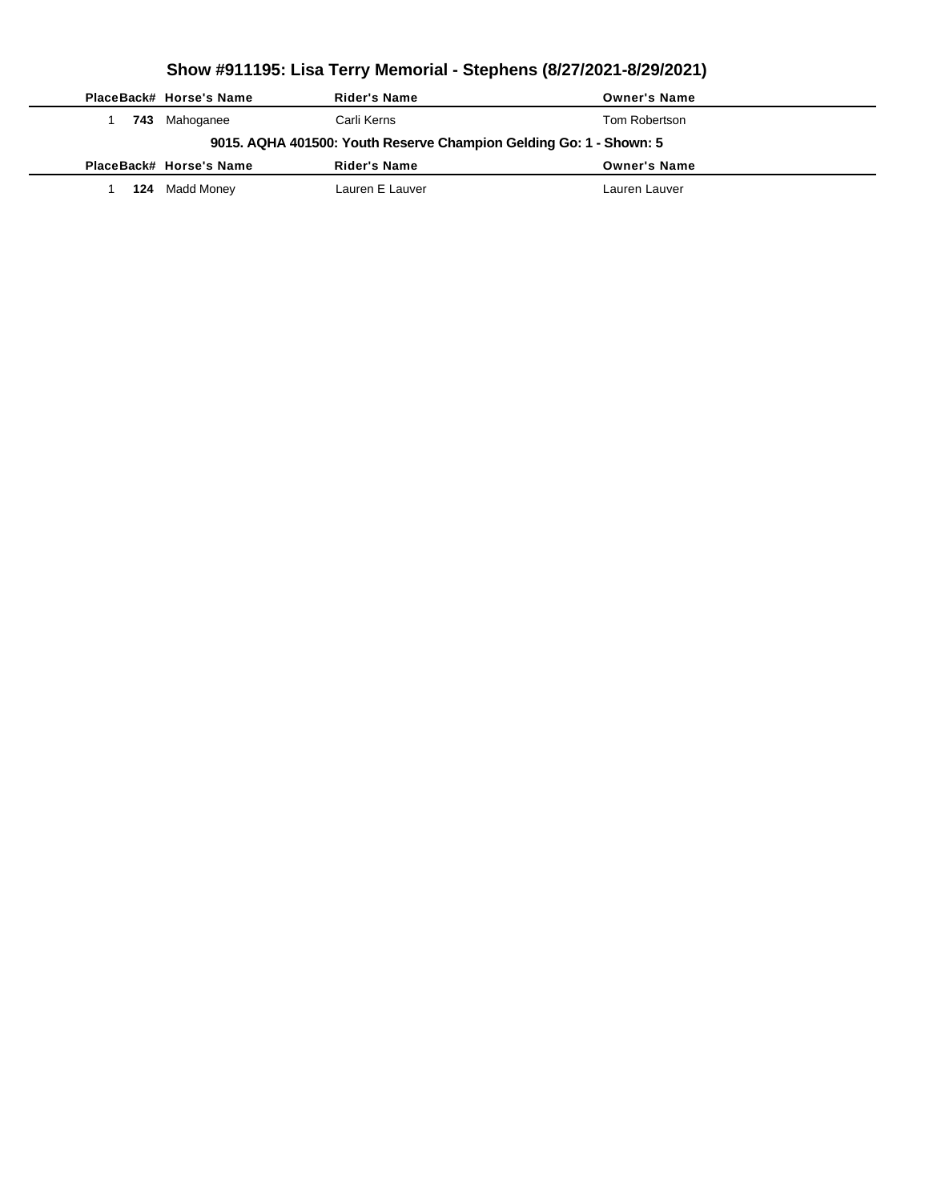# Show #911195: Lisa Terry Memorial - Stephens (8/27/2021-8/29/2021)

| Place | Back# | Horse's Name | Rider's Name | Owner's Name |
|---|---|---|---|---|
| 1 | **743** | Mahoganee | Carli Kerns | Tom Robertson |

### 9015. AQHA 401500: Youth Reserve Champion Gelding Go: 1 - Shown: 5

| Place | Back# | Horse's Name | Rider's Name | Owner's Name |
|---|---|---|---|---|
| 1 | **124** | Madd Money | Lauren E Lauver | Lauren Lauver |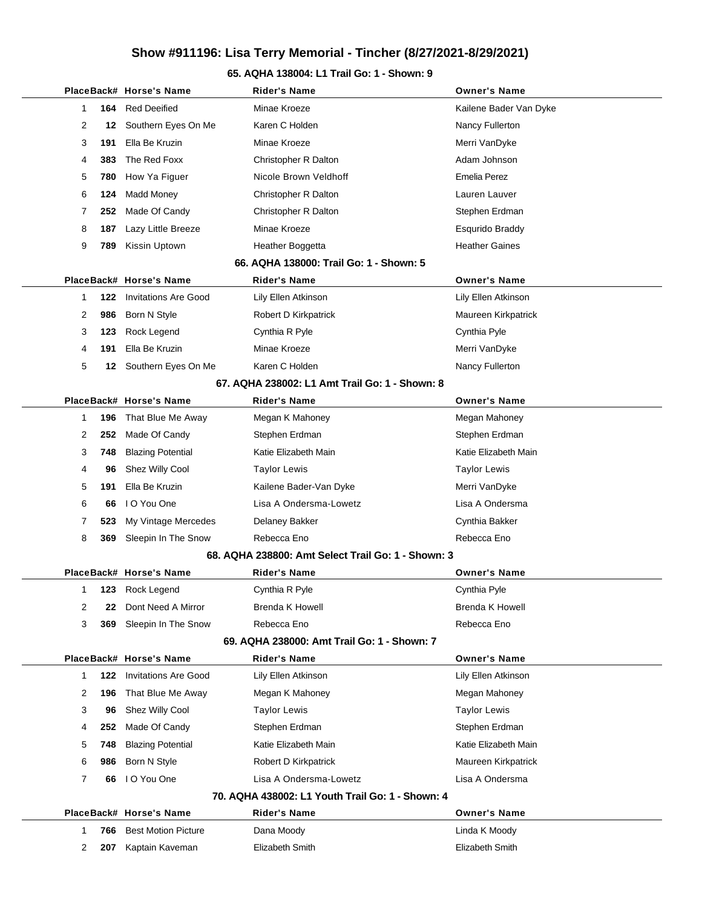# Show #911196: Lisa Terry Memorial - Tincher (8/27/2021-8/29/2021)

## 65. AQHA 138004: L1 Trail Go: 1 - Shown: 9

| Place | Back# | Horse's Name | Rider's Name | Owner's Name |
|---|---|---|---|---|
| 1 | 164 | Red Deeified | Minae Kroeze | Kailene Bader Van Dyke |
| 2 | 12 | Southern Eyes On Me | Karen C Holden | Nancy Fullerton |
| 3 | 191 | Ella Be Kruzin | Minae Kroeze | Merri VanDyke |
| 4 | 383 | The Red Foxx | Christopher R Dalton | Adam Johnson |
| 5 | 780 | How Ya Figuer | Nicole Brown Veldhoff | Emelia Perez |
| 6 | 124 | Madd Money | Christopher R Dalton | Lauren Lauver |
| 7 | 252 | Made Of Candy | Christopher R Dalton | Stephen Erdman |
| 8 | 187 | Lazy Little Breeze | Minae Kroeze | Esqurido Braddy |
| 9 | 789 | Kissin Uptown | Heather Boggetta | Heather Gaines |

## 66. AQHA 138000: Trail Go: 1 - Shown: 5

| Place | Back# | Horse's Name | Rider's Name | Owner's Name |
|---|---|---|---|---|
| 1 | 122 | Invitations Are Good | Lily Ellen Atkinson | Lily Ellen Atkinson |
| 2 | 986 | Born N Style | Robert D Kirkpatrick | Maureen Kirkpatrick |
| 3 | 123 | Rock Legend | Cynthia R Pyle | Cynthia Pyle |
| 4 | 191 | Ella Be Kruzin | Minae Kroeze | Merri VanDyke |
| 5 | 12 | Southern Eyes On Me | Karen C Holden | Nancy Fullerton |

## 67. AQHA 238002: L1 Amt Trail Go: 1 - Shown: 8

| Place | Back# | Horse's Name | Rider's Name | Owner's Name |
|---|---|---|---|---|
| 1 | 196 | That Blue Me Away | Megan K Mahoney | Megan Mahoney |
| 2 | 252 | Made Of Candy | Stephen Erdman | Stephen Erdman |
| 3 | 748 | Blazing Potential | Katie Elizabeth Main | Katie Elizabeth Main |
| 4 | 96 | Shez Willy Cool | Taylor Lewis | Taylor Lewis |
| 5 | 191 | Ella Be Kruzin | Kailene Bader-Van Dyke | Merri VanDyke |
| 6 | 66 | I O You One | Lisa A Ondersma-Lowetz | Lisa A Ondersma |
| 7 | 523 | My Vintage Mercedes | Delaney Bakker | Cynthia Bakker |
| 8 | 369 | Sleepin In The Snow | Rebecca Eno | Rebecca Eno |

## 68. AQHA 238800: Amt Select Trail Go: 1 - Shown: 3

| Place | Back# | Horse's Name | Rider's Name | Owner's Name |
|---|---|---|---|---|
| 1 | 123 | Rock Legend | Cynthia R Pyle | Cynthia Pyle |
| 2 | 22 | Dont Need A Mirror | Brenda K Howell | Brenda K Howell |
| 3 | 369 | Sleepin In The Snow | Rebecca Eno | Rebecca Eno |

## 69. AQHA 238000: Amt Trail Go: 1 - Shown: 7

| Place | Back# | Horse's Name | Rider's Name | Owner's Name |
|---|---|---|---|---|
| 1 | 122 | Invitations Are Good | Lily Ellen Atkinson | Lily Ellen Atkinson |
| 2 | 196 | That Blue Me Away | Megan K Mahoney | Megan Mahoney |
| 3 | 96 | Shez Willy Cool | Taylor Lewis | Taylor Lewis |
| 4 | 252 | Made Of Candy | Stephen Erdman | Stephen Erdman |
| 5 | 748 | Blazing Potential | Katie Elizabeth Main | Katie Elizabeth Main |
| 6 | 986 | Born N Style | Robert D Kirkpatrick | Maureen Kirkpatrick |
| 7 | 66 | I O You One | Lisa A Ondersma-Lowetz | Lisa A Ondersma |

## 70. AQHA 438002: L1 Youth Trail Go: 1 - Shown: 4

| Place | Back# | Horse's Name | Rider's Name | Owner's Name |
|---|---|---|---|---|
| 1 | 766 | Best Motion Picture | Dana Moody | Linda K Moody |
| 2 | 207 | Kaptain Kaveman | Elizabeth Smith | Elizabeth Smith |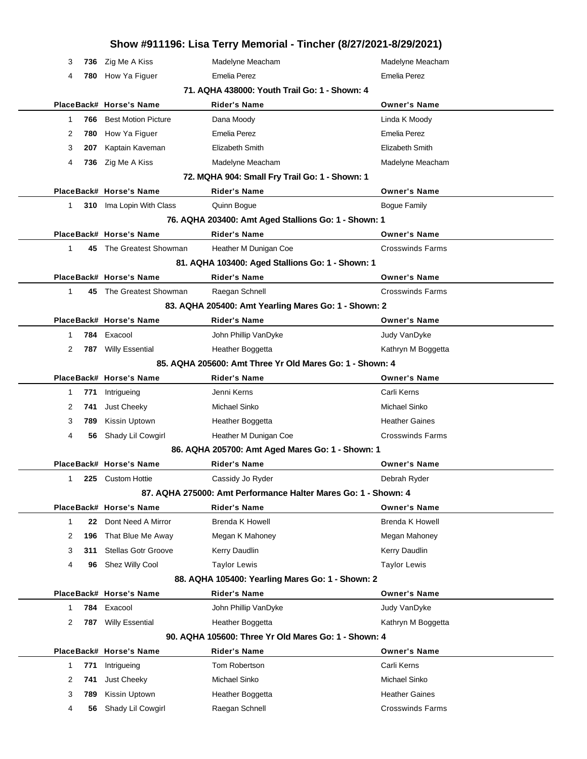| Place | Back# | Horse's Name | Rider's Name | Owner's Name |
| --- | --- | --- | --- | --- |
| 3 | 736 | Zig Me A Kiss | Madelyne Meacham | Madelyne Meacham |
| 4 | 780 | How Ya Figuer | Emelia Perez | Emelia Perez |

### 71. AQHA 438000: Youth Trail Go: 1 - Shown: 4

| Place | Back# | Horse's Name | Rider's Name | Owner's Name |
| --- | --- | --- | --- | --- |
| 1 | 766 | Best Motion Picture | Dana Moody | Linda K Moody |
| 2 | 780 | How Ya Figuer | Emelia Perez | Emelia Perez |
| 3 | 207 | Kaptain Kaveman | Elizabeth Smith | Elizabeth Smith |
| 4 | 736 | Zig Me A Kiss | Madelyne Meacham | Madelyne Meacham |

### 72. MQHA 904: Small Fry Trail Go: 1 - Shown: 1

| Place | Back# | Horse's Name | Rider's Name | Owner's Name |
| --- | --- | --- | --- | --- |
| 1 | 310 | Ima Lopin With Class | Quinn Bogue | Bogue Family |

### 76. AQHA 203400: Amt Aged Stallions Go: 1 - Shown: 1

| Place | Back# | Horse's Name | Rider's Name | Owner's Name |
| --- | --- | --- | --- | --- |
| 1 | 45 | The Greatest Showman | Heather M Dunigan Coe | Crosswinds Farms |

### 81. AQHA 103400: Aged Stallions Go: 1 - Shown: 1

| Place | Back# | Horse's Name | Rider's Name | Owner's Name |
| --- | --- | --- | --- | --- |
| 1 | 45 | The Greatest Showman | Raegan Schnell | Crosswinds Farms |

### 83. AQHA 205400: Amt Yearling Mares Go: 1 - Shown: 2

| Place | Back# | Horse's Name | Rider's Name | Owner's Name |
| --- | --- | --- | --- | --- |
| 1 | 784 | Exacool | John Phillip VanDyke | Judy VanDyke |
| 2 | 787 | Willy Essential | Heather Boggetta | Kathryn M Boggetta |

### 85. AQHA 205600: Amt Three Yr Old Mares Go: 1 - Shown: 4

| Place | Back# | Horse's Name | Rider's Name | Owner's Name |
| --- | --- | --- | --- | --- |
| 1 | 771 | Intrigueing | Jenni Kerns | Carli Kerns |
| 2 | 741 | Just Cheeky | Michael Sinko | Michael Sinko |
| 3 | 789 | Kissin Uptown | Heather Boggetta | Heather Gaines |
| 4 | 56 | Shady Lil Cowgirl | Heather M Dunigan Coe | Crosswinds Farms |

### 86. AQHA 205700: Amt Aged Mares Go: 1 - Shown: 1

| Place | Back# | Horse's Name | Rider's Name | Owner's Name |
| --- | --- | --- | --- | --- |
| 1 | 225 | Custom Hottie | Cassidy Jo Ryder | Debrah Ryder |

### 87. AQHA 275000: Amt Performance Halter Mares Go: 1 - Shown: 4

| Place | Back# | Horse's Name | Rider's Name | Owner's Name |
| --- | --- | --- | --- | --- |
| 1 | 22 | Dont Need A Mirror | Brenda K Howell | Brenda K Howell |
| 2 | 196 | That Blue Me Away | Megan K Mahoney | Megan Mahoney |
| 3 | 311 | Stellas Gotr Groove | Kerry Daudlin | Kerry Daudlin |
| 4 | 96 | Shez Willy Cool | Taylor Lewis | Taylor Lewis |

### 88. AQHA 105400: Yearling Mares Go: 1 - Shown: 2

| Place | Back# | Horse's Name | Rider's Name | Owner's Name |
| --- | --- | --- | --- | --- |
| 1 | 784 | Exacool | John Phillip VanDyke | Judy VanDyke |
| 2 | 787 | Willy Essential | Heather Boggetta | Kathryn M Boggetta |

### 90. AQHA 105600: Three Yr Old Mares Go: 1 - Shown: 4

| Place | Back# | Horse's Name | Rider's Name | Owner's Name |
| --- | --- | --- | --- | --- |
| 1 | 771 | Intrigueing | Tom Robertson | Carli Kerns |
| 2 | 741 | Just Cheeky | Michael Sinko | Michael Sinko |
| 3 | 789 | Kissin Uptown | Heather Boggetta | Heather Gaines |
| 4 | 56 | Shady Lil Cowgirl | Raegan Schnell | Crosswinds Farms |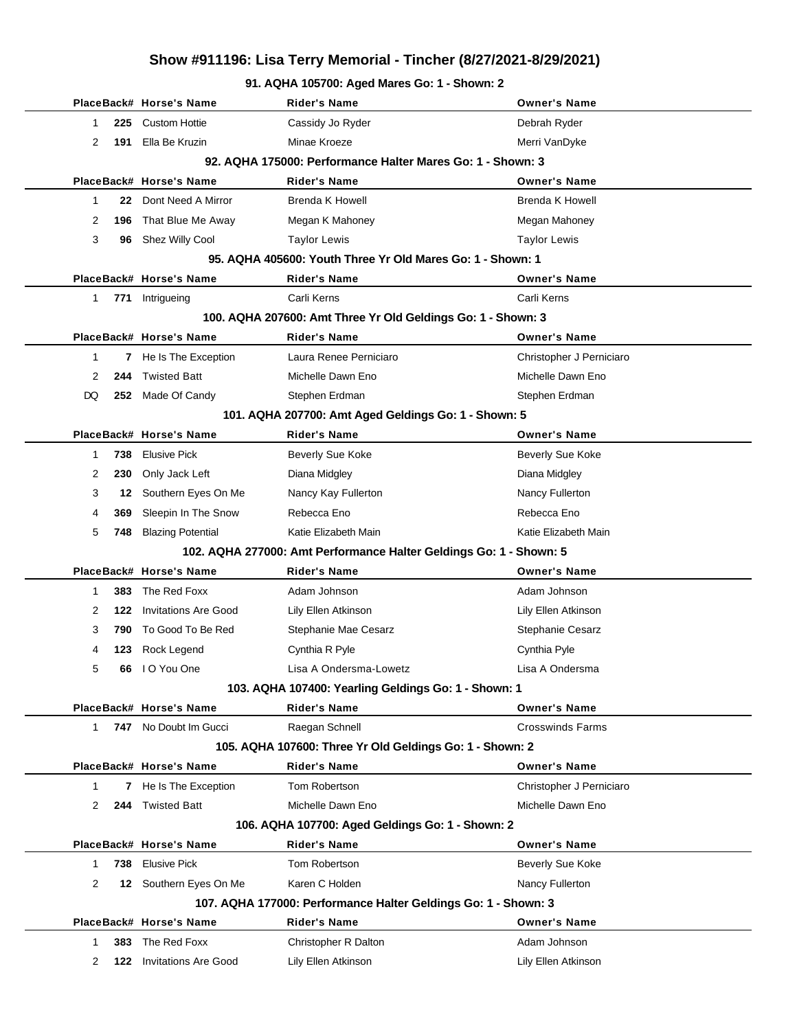# Show #911196: Lisa Terry Memorial - Tincher (8/27/2021-8/29/2021)

### 91. AQHA 105700: Aged Mares Go: 1 - Shown: 2

| Place | Back# | Horse's Name | Rider's Name | Owner's Name |
|---|---|---|---|---|
| 1 | 225 | Custom Hottie | Cassidy Jo Ryder | Debrah Ryder |
| 2 | 191 | Ella Be Kruzin | Minae Kroeze | Merri VanDyke |

### 92. AQHA 175000: Performance Halter Mares Go: 1 - Shown: 3

| Place | Back# | Horse's Name | Rider's Name | Owner's Name |
|---|---|---|---|---|
| 1 | 22 | Dont Need A Mirror | Brenda K Howell | Brenda K Howell |
| 2 | 196 | That Blue Me Away | Megan K Mahoney | Megan Mahoney |
| 3 | 96 | Shez Willy Cool | Taylor Lewis | Taylor Lewis |

### 95. AQHA 405600: Youth Three Yr Old Mares Go: 1 - Shown: 1

| Place | Back# | Horse's Name | Rider's Name | Owner's Name |
|---|---|---|---|---|
| 1 | 771 | Intrigueing | Carli Kerns | Carli Kerns |

### 100. AQHA 207600: Amt Three Yr Old Geldings Go: 1 - Shown: 3

| Place | Back# | Horse's Name | Rider's Name | Owner's Name |
|---|---|---|---|---|
| 1 | 7 | He Is The Exception | Laura Renee Perniciaro | Christopher J Perniciaro |
| 2 | 244 | Twisted Batt | Michelle Dawn Eno | Michelle Dawn Eno |
| DQ | 252 | Made Of Candy | Stephen Erdman | Stephen Erdman |

### 101. AQHA 207700: Amt Aged Geldings Go: 1 - Shown: 5

| Place | Back# | Horse's Name | Rider's Name | Owner's Name |
|---|---|---|---|---|
| 1 | 738 | Elusive Pick | Beverly Sue Koke | Beverly Sue Koke |
| 2 | 230 | Only Jack Left | Diana Midgley | Diana Midgley |
| 3 | 12 | Southern Eyes On Me | Nancy Kay Fullerton | Nancy Fullerton |
| 4 | 369 | Sleepin In The Snow | Rebecca Eno | Rebecca Eno |
| 5 | 748 | Blazing Potential | Katie Elizabeth Main | Katie Elizabeth Main |

### 102. AQHA 277000: Amt Performance Halter Geldings Go: 1 - Shown: 5

| Place | Back# | Horse's Name | Rider's Name | Owner's Name |
|---|---|---|---|---|
| 1 | 383 | The Red Foxx | Adam Johnson | Adam Johnson |
| 2 | 122 | Invitations Are Good | Lily Ellen Atkinson | Lily Ellen Atkinson |
| 3 | 790 | To Good To Be Red | Stephanie Mae Cesarz | Stephanie Cesarz |
| 4 | 123 | Rock Legend | Cynthia R Pyle | Cynthia Pyle |
| 5 | 66 | I O You One | Lisa A Ondersma-Lowetz | Lisa A Ondersma |

### 103. AQHA 107400: Yearling Geldings Go: 1 - Shown: 1

| Place | Back# | Horse's Name | Rider's Name | Owner's Name |
|---|---|---|---|---|
| 1 | 747 | No Doubt Im Gucci | Raegan Schnell | Crosswinds Farms |

### 105. AQHA 107600: Three Yr Old Geldings Go: 1 - Shown: 2

| Place | Back# | Horse's Name | Rider's Name | Owner's Name |
|---|---|---|---|---|
| 1 | 7 | He Is The Exception | Tom Robertson | Christopher J Perniciaro |
| 2 | 244 | Twisted Batt | Michelle Dawn Eno | Michelle Dawn Eno |

### 106. AQHA 107700: Aged Geldings Go: 1 - Shown: 2

| Place | Back# | Horse's Name | Rider's Name | Owner's Name |
|---|---|---|---|---|
| 1 | 738 | Elusive Pick | Tom Robertson | Beverly Sue Koke |
| 2 | 12 | Southern Eyes On Me | Karen C Holden | Nancy Fullerton |

### 107. AQHA 177000: Performance Halter Geldings Go: 1 - Shown: 3

| Place | Back# | Horse's Name | Rider's Name | Owner's Name |
|---|---|---|---|---|
| 1 | 383 | The Red Foxx | Christopher R Dalton | Adam Johnson |
| 2 | 122 | Invitations Are Good | Lily Ellen Atkinson | Lily Ellen Atkinson |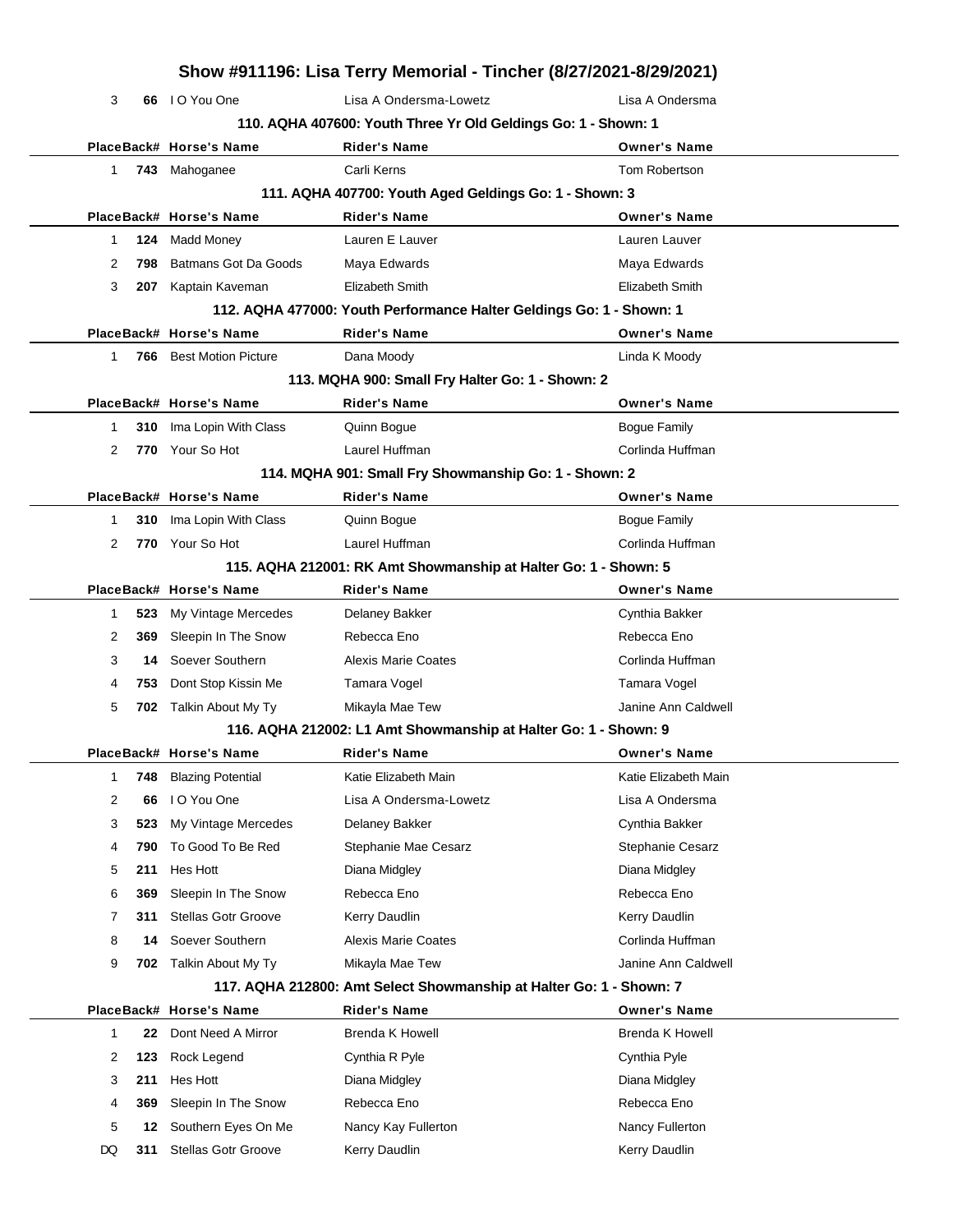# Show #911196: Lisa Terry Memorial - Tincher (8/27/2021-8/29/2021)

| Place | Back# | Horse's Name | Rider's Name | Owner's Name |
|---|---|---|---|---|
| 3 | 66 | I O You One | Lisa A Ondersma-Lowetz | Lisa A Ondersma |

### 110. AQHA 407600: Youth Three Yr Old Geldings Go: 1 - Shown: 1

| Place | Back# | Horse's Name | Rider's Name | Owner's Name |
|---|---|---|---|---|
| 1 | 743 | Mahoganee | Carli Kerns | Tom Robertson |

### 111. AQHA 407700: Youth Aged Geldings Go: 1 - Shown: 3

| Place | Back# | Horse's Name | Rider's Name | Owner's Name |
|---|---|---|---|---|
| 1 | 124 | Madd Money | Lauren E Lauver | Lauren Lauver |
| 2 | 798 | Batmans Got Da Goods | Maya Edwards | Maya Edwards |
| 3 | 207 | Kaptain Kaveman | Elizabeth Smith | Elizabeth Smith |

### 112. AQHA 477000: Youth Performance Halter Geldings Go: 1 - Shown: 1

| Place | Back# | Horse's Name | Rider's Name | Owner's Name |
|---|---|---|---|---|
| 1 | 766 | Best Motion Picture | Dana Moody | Linda K Moody |

### 113. MQHA 900: Small Fry Halter Go: 1 - Shown: 2

| Place | Back# | Horse's Name | Rider's Name | Owner's Name |
|---|---|---|---|---|
| 1 | 310 | Ima Lopin With Class | Quinn Bogue | Bogue Family |
| 2 | 770 | Your So Hot | Laurel Huffman | Corlinda Huffman |

### 114. MQHA 901: Small Fry Showmanship Go: 1 - Shown: 2

| Place | Back# | Horse's Name | Rider's Name | Owner's Name |
|---|---|---|---|---|
| 1 | 310 | Ima Lopin With Class | Quinn Bogue | Bogue Family |
| 2 | 770 | Your So Hot | Laurel Huffman | Corlinda Huffman |

### 115. AQHA 212001: RK Amt Showmanship at Halter Go: 1 - Shown: 5

| Place | Back# | Horse's Name | Rider's Name | Owner's Name |
|---|---|---|---|---|
| 1 | 523 | My Vintage Mercedes | Delaney Bakker | Cynthia Bakker |
| 2 | 369 | Sleepin In The Snow | Rebecca Eno | Rebecca Eno |
| 3 | 14 | Soever Southern | Alexis Marie Coates | Corlinda Huffman |
| 4 | 753 | Dont Stop Kissin Me | Tamara Vogel | Tamara Vogel |
| 5 | 702 | Talkin About My Ty | Mikayla Mae Tew | Janine Ann Caldwell |

### 116. AQHA 212002: L1 Amt Showmanship at Halter Go: 1 - Shown: 9

| Place | Back# | Horse's Name | Rider's Name | Owner's Name |
|---|---|---|---|---|
| 1 | 748 | Blazing Potential | Katie Elizabeth Main | Katie Elizabeth Main |
| 2 | 66 | I O You One | Lisa A Ondersma-Lowetz | Lisa A Ondersma |
| 3 | 523 | My Vintage Mercedes | Delaney Bakker | Cynthia Bakker |
| 4 | 790 | To Good To Be Red | Stephanie Mae Cesarz | Stephanie Cesarz |
| 5 | 211 | Hes Hott | Diana Midgley | Diana Midgley |
| 6 | 369 | Sleepin In The Snow | Rebecca Eno | Rebecca Eno |
| 7 | 311 | Stellas Gotr Groove | Kerry Daudlin | Kerry Daudlin |
| 8 | 14 | Soever Southern | Alexis Marie Coates | Corlinda Huffman |
| 9 | 702 | Talkin About My Ty | Mikayla Mae Tew | Janine Ann Caldwell |

### 117. AQHA 212800: Amt Select Showmanship at Halter Go: 1 - Shown: 7

| Place | Back# | Horse's Name | Rider's Name | Owner's Name |
|---|---|---|---|---|
| 1 | 22 | Dont Need A Mirror | Brenda K Howell | Brenda K Howell |
| 2 | 123 | Rock Legend | Cynthia R Pyle | Cynthia Pyle |
| 3 | 211 | Hes Hott | Diana Midgley | Diana Midgley |
| 4 | 369 | Sleepin In The Snow | Rebecca Eno | Rebecca Eno |
| 5 | 12 | Southern Eyes On Me | Nancy Kay Fullerton | Nancy Fullerton |
| DQ | 311 | Stellas Gotr Groove | Kerry Daudlin | Kerry Daudlin |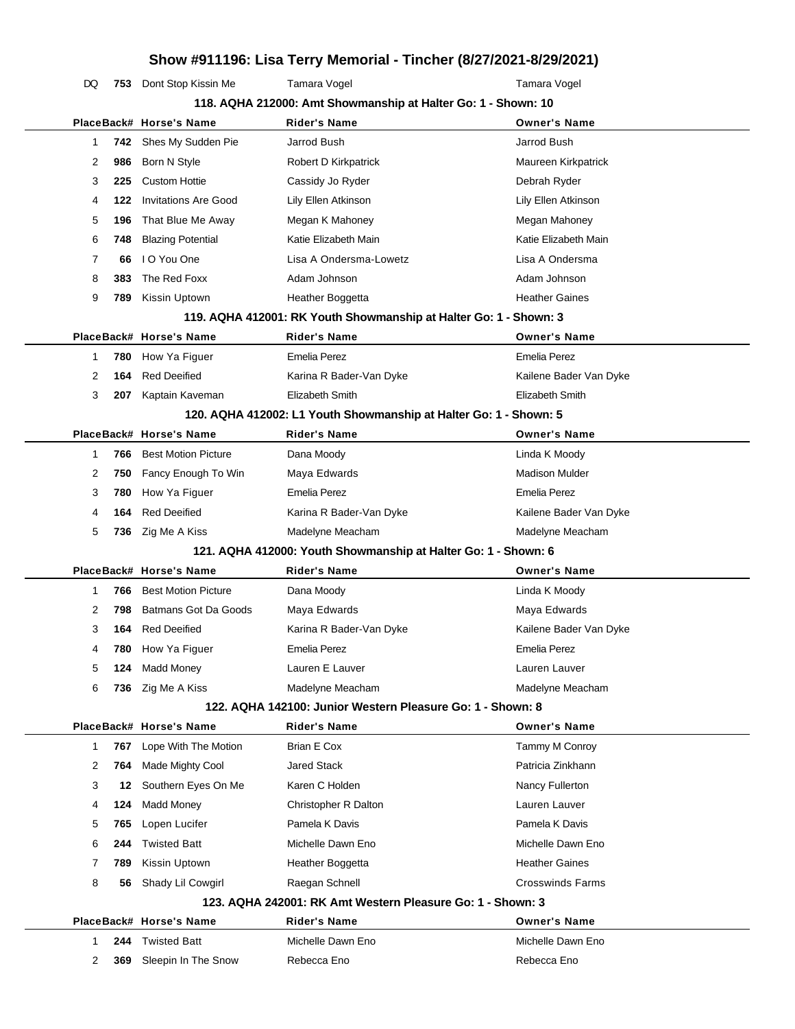# Show #911196: Lisa Terry Memorial - Tincher (8/27/2021-8/29/2021)

| Place | Back# | Horse's Name | Rider's Name | Owner's Name |
|---|---|---|---|---|
| DQ | 753 | Dont Stop Kissin Me | Tamara Vogel | Tamara Vogel |

### 118. AQHA 212000: Amt Showmanship at Halter Go: 1 - Shown: 10

| Place | Back# | Horse's Name | Rider's Name | Owner's Name |
|---|---|---|---|---|
| 1 | **742** | Shes My Sudden Pie | Jarrod Bush | Jarrod Bush |
| 2 | **986** | Born N Style | Robert D Kirkpatrick | Maureen Kirkpatrick |
| 3 | **225** | Custom Hottie | Cassidy Jo Ryder | Debrah Ryder |
| 4 | **122** | Invitations Are Good | Lily Ellen Atkinson | Lily Ellen Atkinson |
| 5 | **196** | That Blue Me Away | Megan K Mahoney | Megan Mahoney |
| 6 | **748** | Blazing Potential | Katie Elizabeth Main | Katie Elizabeth Main |
| 7 | **66** | I O You One | Lisa A Ondersma-Lowetz | Lisa A Ondersma |
| 8 | **383** | The Red Foxx | Adam Johnson | Adam Johnson |
| 9 | **789** | Kissin Uptown | Heather Boggetta | Heather Gaines |

### 119. AQHA 412001: RK Youth Showmanship at Halter Go: 1 - Shown: 3

| Place | Back# | Horse's Name | Rider's Name | Owner's Name |
|---|---|---|---|---|
| 1 | **780** | How Ya Figuer | Emelia Perez | Emelia Perez |
| 2 | **164** | Red Deeified | Karina R Bader-Van Dyke | Kailene Bader Van Dyke |
| 3 | **207** | Kaptain Kaveman | Elizabeth Smith | Elizabeth Smith |

### 120. AQHA 412002: L1 Youth Showmanship at Halter Go: 1 - Shown: 5

| Place | Back# | Horse's Name | Rider's Name | Owner's Name |
|---|---|---|---|---|
| 1 | **766** | Best Motion Picture | Dana Moody | Linda K Moody |
| 2 | **750** | Fancy Enough To Win | Maya Edwards | Madison Mulder |
| 3 | **780** | How Ya Figuer | Emelia Perez | Emelia Perez |
| 4 | **164** | Red Deeified | Karina R Bader-Van Dyke | Kailene Bader Van Dyke |
| 5 | **736** | Zig Me A Kiss | Madelyne Meacham | Madelyne Meacham |

### 121. AQHA 412000: Youth Showmanship at Halter Go: 1 - Shown: 6

| Place | Back# | Horse's Name | Rider's Name | Owner's Name |
|---|---|---|---|---|
| 1 | **766** | Best Motion Picture | Dana Moody | Linda K Moody |
| 2 | **798** | Batmans Got Da Goods | Maya Edwards | Maya Edwards |
| 3 | **164** | Red Deeified | Karina R Bader-Van Dyke | Kailene Bader Van Dyke |
| 4 | **780** | How Ya Figuer | Emelia Perez | Emelia Perez |
| 5 | **124** | Madd Money | Lauren E Lauver | Lauren Lauver |
| 6 | **736** | Zig Me A Kiss | Madelyne Meacham | Madelyne Meacham |

### 122. AQHA 142100: Junior Western Pleasure Go: 1 - Shown: 8

| Place | Back# | Horse's Name | Rider's Name | Owner's Name |
|---|---|---|---|---|
| 1 | **767** | Lope With The Motion | Brian E Cox | Tammy M Conroy |
| 2 | **764** | Made Mighty Cool | Jared Stack | Patricia Zinkhann |
| 3 | **12** | Southern Eyes On Me | Karen C Holden | Nancy Fullerton |
| 4 | **124** | Madd Money | Christopher R Dalton | Lauren Lauver |
| 5 | **765** | Lopen Lucifer | Pamela K Davis | Pamela K Davis |
| 6 | **244** | Twisted Batt | Michelle Dawn Eno | Michelle Dawn Eno |
| 7 | **789** | Kissin Uptown | Heather Boggetta | Heather Gaines |
| 8 | **56** | Shady Lil Cowgirl | Raegan Schnell | Crosswinds Farms |

### 123. AQHA 242001: RK Amt Western Pleasure Go: 1 - Shown: 3

| Place | Back# | Horse's Name | Rider's Name | Owner's Name |
|---|---|---|---|---|
| 1 | **244** | Twisted Batt | Michelle Dawn Eno | Michelle Dawn Eno |
| 2 | **369** | Sleepin In The Snow | Rebecca Eno | Rebecca Eno |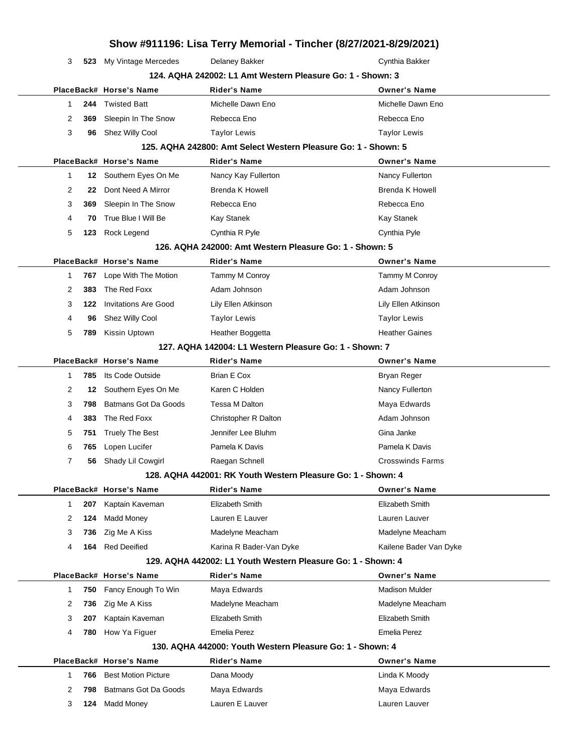# Show #911196: Lisa Terry Memorial - Tincher (8/27/2021-8/29/2021)

| Place | Back# | Horse's Name | Rider's Name | Owner's Name |
|---|---|---|---|---|
| 3 | 523 | My Vintage Mercedes | Delaney Bakker | Cynthia Bakker |

### 124. AQHA 242002: L1 Amt Western Pleasure Go: 1 - Shown: 3

| Place | Back# | Horse's Name | Rider's Name | Owner's Name |
|---|---|---|---|---|
| 1 | 244 | Twisted Batt | Michelle Dawn Eno | Michelle Dawn Eno |
| 2 | 369 | Sleepin In The Snow | Rebecca Eno | Rebecca Eno |
| 3 | 96 | Shez Willy Cool | Taylor Lewis | Taylor Lewis |

### 125. AQHA 242800: Amt Select Western Pleasure Go: 1 - Shown: 5

| Place | Back# | Horse's Name | Rider's Name | Owner's Name |
|---|---|---|---|---|
| 1 | 12 | Southern Eyes On Me | Nancy Kay Fullerton | Nancy Fullerton |
| 2 | 22 | Dont Need A Mirror | Brenda K Howell | Brenda K Howell |
| 3 | 369 | Sleepin In The Snow | Rebecca Eno | Rebecca Eno |
| 4 | 70 | True Blue I Will Be | Kay Stanek | Kay Stanek |
| 5 | 123 | Rock Legend | Cynthia R Pyle | Cynthia Pyle |

### 126. AQHA 242000: Amt Western Pleasure Go: 1 - Shown: 5

| Place | Back# | Horse's Name | Rider's Name | Owner's Name |
|---|---|---|---|---|
| 1 | 767 | Lope With The Motion | Tammy M Conroy | Tammy M Conroy |
| 2 | 383 | The Red Foxx | Adam Johnson | Adam Johnson |
| 3 | 122 | Invitations Are Good | Lily Ellen Atkinson | Lily Ellen Atkinson |
| 4 | 96 | Shez Willy Cool | Taylor Lewis | Taylor Lewis |
| 5 | 789 | Kissin Uptown | Heather Boggetta | Heather Gaines |

### 127. AQHA 142004: L1 Western Pleasure Go: 1 - Shown: 7

| Place | Back# | Horse's Name | Rider's Name | Owner's Name |
|---|---|---|---|---|
| 1 | 785 | Its Code Outside | Brian E Cox | Bryan Reger |
| 2 | 12 | Southern Eyes On Me | Karen C Holden | Nancy Fullerton |
| 3 | 798 | Batmans Got Da Goods | Tessa M Dalton | Maya Edwards |
| 4 | 383 | The Red Foxx | Christopher R Dalton | Adam Johnson |
| 5 | 751 | Truely The Best | Jennifer Lee Bluhm | Gina Janke |
| 6 | 765 | Lopen Lucifer | Pamela K Davis | Pamela K Davis |
| 7 | 56 | Shady Lil Cowgirl | Raegan Schnell | Crosswinds Farms |

### 128. AQHA 442001: RK Youth Western Pleasure Go: 1 - Shown: 4

| Place | Back# | Horse's Name | Rider's Name | Owner's Name |
|---|---|---|---|---|
| 1 | 207 | Kaptain Kaveman | Elizabeth Smith | Elizabeth Smith |
| 2 | 124 | Madd Money | Lauren E Lauver | Lauren Lauver |
| 3 | 736 | Zig Me A Kiss | Madelyne Meacham | Madelyne Meacham |
| 4 | 164 | Red Deeified | Karina R Bader-Van Dyke | Kailene Bader Van Dyke |

### 129. AQHA 442002: L1 Youth Western Pleasure Go: 1 - Shown: 4

| Place | Back# | Horse's Name | Rider's Name | Owner's Name |
|---|---|---|---|---|
| 1 | 750 | Fancy Enough To Win | Maya Edwards | Madison Mulder |
| 2 | 736 | Zig Me A Kiss | Madelyne Meacham | Madelyne Meacham |
| 3 | 207 | Kaptain Kaveman | Elizabeth Smith | Elizabeth Smith |
| 4 | 780 | How Ya Figuer | Emelia Perez | Emelia Perez |

### 130. AQHA 442000: Youth Western Pleasure Go: 1 - Shown: 4

| Place | Back# | Horse's Name | Rider's Name | Owner's Name |
|---|---|---|---|---|
| 1 | 766 | Best Motion Picture | Dana Moody | Linda K Moody |
| 2 | 798 | Batmans Got Da Goods | Maya Edwards | Maya Edwards |
| 3 | 124 | Madd Money | Lauren E Lauver | Lauren Lauver |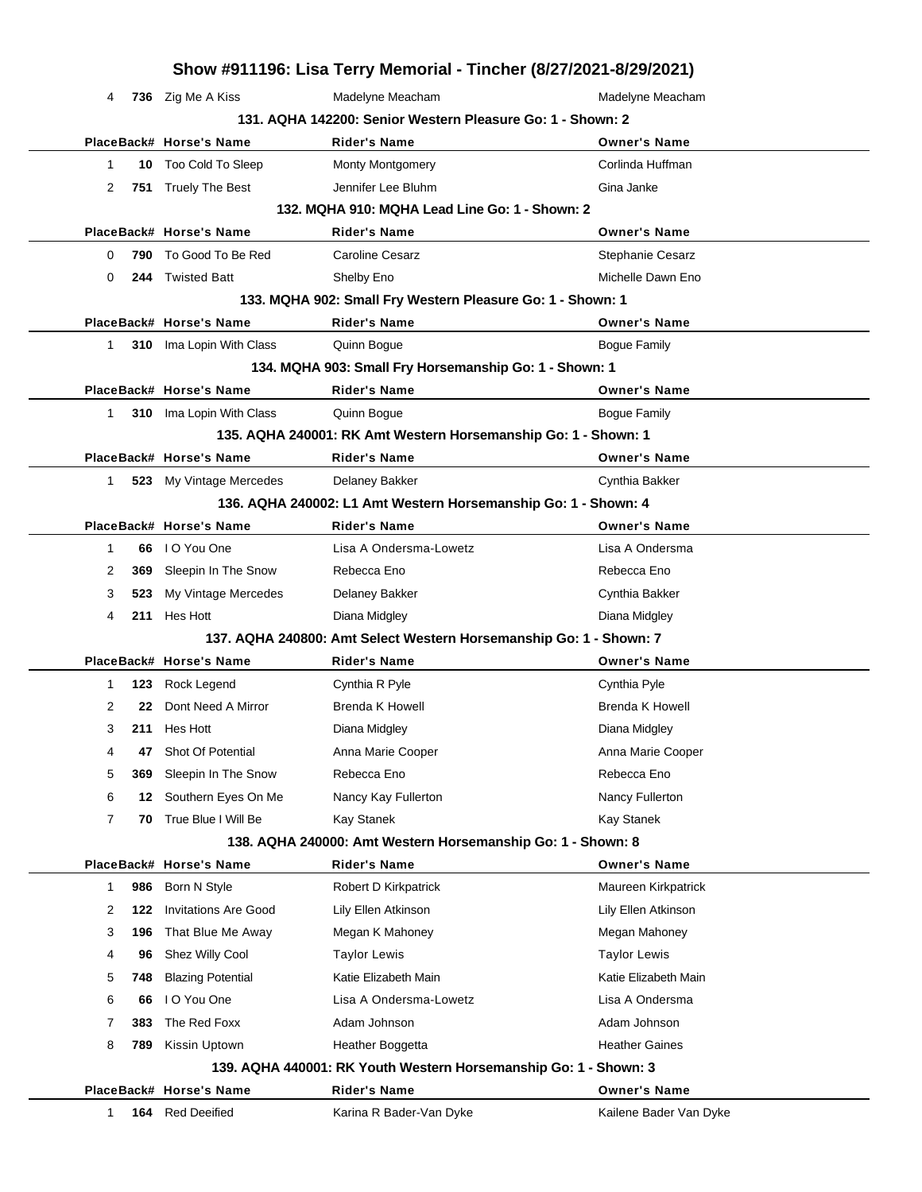| Place | Back# | Horse's Name | Rider's Name | Owner's Name |
|---|---|---|---|---|
| 4 | **736** | Zig Me A Kiss | Madelyne Meacham | Madelyne Meacham |

### 131. AQHA 142200: Senior Western Pleasure Go: 1 - Shown: 2

| Place | Back# | Horse's Name | Rider's Name | Owner's Name |
|---|---|---|---|---|
| 1 | **10** | Too Cold To Sleep | Monty Montgomery | Corlinda Huffman |
| 2 | **751** | Truely The Best | Jennifer Lee Bluhm | Gina Janke |

### 132. MQHA 910: MQHA Lead Line Go: 1 - Shown: 2

| Place | Back# | Horse's Name | Rider's Name | Owner's Name |
|---|---|---|---|---|
| 0 | **790** | To Good To Be Red | Caroline Cesarz | Stephanie Cesarz |
| 0 | **244** | Twisted Batt | Shelby Eno | Michelle Dawn Eno |

### 133. MQHA 902: Small Fry Western Pleasure Go: 1 - Shown: 1

| Place | Back# | Horse's Name | Rider's Name | Owner's Name |
|---|---|---|---|---|
| 1 | **310** | Ima Lopin With Class | Quinn Bogue | Bogue Family |

### 134. MQHA 903: Small Fry Horsemanship Go: 1 - Shown: 1

| Place | Back# | Horse's Name | Rider's Name | Owner's Name |
|---|---|---|---|---|
| 1 | **310** | Ima Lopin With Class | Quinn Bogue | Bogue Family |

### 135. AQHA 240001: RK Amt Western Horsemanship Go: 1 - Shown: 1

| Place | Back# | Horse's Name | Rider's Name | Owner's Name |
|---|---|---|---|---|
| 1 | **523** | My Vintage Mercedes | Delaney Bakker | Cynthia Bakker |

### 136. AQHA 240002: L1 Amt Western Horsemanship Go: 1 - Shown: 4

| Place | Back# | Horse's Name | Rider's Name | Owner's Name |
|---|---|---|---|---|
| 1 | **66** | I O You One | Lisa A Ondersma-Lowetz | Lisa A Ondersma |
| 2 | **369** | Sleepin In The Snow | Rebecca Eno | Rebecca Eno |
| 3 | **523** | My Vintage Mercedes | Delaney Bakker | Cynthia Bakker |
| 4 | **211** | Hes Hott | Diana Midgley | Diana Midgley |

### 137. AQHA 240800: Amt Select Western Horsemanship Go: 1 - Shown: 7

| Place | Back# | Horse's Name | Rider's Name | Owner's Name |
|---|---|---|---|---|
| 1 | **123** | Rock Legend | Cynthia R Pyle | Cynthia Pyle |
| 2 | **22** | Dont Need A Mirror | Brenda K Howell | Brenda K Howell |
| 3 | **211** | Hes Hott | Diana Midgley | Diana Midgley |
| 4 | **47** | Shot Of Potential | Anna Marie Cooper | Anna Marie Cooper |
| 5 | **369** | Sleepin In The Snow | Rebecca Eno | Rebecca Eno |
| 6 | **12** | Southern Eyes On Me | Nancy Kay Fullerton | Nancy Fullerton |
| 7 | **70** | True Blue I Will Be | Kay Stanek | Kay Stanek |

### 138. AQHA 240000: Amt Western Horsemanship Go: 1 - Shown: 8

| Place | Back# | Horse's Name | Rider's Name | Owner's Name |
|---|---|---|---|---|
| 1 | **986** | Born N Style | Robert D Kirkpatrick | Maureen Kirkpatrick |
| 2 | **122** | Invitations Are Good | Lily Ellen Atkinson | Lily Ellen Atkinson |
| 3 | **196** | That Blue Me Away | Megan K Mahoney | Megan Mahoney |
| 4 | **96** | Shez Willy Cool | Taylor Lewis | Taylor Lewis |
| 5 | **748** | Blazing Potential | Katie Elizabeth Main | Katie Elizabeth Main |
| 6 | **66** | I O You One | Lisa A Ondersma-Lowetz | Lisa A Ondersma |
| 7 | **383** | The Red Foxx | Adam Johnson | Adam Johnson |
| 8 | **789** | Kissin Uptown | Heather Boggetta | Heather Gaines |

### 139. AQHA 440001: RK Youth Western Horsemanship Go: 1 - Shown: 3

| Place | Back# | Horse's Name | Rider's Name | Owner's Name |
|---|---|---|---|---|
| 1 | **164** | Red Deeified | Karina R Bader-Van Dyke | Kailene Bader Van Dyke |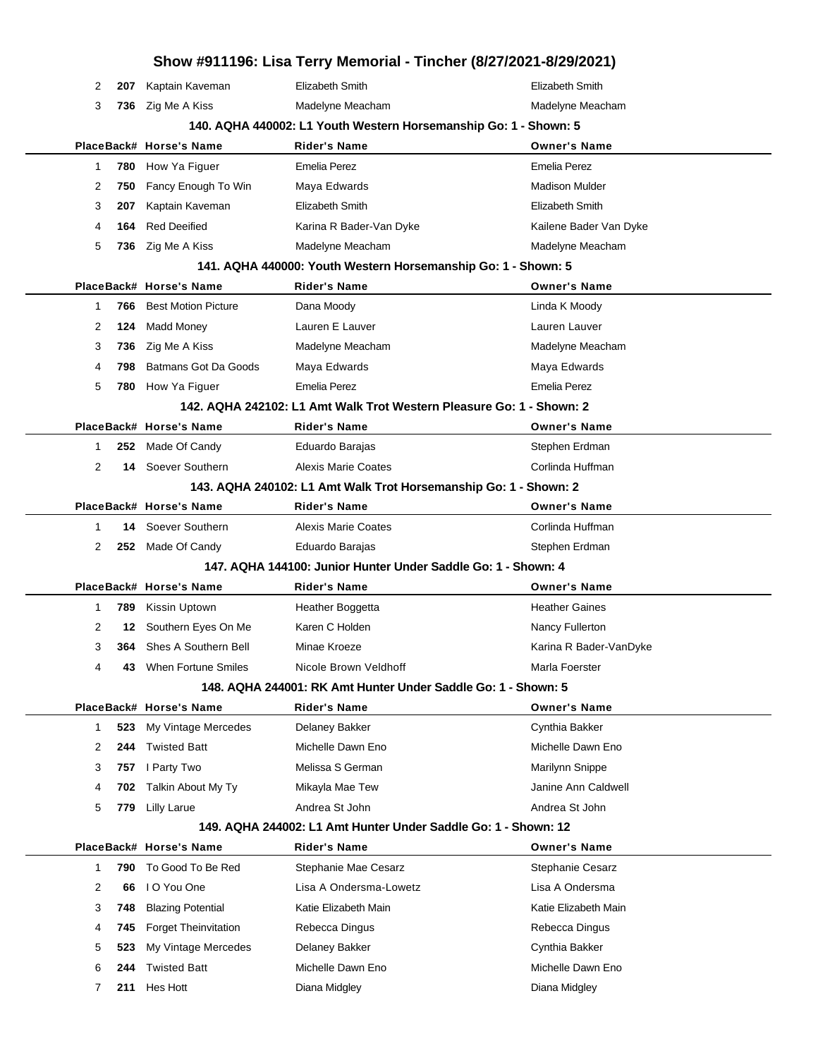| Place | Back# | Horse's Name | Rider's Name | Owner's Name |
|---|---|---|---|---|
| 2 | **207** | Kaptain Kaveman | Elizabeth Smith | Elizabeth Smith |
| 3 | **736** | Zig Me A Kiss | Madelyne Meacham | Madelyne Meacham |

### 140. AQHA 440002: L1 Youth Western Horsemanship Go: 1 - Shown: 5

| Place | Back# | Horse's Name | Rider's Name | Owner's Name |
|---|---|---|---|---|
| 1 | **780** | How Ya Figuer | Emelia Perez | Emelia Perez |
| 2 | **750** | Fancy Enough To Win | Maya Edwards | Madison Mulder |
| 3 | **207** | Kaptain Kaveman | Elizabeth Smith | Elizabeth Smith |
| 4 | **164** | Red Deeified | Karina R Bader-Van Dyke | Kailene Bader Van Dyke |
| 5 | **736** | Zig Me A Kiss | Madelyne Meacham | Madelyne Meacham |

### 141. AQHA 440000: Youth Western Horsemanship Go: 1 - Shown: 5

| Place | Back# | Horse's Name | Rider's Name | Owner's Name |
|---|---|---|---|---|
| 1 | **766** | Best Motion Picture | Dana Moody | Linda K Moody |
| 2 | **124** | Madd Money | Lauren E Lauver | Lauren Lauver |
| 3 | **736** | Zig Me A Kiss | Madelyne Meacham | Madelyne Meacham |
| 4 | **798** | Batmans Got Da Goods | Maya Edwards | Maya Edwards |
| 5 | **780** | How Ya Figuer | Emelia Perez | Emelia Perez |

### 142. AQHA 242102: L1 Amt Walk Trot Western Pleasure Go: 1 - Shown: 2

| Place | Back# | Horse's Name | Rider's Name | Owner's Name |
|---|---|---|---|---|
| 1 | **252** | Made Of Candy | Eduardo Barajas | Stephen Erdman |
| 2 | **14** | Soever Southern | Alexis Marie Coates | Corlinda Huffman |

### 143. AQHA 240102: L1 Amt Walk Trot Horsemanship Go: 1 - Shown: 2

| Place | Back# | Horse's Name | Rider's Name | Owner's Name |
|---|---|---|---|---|
| 1 | **14** | Soever Southern | Alexis Marie Coates | Corlinda Huffman |
| 2 | **252** | Made Of Candy | Eduardo Barajas | Stephen Erdman |

### 147. AQHA 144100: Junior Hunter Under Saddle Go: 1 - Shown: 4

| Place | Back# | Horse's Name | Rider's Name | Owner's Name |
|---|---|---|---|---|
| 1 | **789** | Kissin Uptown | Heather Boggetta | Heather Gaines |
| 2 | **12** | Southern Eyes On Me | Karen C Holden | Nancy Fullerton |
| 3 | **364** | Shes A Southern Bell | Minae Kroeze | Karina R Bader-VanDyke |
| 4 | **43** | When Fortune Smiles | Nicole Brown Veldhoff | Marla Foerster |

### 148. AQHA 244001: RK Amt Hunter Under Saddle Go: 1 - Shown: 5

| Place | Back# | Horse's Name | Rider's Name | Owner's Name |
|---|---|---|---|---|
| 1 | **523** | My Vintage Mercedes | Delaney Bakker | Cynthia Bakker |
| 2 | **244** | Twisted Batt | Michelle Dawn Eno | Michelle Dawn Eno |
| 3 | **757** | I Party Two | Melissa S German | Marilynn Snippe |
| 4 | **702** | Talkin About My Ty | Mikayla Mae Tew | Janine Ann Caldwell |
| 5 | **779** | Lilly Larue | Andrea St John | Andrea St John |

### 149. AQHA 244002: L1 Amt Hunter Under Saddle Go: 1 - Shown: 12

| Place | Back# | Horse's Name | Rider's Name | Owner's Name |
|---|---|---|---|---|
| 1 | **790** | To Good To Be Red | Stephanie Mae Cesarz | Stephanie Cesarz |
| 2 | **66** | I O You One | Lisa A Ondersma-Lowetz | Lisa A Ondersma |
| 3 | **748** | Blazing Potential | Katie Elizabeth Main | Katie Elizabeth Main |
| 4 | **745** | Forget Theinvitation | Rebecca Dingus | Rebecca Dingus |
| 5 | **523** | My Vintage Mercedes | Delaney Bakker | Cynthia Bakker |
| 6 | **244** | Twisted Batt | Michelle Dawn Eno | Michelle Dawn Eno |
| 7 | **211** | Hes Hott | Diana Midgley | Diana Midgley |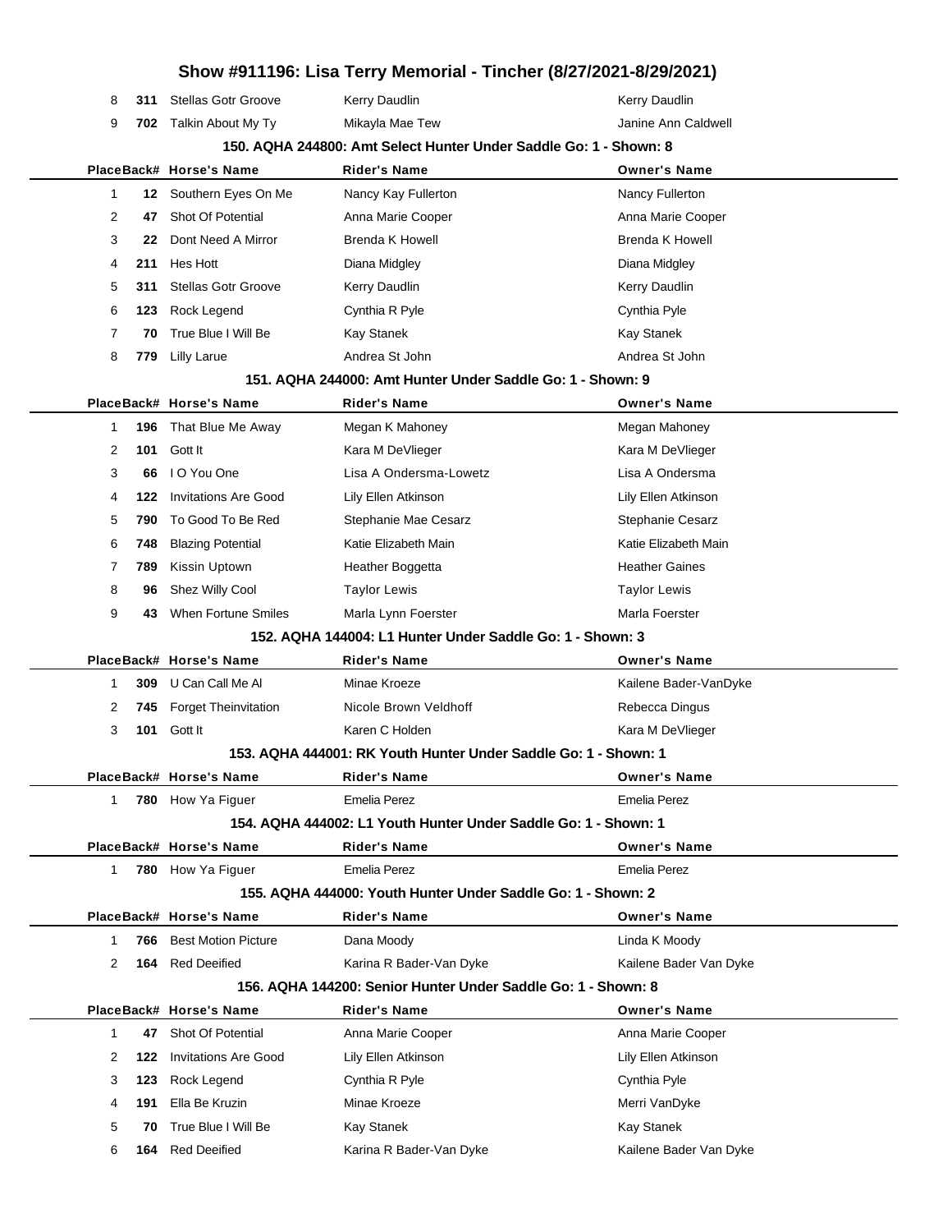| Place | Back# | Horse's Name | Rider's Name | Owner's Name |
|---|---|---|---|---|
| 8 | 311 | Stellas Gotr Groove | Kerry Daudlin | Kerry Daudlin |
| 9 | 702 | Talkin About My Ty | Mikayla Mae Tew | Janine Ann Caldwell |

### 150. AQHA 244800: Amt Select Hunter Under Saddle Go: 1 - Shown: 8

| Place | Back# | Horse's Name | Rider's Name | Owner's Name |
|---|---|---|---|---|
| 1 | 12 | Southern Eyes On Me | Nancy Kay Fullerton | Nancy Fullerton |
| 2 | 47 | Shot Of Potential | Anna Marie Cooper | Anna Marie Cooper |
| 3 | 22 | Dont Need A Mirror | Brenda K Howell | Brenda K Howell |
| 4 | 211 | Hes Hott | Diana Midgley | Diana Midgley |
| 5 | 311 | Stellas Gotr Groove | Kerry Daudlin | Kerry Daudlin |
| 6 | 123 | Rock Legend | Cynthia R Pyle | Cynthia Pyle |
| 7 | 70 | True Blue I Will Be | Kay Stanek | Kay Stanek |
| 8 | 779 | Lilly Larue | Andrea St John | Andrea St John |

### 151. AQHA 244000: Amt Hunter Under Saddle Go: 1 - Shown: 9

| Place | Back# | Horse's Name | Rider's Name | Owner's Name |
|---|---|---|---|---|
| 1 | 196 | That Blue Me Away | Megan K Mahoney | Megan Mahoney |
| 2 | 101 | Gott It | Kara M DeVlieger | Kara M DeVlieger |
| 3 | 66 | I O You One | Lisa A Ondersma-Lowetz | Lisa A Ondersma |
| 4 | 122 | Invitations Are Good | Lily Ellen Atkinson | Lily Ellen Atkinson |
| 5 | 790 | To Good To Be Red | Stephanie Mae Cesarz | Stephanie Cesarz |
| 6 | 748 | Blazing Potential | Katie Elizabeth Main | Katie Elizabeth Main |
| 7 | 789 | Kissin Uptown | Heather Boggetta | Heather Gaines |
| 8 | 96 | Shez Willy Cool | Taylor Lewis | Taylor Lewis |
| 9 | 43 | When Fortune Smiles | Marla Lynn Foerster | Marla Foerster |

### 152. AQHA 144004: L1 Hunter Under Saddle Go: 1 - Shown: 3

| Place | Back# | Horse's Name | Rider's Name | Owner's Name |
|---|---|---|---|---|
| 1 | 309 | U Can Call Me Al | Minae Kroeze | Kailene Bader-VanDyke |
| 2 | 745 | Forget Theinvitation | Nicole Brown Veldhoff | Rebecca Dingus |
| 3 | 101 | Gott It | Karen C Holden | Kara M DeVlieger |

### 153. AQHA 444001: RK Youth Hunter Under Saddle Go: 1 - Shown: 1

| Place | Back# | Horse's Name | Rider's Name | Owner's Name |
|---|---|---|---|---|
| 1 | 780 | How Ya Figuer | Emelia Perez | Emelia Perez |

### 154. AQHA 444002: L1 Youth Hunter Under Saddle Go: 1 - Shown: 1

| Place | Back# | Horse's Name | Rider's Name | Owner's Name |
|---|---|---|---|---|
| 1 | 780 | How Ya Figuer | Emelia Perez | Emelia Perez |

### 155. AQHA 444000: Youth Hunter Under Saddle Go: 1 - Shown: 2

| Place | Back# | Horse's Name | Rider's Name | Owner's Name |
|---|---|---|---|---|
| 1 | 766 | Best Motion Picture | Dana Moody | Linda K Moody |
| 2 | 164 | Red Deeified | Karina R Bader-Van Dyke | Kailene Bader Van Dyke |

### 156. AQHA 144200: Senior Hunter Under Saddle Go: 1 - Shown: 8

| Place | Back# | Horse's Name | Rider's Name | Owner's Name |
|---|---|---|---|---|
| 1 | 47 | Shot Of Potential | Anna Marie Cooper | Anna Marie Cooper |
| 2 | 122 | Invitations Are Good | Lily Ellen Atkinson | Lily Ellen Atkinson |
| 3 | 123 | Rock Legend | Cynthia R Pyle | Cynthia Pyle |
| 4 | 191 | Ella Be Kruzin | Minae Kroeze | Merri VanDyke |
| 5 | 70 | True Blue I Will Be | Kay Stanek | Kay Stanek |
| 6 | 164 | Red Deeified | Karina R Bader-Van Dyke | Kailene Bader Van Dyke |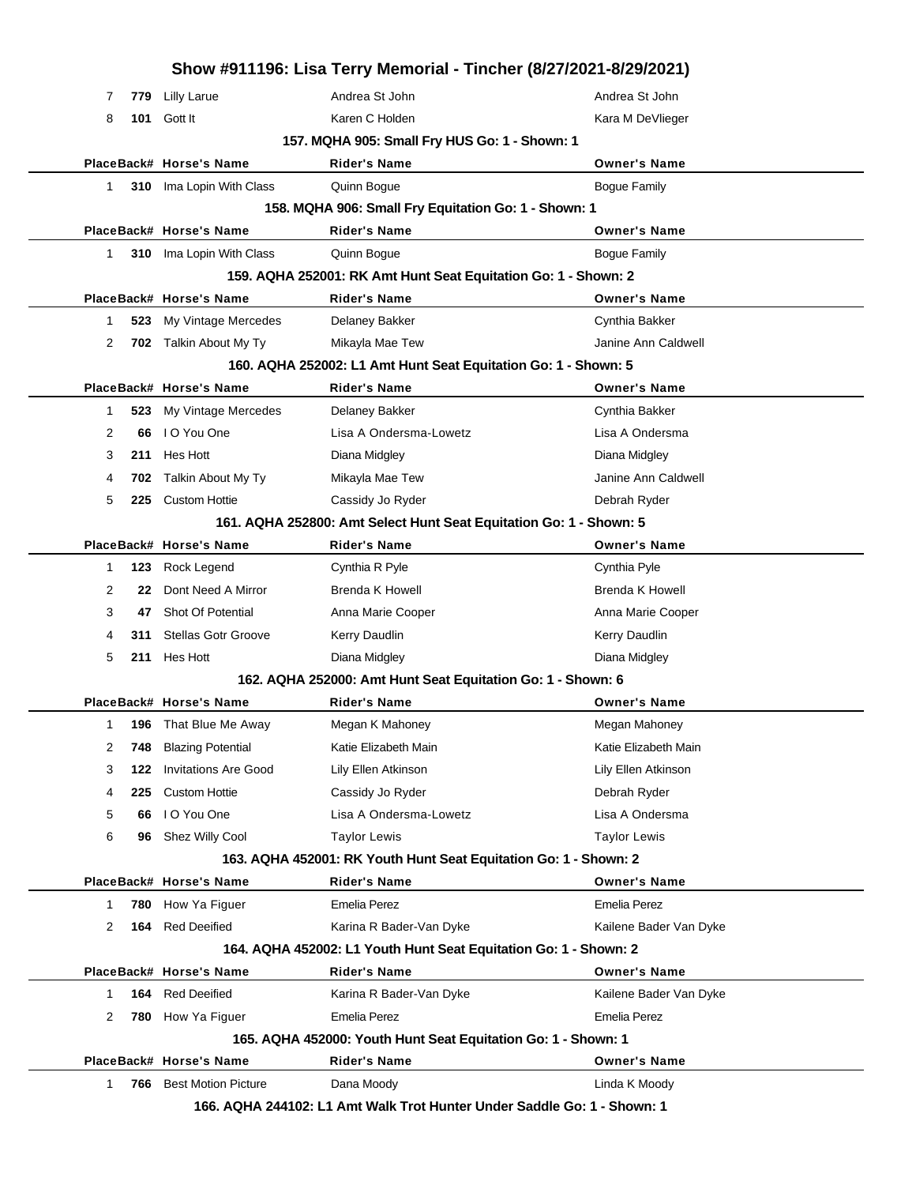| Place | Back# | Horse's Name | Rider's Name | Owner's Name |
|---|---|---|---|---|
| 7 | 779 | Lilly Larue | Andrea St John | Andrea St John |
| 8 | 101 | Gott It | Karen C Holden | Kara M DeVlieger |

**157. MQHA 905: Small Fry HUS Go: 1 - Shown: 1**

| Place | Back# | Horse's Name | Rider's Name | Owner's Name |
|---|---|---|---|---|
| 1 | 310 | Ima Lopin With Class | Quinn Bogue | Bogue Family |

**158. MQHA 906: Small Fry Equitation Go: 1 - Shown: 1**

| Place | Back# | Horse's Name | Rider's Name | Owner's Name |
|---|---|---|---|---|
| 1 | 310 | Ima Lopin With Class | Quinn Bogue | Bogue Family |

**159. AQHA 252001: RK Amt Hunt Seat Equitation Go: 1 - Shown: 2**

| Place | Back# | Horse's Name | Rider's Name | Owner's Name |
|---|---|---|---|---|
| 1 | 523 | My Vintage Mercedes | Delaney Bakker | Cynthia Bakker |
| 2 | 702 | Talkin About My Ty | Mikayla Mae Tew | Janine Ann Caldwell |

**160. AQHA 252002: L1 Amt Hunt Seat Equitation Go: 1 - Shown: 5**

| Place | Back# | Horse's Name | Rider's Name | Owner's Name |
|---|---|---|---|---|
| 1 | 523 | My Vintage Mercedes | Delaney Bakker | Cynthia Bakker |
| 2 | 66 | I O You One | Lisa A Ondersma-Lowetz | Lisa A Ondersma |
| 3 | 211 | Hes Hott | Diana Midgley | Diana Midgley |
| 4 | 702 | Talkin About My Ty | Mikayla Mae Tew | Janine Ann Caldwell |
| 5 | 225 | Custom Hottie | Cassidy Jo Ryder | Debrah Ryder |

**161. AQHA 252800: Amt Select Hunt Seat Equitation Go: 1 - Shown: 5**

| Place | Back# | Horse's Name | Rider's Name | Owner's Name |
|---|---|---|---|---|
| 1 | 123 | Rock Legend | Cynthia R Pyle | Cynthia Pyle |
| 2 | 22 | Dont Need A Mirror | Brenda K Howell | Brenda K Howell |
| 3 | 47 | Shot Of Potential | Anna Marie Cooper | Anna Marie Cooper |
| 4 | 311 | Stellas Gotr Groove | Kerry Daudlin | Kerry Daudlin |
| 5 | 211 | Hes Hott | Diana Midgley | Diana Midgley |

**162. AQHA 252000: Amt Hunt Seat Equitation Go: 1 - Shown: 6**

| Place | Back# | Horse's Name | Rider's Name | Owner's Name |
|---|---|---|---|---|
| 1 | 196 | That Blue Me Away | Megan K Mahoney | Megan Mahoney |
| 2 | 748 | Blazing Potential | Katie Elizabeth Main | Katie Elizabeth Main |
| 3 | 122 | Invitations Are Good | Lily Ellen Atkinson | Lily Ellen Atkinson |
| 4 | 225 | Custom Hottie | Cassidy Jo Ryder | Debrah Ryder |
| 5 | 66 | I O You One | Lisa A Ondersma-Lowetz | Lisa A Ondersma |
| 6 | 96 | Shez Willy Cool | Taylor Lewis | Taylor Lewis |

**163. AQHA 452001: RK Youth Hunt Seat Equitation Go: 1 - Shown: 2**

| Place | Back# | Horse's Name | Rider's Name | Owner's Name |
|---|---|---|---|---|
| 1 | 780 | How Ya Figuer | Emelia Perez | Emelia Perez |
| 2 | 164 | Red Deeified | Karina R Bader-Van Dyke | Kailene Bader Van Dyke |

**164. AQHA 452002: L1 Youth Hunt Seat Equitation Go: 1 - Shown: 2**

| Place | Back# | Horse's Name | Rider's Name | Owner's Name |
|---|---|---|---|---|
| 1 | 164 | Red Deeified | Karina R Bader-Van Dyke | Kailene Bader Van Dyke |
| 2 | 780 | How Ya Figuer | Emelia Perez | Emelia Perez |

**165. AQHA 452000: Youth Hunt Seat Equitation Go: 1 - Shown: 1**

| Place | Back# | Horse's Name | Rider's Name | Owner's Name |
|---|---|---|---|---|
| 1 | 766 | Best Motion Picture | Dana Moody | Linda K Moody |

**166. AQHA 244102: L1 Amt Walk Trot Hunter Under Saddle Go: 1 - Shown: 1**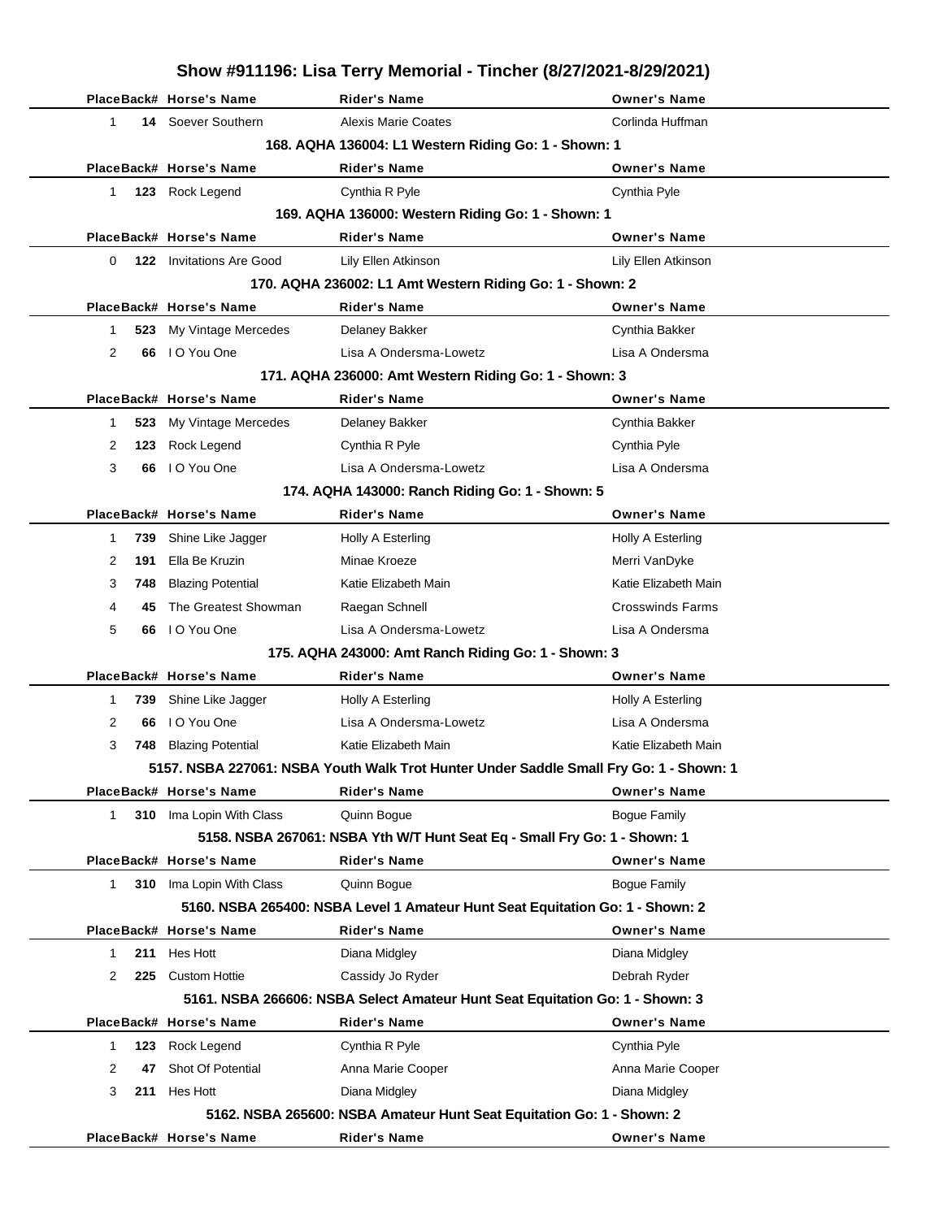# Show #911196: Lisa Terry Memorial - Tincher (8/27/2021-8/29/2021)

| Place | Back# | Horse's Name | Rider's Name | Owner's Name |
|---|---|---|---|---|
| 1 | 14 | Soever Southern | Alexis Marie Coates | Corlinda Huffman |

### 168. AQHA 136004: L1 Western Riding Go: 1 - Shown: 1

| Place | Back# | Horse's Name | Rider's Name | Owner's Name |
|---|---|---|---|---|
| 1 | 123 | Rock Legend | Cynthia R Pyle | Cynthia Pyle |

### 169. AQHA 136000: Western Riding Go: 1 - Shown: 1

| Place | Back# | Horse's Name | Rider's Name | Owner's Name |
|---|---|---|---|---|
| 0 | 122 | Invitations Are Good | Lily Ellen Atkinson | Lily Ellen Atkinson |

### 170. AQHA 236002: L1 Amt Western Riding Go: 1 - Shown: 2

| Place | Back# | Horse's Name | Rider's Name | Owner's Name |
|---|---|---|---|---|
| 1 | 523 | My Vintage Mercedes | Delaney Bakker | Cynthia Bakker |
| 2 | 66 | I O You One | Lisa A Ondersma-Lowetz | Lisa A Ondersma |

### 171. AQHA 236000: Amt Western Riding Go: 1 - Shown: 3

| Place | Back# | Horse's Name | Rider's Name | Owner's Name |
|---|---|---|---|---|
| 1 | 523 | My Vintage Mercedes | Delaney Bakker | Cynthia Bakker |
| 2 | 123 | Rock Legend | Cynthia R Pyle | Cynthia Pyle |
| 3 | 66 | I O You One | Lisa A Ondersma-Lowetz | Lisa A Ondersma |

### 174. AQHA 143000: Ranch Riding Go: 1 - Shown: 5

| Place | Back# | Horse's Name | Rider's Name | Owner's Name |
|---|---|---|---|---|
| 1 | 739 | Shine Like Jagger | Holly A Esterling | Holly A Esterling |
| 2 | 191 | Ella Be Kruzin | Minae Kroeze | Merri VanDyke |
| 3 | 748 | Blazing Potential | Katie Elizabeth Main | Katie Elizabeth Main |
| 4 | 45 | The Greatest Showman | Raegan Schnell | Crosswinds Farms |
| 5 | 66 | I O You One | Lisa A Ondersma-Lowetz | Lisa A Ondersma |

### 175. AQHA 243000: Amt Ranch Riding Go: 1 - Shown: 3

| Place | Back# | Horse's Name | Rider's Name | Owner's Name |
|---|---|---|---|---|
| 1 | 739 | Shine Like Jagger | Holly A Esterling | Holly A Esterling |
| 2 | 66 | I O You One | Lisa A Ondersma-Lowetz | Lisa A Ondersma |
| 3 | 748 | Blazing Potential | Katie Elizabeth Main | Katie Elizabeth Main |

### 5157. NSBA 227061: NSBA Youth Walk Trot Hunter Under Saddle Small Fry Go: 1 - Shown: 1

| Place | Back# | Horse's Name | Rider's Name | Owner's Name |
|---|---|---|---|---|
| 1 | 310 | Ima Lopin With Class | Quinn Bogue | Bogue Family |

### 5158. NSBA 267061: NSBA Yth W/T Hunt Seat Eq - Small Fry Go: 1 - Shown: 1

| Place | Back# | Horse's Name | Rider's Name | Owner's Name |
|---|---|---|---|---|
| 1 | 310 | Ima Lopin With Class | Quinn Bogue | Bogue Family |

### 5160. NSBA 265400: NSBA Level 1 Amateur Hunt Seat Equitation Go: 1 - Shown: 2

| Place | Back# | Horse's Name | Rider's Name | Owner's Name |
|---|---|---|---|---|
| 1 | 211 | Hes Hott | Diana Midgley | Diana Midgley |
| 2 | 225 | Custom Hottie | Cassidy Jo Ryder | Debrah Ryder |

### 5161. NSBA 266606: NSBA Select Amateur Hunt Seat Equitation Go: 1 - Shown: 3

| Place | Back# | Horse's Name | Rider's Name | Owner's Name |
|---|---|---|---|---|
| 1 | 123 | Rock Legend | Cynthia R Pyle | Cynthia Pyle |
| 2 | 47 | Shot Of Potential | Anna Marie Cooper | Anna Marie Cooper |
| 3 | 211 | Hes Hott | Diana Midgley | Diana Midgley |

### 5162. NSBA 265600: NSBA Amateur Hunt Seat Equitation Go: 1 - Shown: 2

| Place | Back# | Horse's Name | Rider's Name | Owner's Name |
|---|---|---|---|---|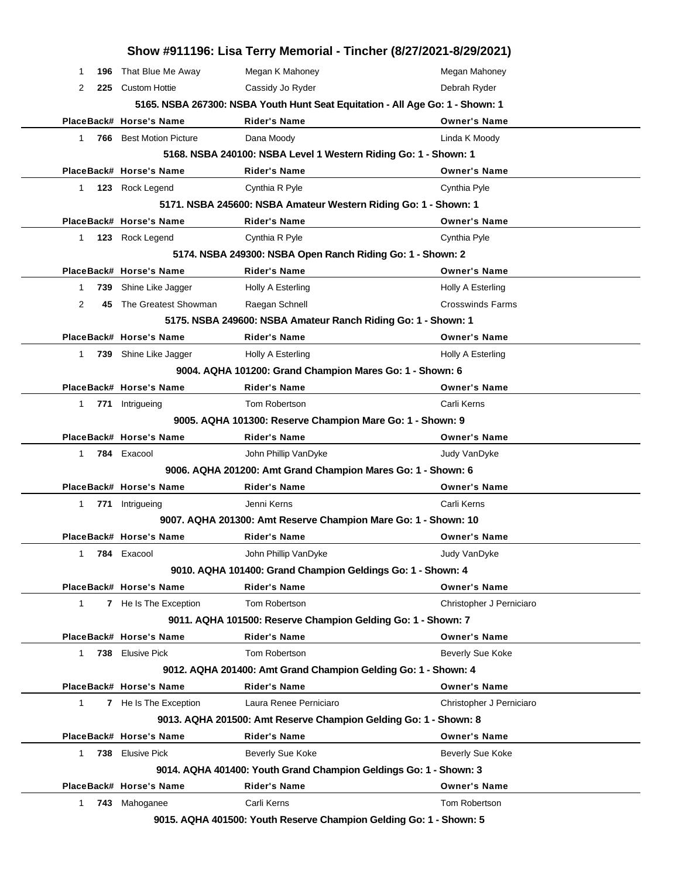# Show #911196: Lisa Terry Memorial - Tincher (8/27/2021-8/29/2021)

| Place | Back# | Horse's Name | Rider's Name | Owner's Name |
|---|---|---|---|---|
| 1 | 196 | That Blue Me Away | Megan K Mahoney | Megan Mahoney |
| 2 | 225 | Custom Hottie | Cassidy Jo Ryder | Debrah Ryder |

**5165. NSBA 267300: NSBA Youth Hunt Seat Equitation - All Age Go: 1 - Shown: 1**

| Place | Back# | Horse's Name | Rider's Name | Owner's Name |
|---|---|---|---|---|
| 1 | 766 | Best Motion Picture | Dana Moody | Linda K Moody |

**5168. NSBA 240100: NSBA Level 1 Western Riding Go: 1 - Shown: 1**

| Place | Back# | Horse's Name | Rider's Name | Owner's Name |
|---|---|---|---|---|
| 1 | 123 | Rock Legend | Cynthia R Pyle | Cynthia Pyle |

**5171. NSBA 245600: NSBA Amateur Western Riding Go: 1 - Shown: 1**

| Place | Back# | Horse's Name | Rider's Name | Owner's Name |
|---|---|---|---|---|
| 1 | 123 | Rock Legend | Cynthia R Pyle | Cynthia Pyle |

**5174. NSBA 249300: NSBA Open Ranch Riding Go: 1 - Shown: 2**

| Place | Back# | Horse's Name | Rider's Name | Owner's Name |
|---|---|---|---|---|
| 1 | 739 | Shine Like Jagger | Holly A Esterling | Holly A Esterling |
| 2 | 45 | The Greatest Showman | Raegan Schnell | Crosswinds Farms |

**5175. NSBA 249600: NSBA Amateur Ranch Riding Go: 1 - Shown: 1**

| Place | Back# | Horse's Name | Rider's Name | Owner's Name |
|---|---|---|---|---|
| 1 | 739 | Shine Like Jagger | Holly A Esterling | Holly A Esterling |

**9004. AQHA 101200: Grand Champion Mares Go: 1 - Shown: 6**

| Place | Back# | Horse's Name | Rider's Name | Owner's Name |
|---|---|---|---|---|
| 1 | 771 | Intrigueing | Tom Robertson | Carli Kerns |

**9005. AQHA 101300: Reserve Champion Mare Go: 1 - Shown: 9**

| Place | Back# | Horse's Name | Rider's Name | Owner's Name |
|---|---|---|---|---|
| 1 | 784 | Exacool | John Phillip VanDyke | Judy VanDyke |

**9006. AQHA 201200: Amt Grand Champion Mares Go: 1 - Shown: 6**

| Place | Back# | Horse's Name | Rider's Name | Owner's Name |
|---|---|---|---|---|
| 1 | 771 | Intrigueing | Jenni Kerns | Carli Kerns |

**9007. AQHA 201300: Amt Reserve Champion Mare Go: 1 - Shown: 10**

| Place | Back# | Horse's Name | Rider's Name | Owner's Name |
|---|---|---|---|---|
| 1 | 784 | Exacool | John Phillip VanDyke | Judy VanDyke |

**9010. AQHA 101400: Grand Champion Geldings Go: 1 - Shown: 4**

| Place | Back# | Horse's Name | Rider's Name | Owner's Name |
|---|---|---|---|---|
| 1 | 7 | He Is The Exception | Tom Robertson | Christopher J Perniciaro |

**9011. AQHA 101500: Reserve Champion Gelding Go: 1 - Shown: 7**

| Place | Back# | Horse's Name | Rider's Name | Owner's Name |
|---|---|---|---|---|
| 1 | 738 | Elusive Pick | Tom Robertson | Beverly Sue Koke |

**9012. AQHA 201400: Amt Grand Champion Gelding Go: 1 - Shown: 4**

| Place | Back# | Horse's Name | Rider's Name | Owner's Name |
|---|---|---|---|---|
| 1 | 7 | He Is The Exception | Laura Renee Perniciaro | Christopher J Perniciaro |

**9013. AQHA 201500: Amt Reserve Champion Gelding Go: 1 - Shown: 8**

| Place | Back# | Horse's Name | Rider's Name | Owner's Name |
|---|---|---|---|---|
| 1 | 738 | Elusive Pick | Beverly Sue Koke | Beverly Sue Koke |

**9014. AQHA 401400: Youth Grand Champion Geldings Go: 1 - Shown: 3**

| Place | Back# | Horse's Name | Rider's Name | Owner's Name |
|---|---|---|---|---|
| 1 | 743 | Mahoganee | Carli Kerns | Tom Robertson |

**9015. AQHA 401500: Youth Reserve Champion Gelding Go: 1 - Shown: 5**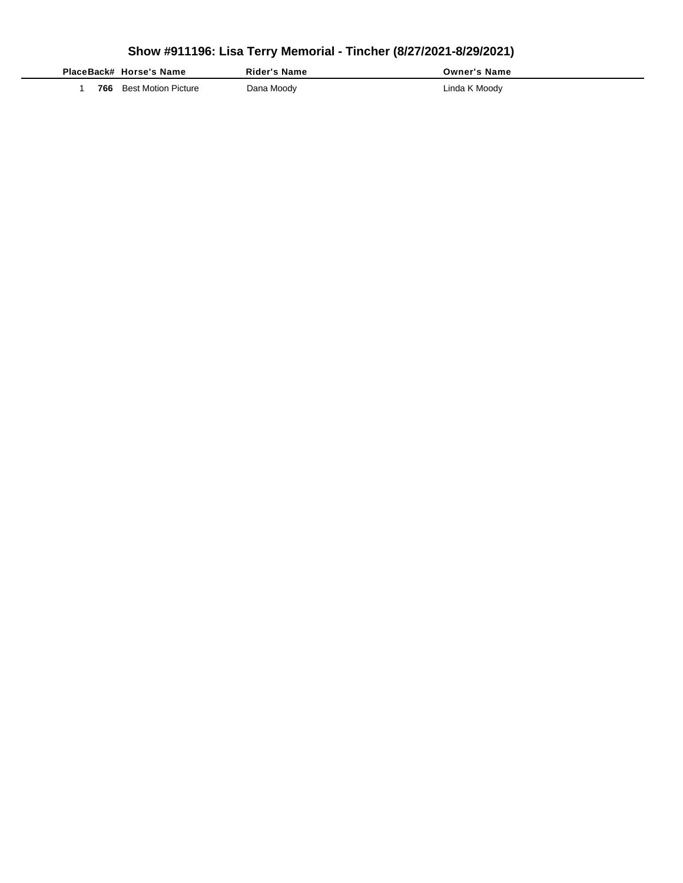# Show #911196: Lisa Terry Memorial - Tincher (8/27/2021-8/29/2021)

| Place | Back# | Horse's Name | Rider's Name | Owner's Name |
|---|---|---|---|---|
| 1 | **766** | Best Motion Picture | Dana Moody | Linda K Moody |